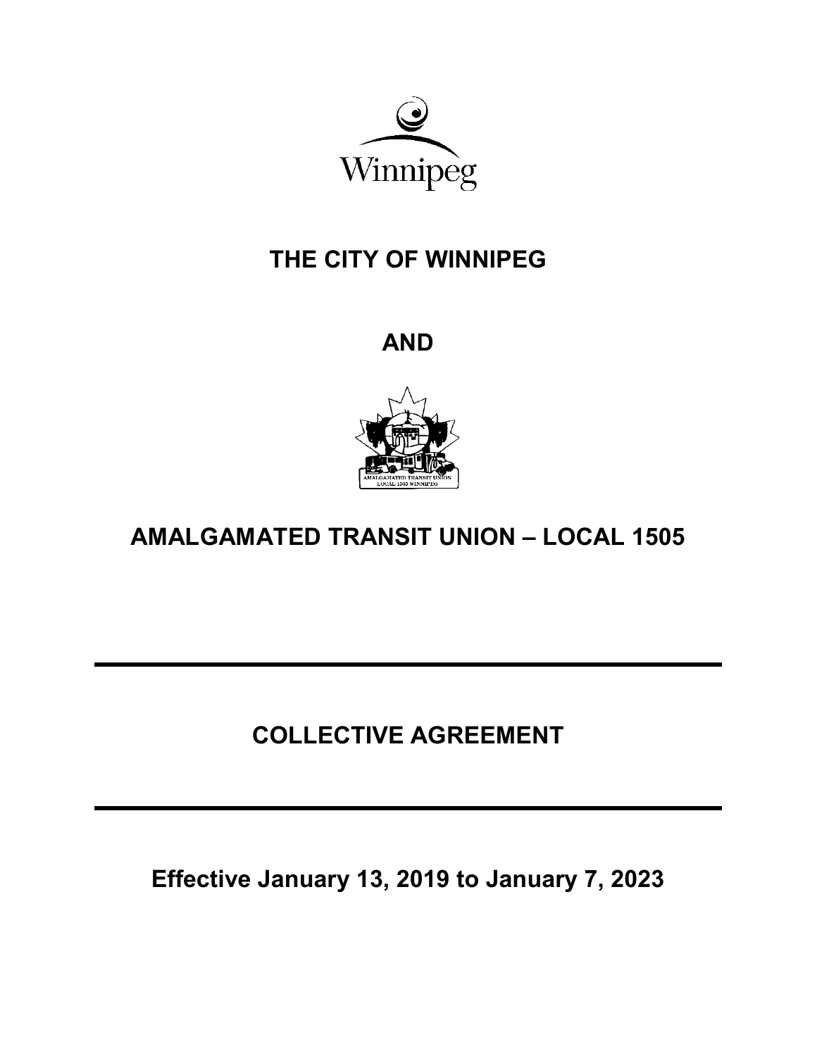Winnipeg

# THE CITY OF WINNIPEG

# AND

# AMALGAMATED TRANSIT UNION – LOCAL 1505

---

# COLLECTIVE AGREEMENT

---

## Effective January 13, 2019 to January 7, 2023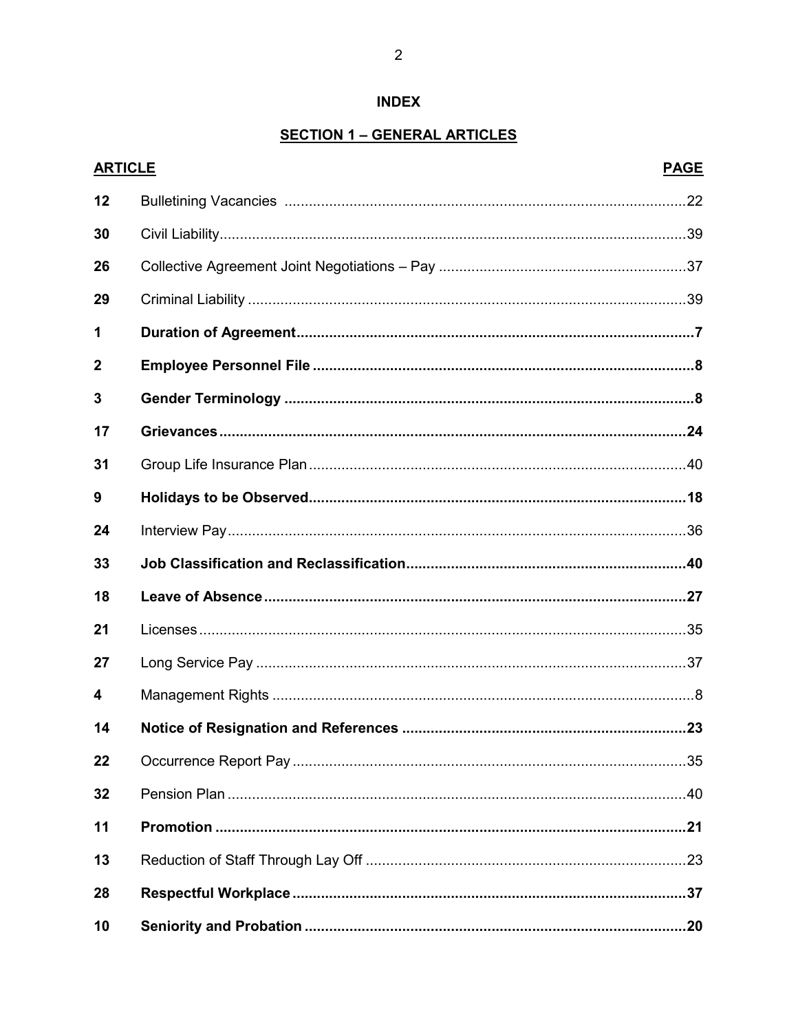# INDEX

## SECTION 1 – GENERAL ARTICLES

| ARTICLE | | PAGE |
|---|---|---|
| 12 | Bulletining Vacancies | 22 |
| 30 | Civil Liability | 39 |
| 26 | Collective Agreement Joint Negotiations – Pay | 37 |
| 29 | Criminal Liability | 39 |
| **1** | **Duration of Agreement** | **7** |
| **2** | **Employee Personnel File** | **8** |
| **3** | **Gender Terminology** | **8** |
| **17** | **Grievances** | **24** |
| 31 | Group Life Insurance Plan | 40 |
| **9** | **Holidays to be Observed** | **18** |
| 24 | Interview Pay | 36 |
| **33** | **Job Classification and Reclassification** | **40** |
| **18** | **Leave of Absence** | **27** |
| 21 | Licenses | 35 |
| 27 | Long Service Pay | 37 |
| 4 | Management Rights | 8 |
| **14** | **Notice of Resignation and References** | **23** |
| 22 | Occurrence Report Pay | 35 |
| 32 | Pension Plan | 40 |
| **11** | **Promotion** | **21** |
| 13 | Reduction of Staff Through Lay Off | 23 |
| **28** | **Respectful Workplace** | **37** |
| **10** | **Seniority and Probation** | **20** |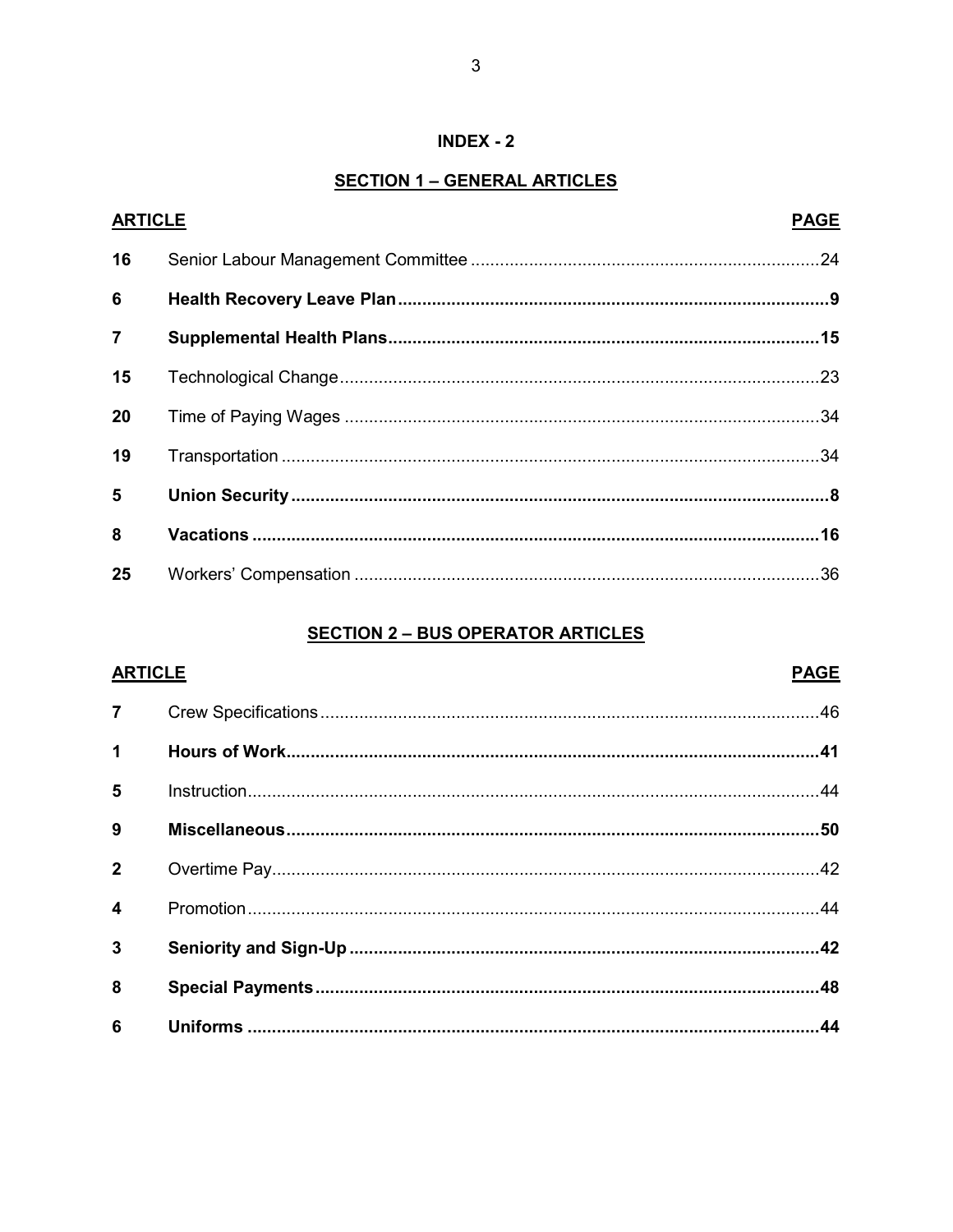# INDEX - 2

## SECTION 1 – GENERAL ARTICLES

| ARTICLE | | PAGE |
|---|---|---|
| 16 | Senior Labour Management Committee | 24 |
| 6 | **Health Recovery Leave Plan** | **9** |
| 7 | **Supplemental Health Plans** | **15** |
| 15 | Technological Change | 23 |
| 20 | Time of Paying Wages | 34 |
| 19 | Transportation | 34 |
| 5 | **Union Security** | **8** |
| 8 | **Vacations** | **16** |
| 25 | Workers' Compensation | 36 |

## SECTION 2 – BUS OPERATOR ARTICLES

| ARTICLE | | PAGE |
|---|---|---|
| 7 | Crew Specifications | 46 |
| 1 | **Hours of Work** | **41** |
| 5 | Instruction | 44 |
| 9 | **Miscellaneous** | **50** |
| 2 | Overtime Pay | 42 |
| 4 | Promotion | 44 |
| 3 | **Seniority and Sign-Up** | **42** |
| 8 | **Special Payments** | **48** |
| 6 | **Uniforms** | **44** |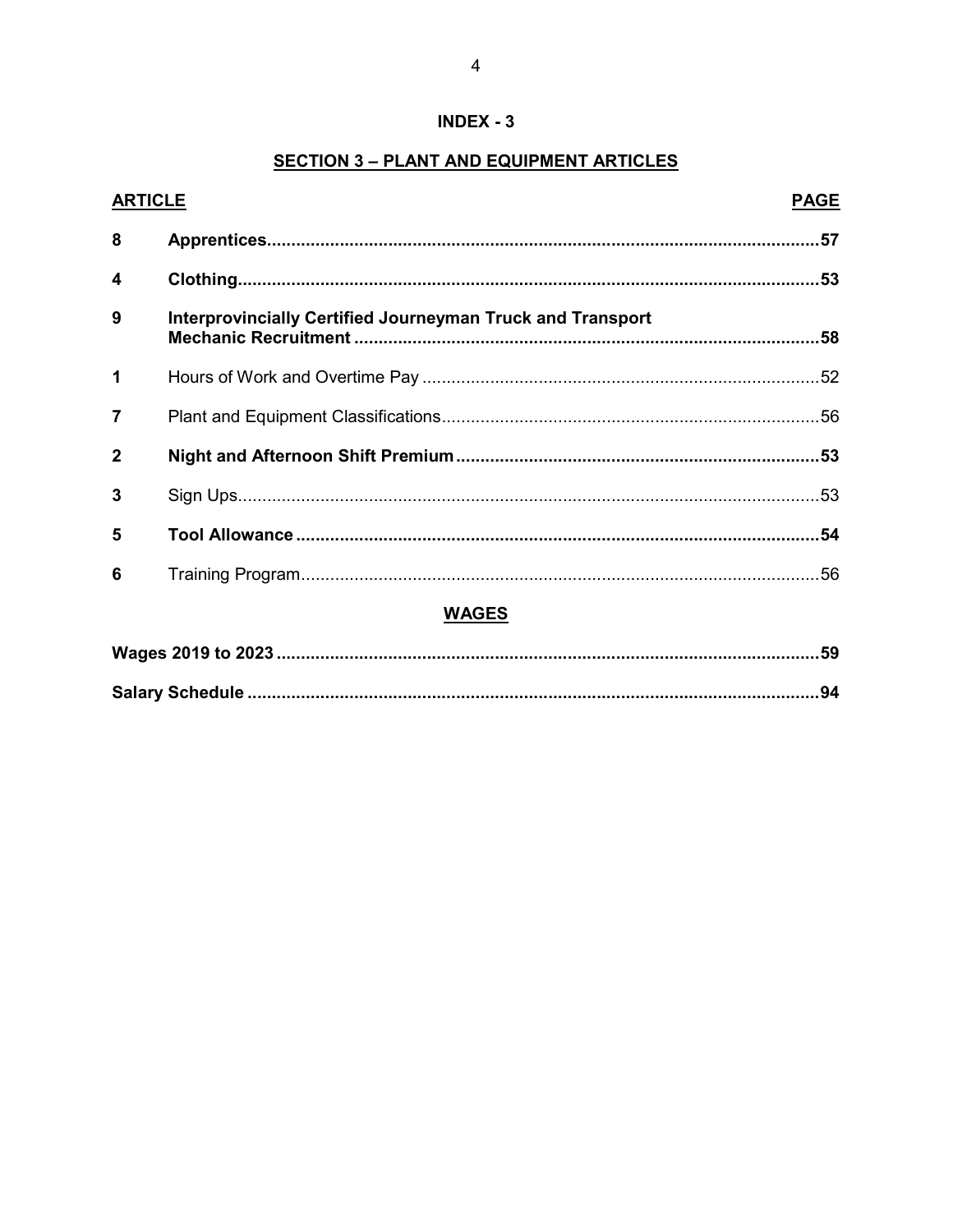## INDEX - 3

## SECTION 3 – PLANT AND EQUIPMENT ARTICLES

| ARTICLE | | PAGE |
|---|---|---|
| 8 | **Apprentices** | **57** |
| 4 | **Clothing** | **53** |
| 9 | **Interprovincially Certified Journeyman Truck and Transport Mechanic Recruitment** | **58** |
| 1 | Hours of Work and Overtime Pay | 52 |
| 7 | Plant and Equipment Classifications | 56 |
| 2 | **Night and Afternoon Shift Premium** | **53** |
| 3 | Sign Ups | 53 |
| 5 | **Tool Allowance** | **54** |
| 6 | Training Program | 56 |

## WAGES

| | |
|---|---|
| **Wages 2019 to 2023** | **59** |
| **Salary Schedule** | **94** |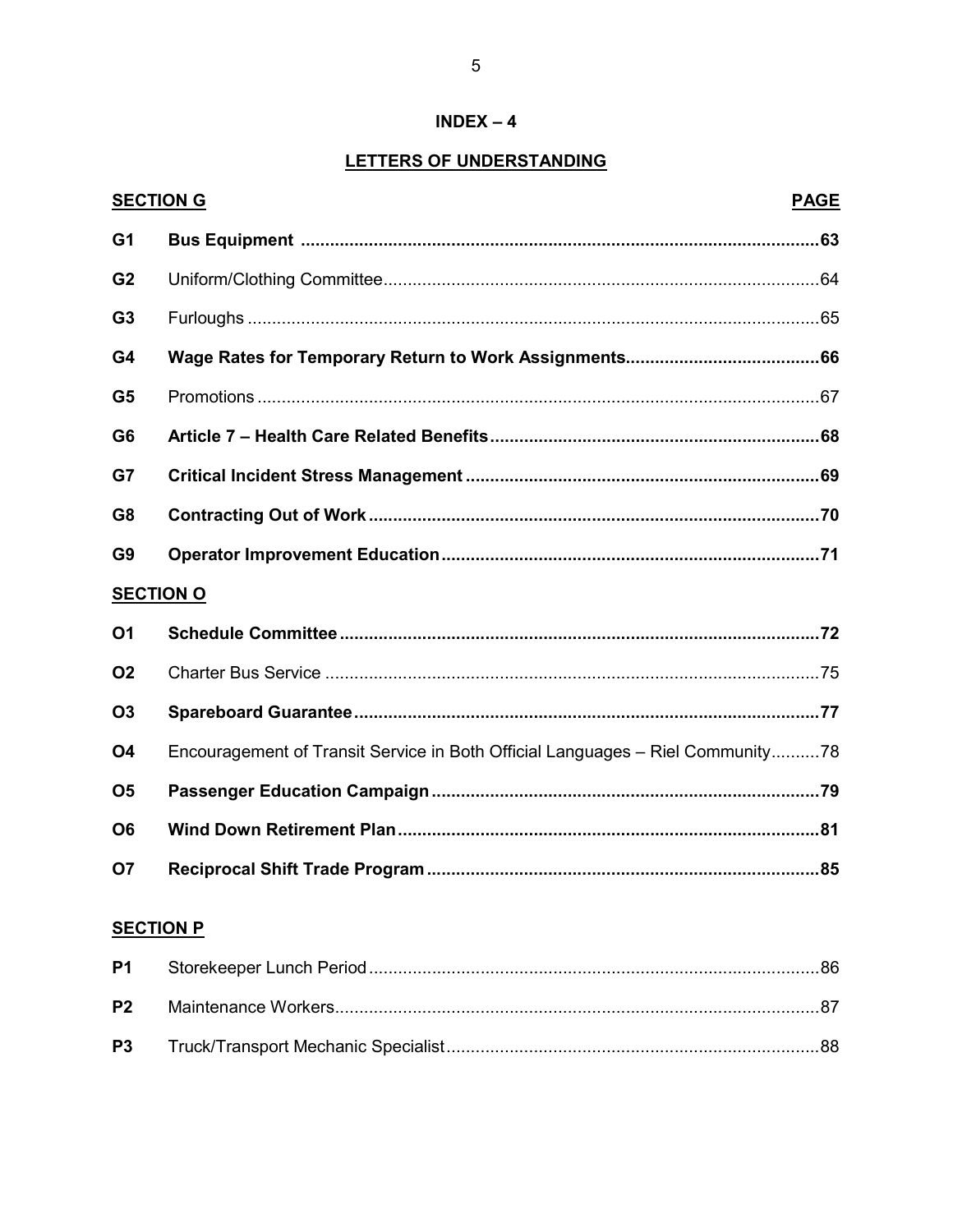## INDEX – 4

## LETTERS OF UNDERSTANDING

| SECTION G | | PAGE |
|---|---|---|
| **G1** | **Bus Equipment** | **63** |
| **G2** | Uniform/Clothing Committee | 64 |
| **G3** | Furloughs | 65 |
| **G4** | **Wage Rates for Temporary Return to Work Assignments** | **66** |
| **G5** | Promotions | 67 |
| **G6** | **Article 7 – Health Care Related Benefits** | **68** |
| **G7** | **Critical Incident Stress Management** | **69** |
| **G8** | **Contracting Out of Work** | **70** |
| **G9** | **Operator Improvement Education** | **71** |

| SECTION O | | |
|---|---|---|
| **O1** | **Schedule Committee** | **72** |
| **O2** | Charter Bus Service | 75 |
| **O3** | **Spareboard Guarantee** | **77** |
| **O4** | Encouragement of Transit Service in Both Official Languages – Riel Community | 78 |
| **O5** | **Passenger Education Campaign** | **79** |
| **O6** | **Wind Down Retirement Plan** | **81** |
| **O7** | **Reciprocal Shift Trade Program** | **85** |

| SECTION P | | |
|---|---|---|
| **P1** | Storekeeper Lunch Period | 86 |
| **P2** | Maintenance Workers | 87 |
| **P3** | Truck/Transport Mechanic Specialist | 88 |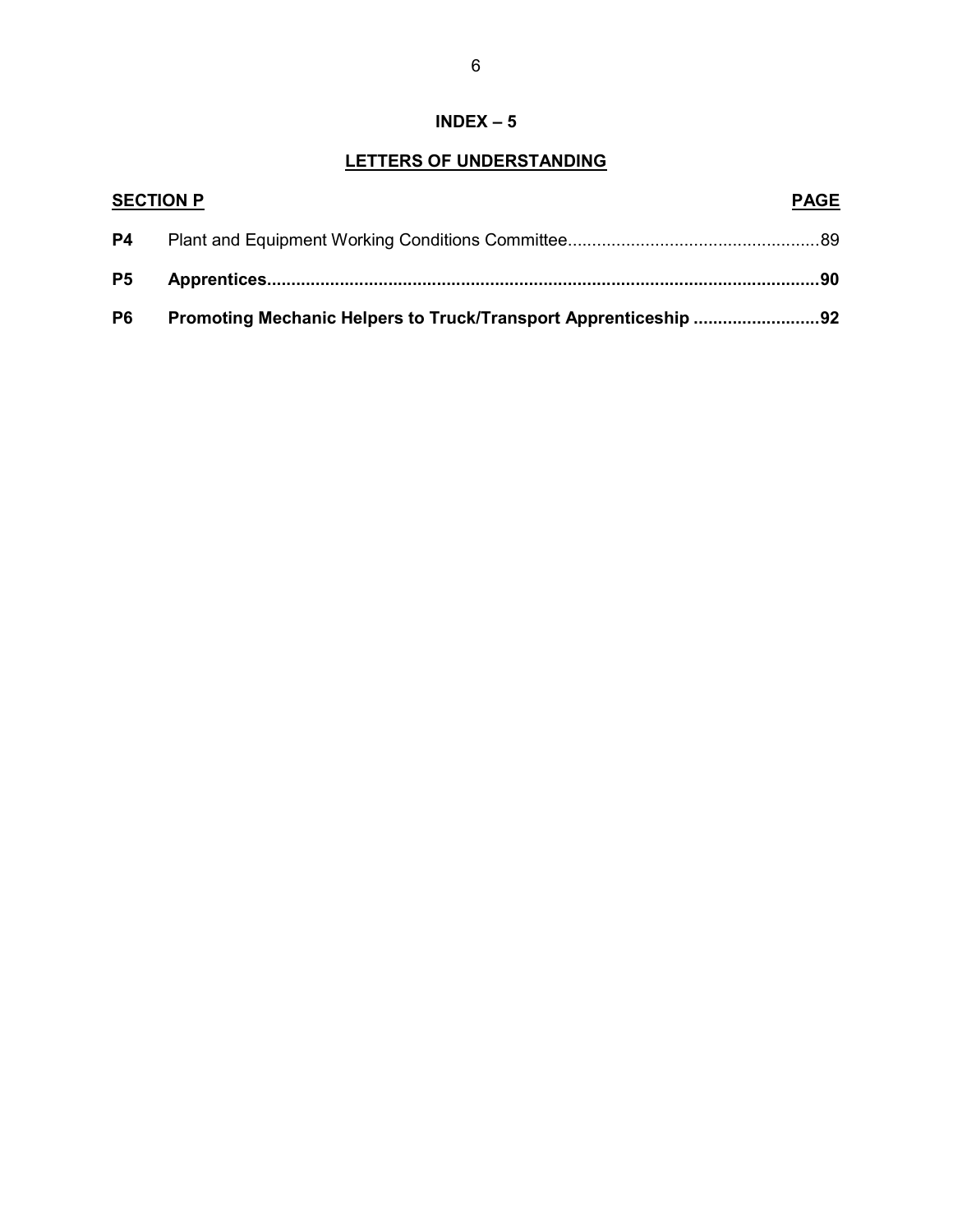## INDEX – 5

## LETTERS OF UNDERSTANDING

| SECTION P | | PAGE |
|---|---|---|
| **P4** | Plant and Equipment Working Conditions Committee | 89 |
| **P5** | **Apprentices** | **90** |
| **P6** | **Promoting Mechanic Helpers to Truck/Transport Apprenticeship** | **92** |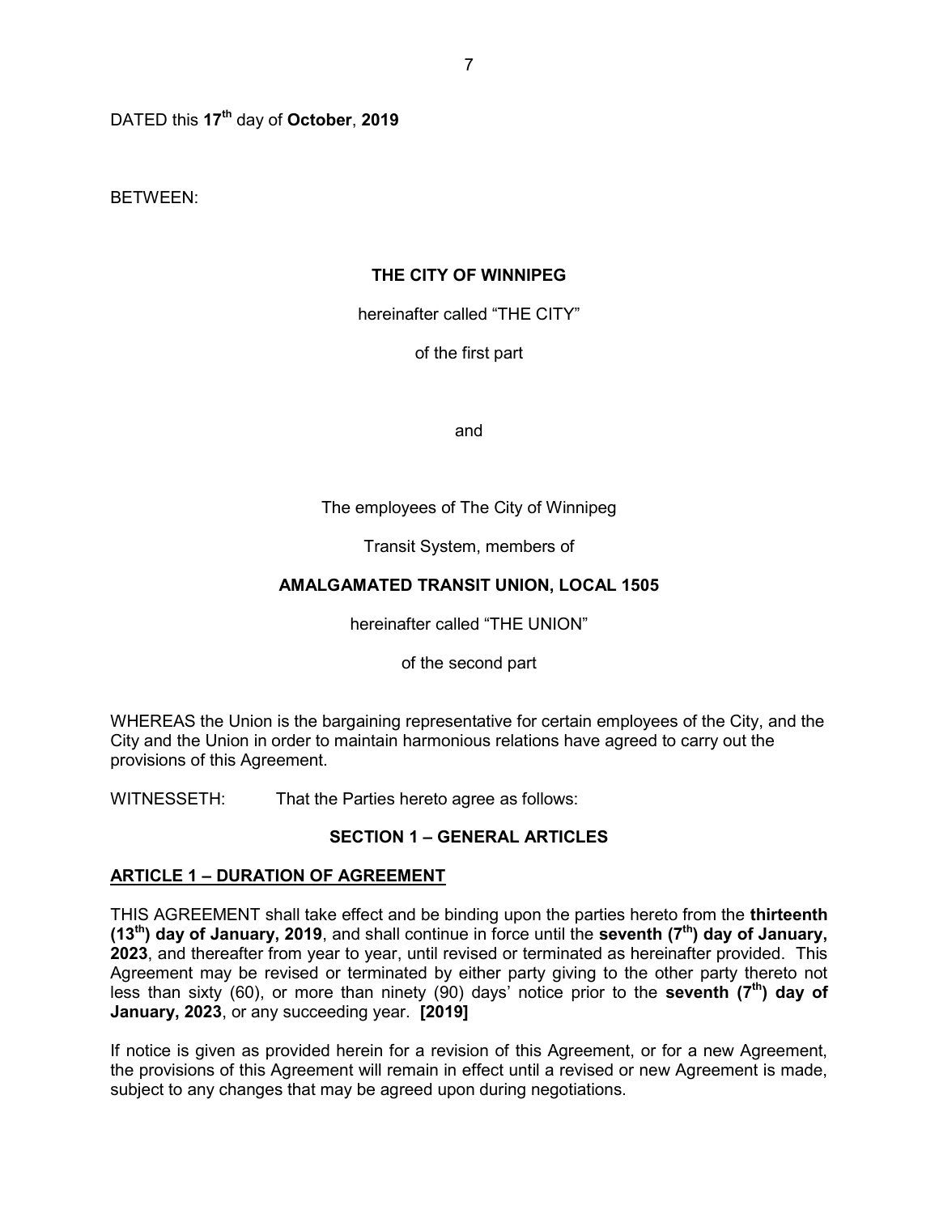DATED this **17th** day of **October**, **2019**

BETWEEN:

**THE CITY OF WINNIPEG**

hereinafter called "THE CITY"

of the first part

and

The employees of The City of Winnipeg

Transit System, members of

**AMALGAMATED TRANSIT UNION, LOCAL 1505**

hereinafter called "THE UNION"

of the second part

WHEREAS the Union is the bargaining representative for certain employees of the City, and the City and the Union in order to maintain harmonious relations have agreed to carry out the provisions of this Agreement.

WITNESSETH: That the Parties hereto agree as follows:

## SECTION 1 – GENERAL ARTICLES

### ARTICLE 1 – DURATION OF AGREEMENT

THIS AGREEMENT shall take effect and be binding upon the parties hereto from the **thirteenth (13th) day of January, 2019**, and shall continue in force until the **seventh (7th) day of January, 2023**, and thereafter from year to year, until revised or terminated as hereinafter provided. This Agreement may be revised or terminated by either party giving to the other party thereto not less than sixty (60), or more than ninety (90) days' notice prior to the **seventh (7th) day of January, 2023**, or any succeeding year. **[2019]**

If notice is given as provided herein for a revision of this Agreement, or for a new Agreement, the provisions of this Agreement will remain in effect until a revised or new Agreement is made, subject to any changes that may be agreed upon during negotiations.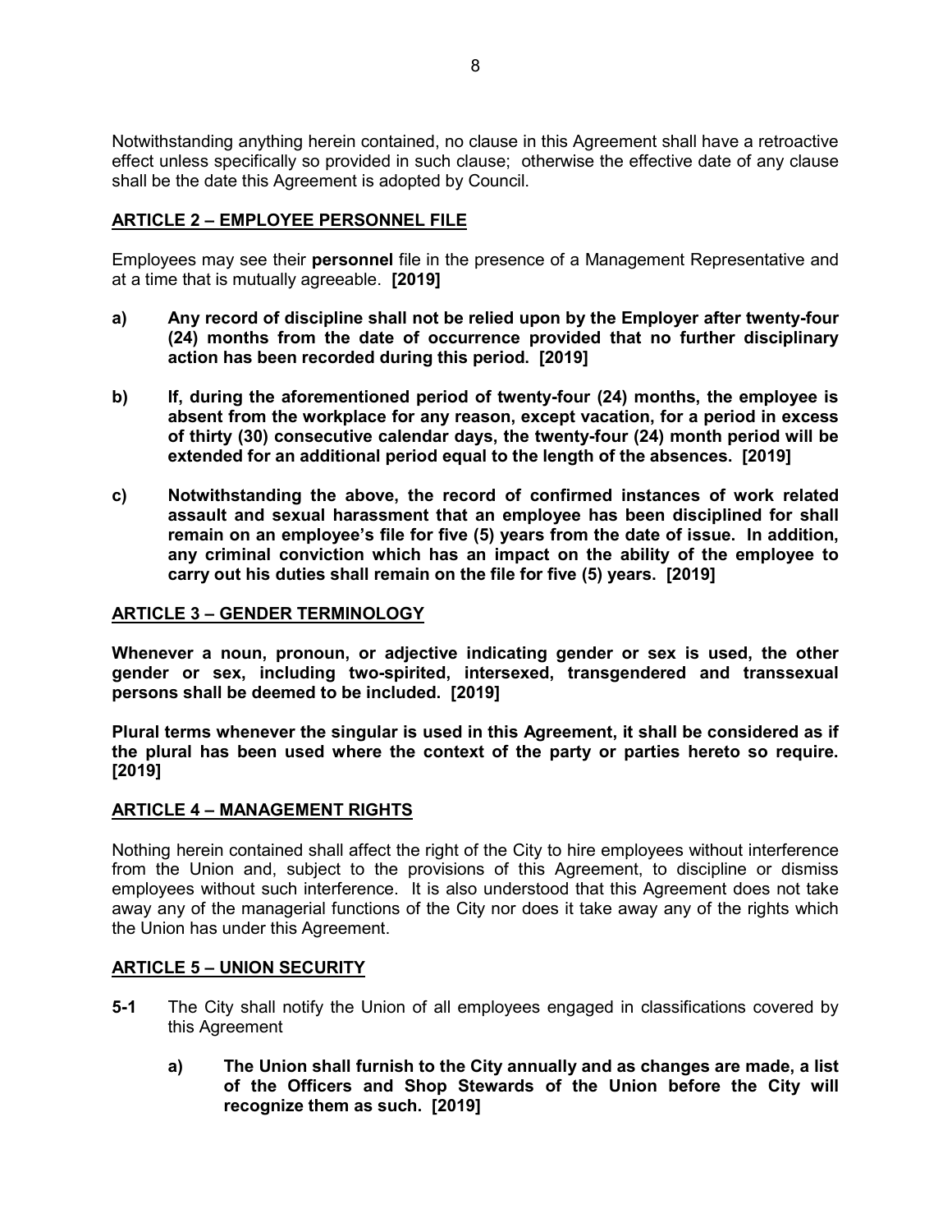Notwithstanding anything herein contained, no clause in this Agreement shall have a retroactive effect unless specifically so provided in such clause; otherwise the effective date of any clause shall be the date this Agreement is adopted by Council.

## ARTICLE 2 – EMPLOYEE PERSONNEL FILE

Employees may see their **personnel** file in the presence of a Management Representative and at a time that is mutually agreeable. **[2019]**

**a) Any record of discipline shall not be relied upon by the Employer after twenty-four (24) months from the date of occurrence provided that no further disciplinary action has been recorded during this period. [2019]**

**b) If, during the aforementioned period of twenty-four (24) months, the employee is absent from the workplace for any reason, except vacation, for a period in excess of thirty (30) consecutive calendar days, the twenty-four (24) month period will be extended for an additional period equal to the length of the absences. [2019]**

**c) Notwithstanding the above, the record of confirmed instances of work related assault and sexual harassment that an employee has been disciplined for shall remain on an employee's file for five (5) years from the date of issue. In addition, any criminal conviction which has an impact on the ability of the employee to carry out his duties shall remain on the file for five (5) years. [2019]**

## ARTICLE 3 – GENDER TERMINOLOGY

**Whenever a noun, pronoun, or adjective indicating gender or sex is used, the other gender or sex, including two-spirited, intersexed, transgendered and transsexual persons shall be deemed to be included. [2019]**

**Plural terms whenever the singular is used in this Agreement, it shall be considered as if the plural has been used where the context of the party or parties hereto so require. [2019]**

## ARTICLE 4 – MANAGEMENT RIGHTS

Nothing herein contained shall affect the right of the City to hire employees without interference from the Union and, subject to the provisions of this Agreement, to discipline or dismiss employees without such interference. It is also understood that this Agreement does not take away any of the managerial functions of the City nor does it take away any of the rights which the Union has under this Agreement.

## ARTICLE 5 – UNION SECURITY

**5-1** The City shall notify the Union of all employees engaged in classifications covered by this Agreement

**a) The Union shall furnish to the City annually and as changes are made, a list of the Officers and Shop Stewards of the Union before the City will recognize them as such. [2019]**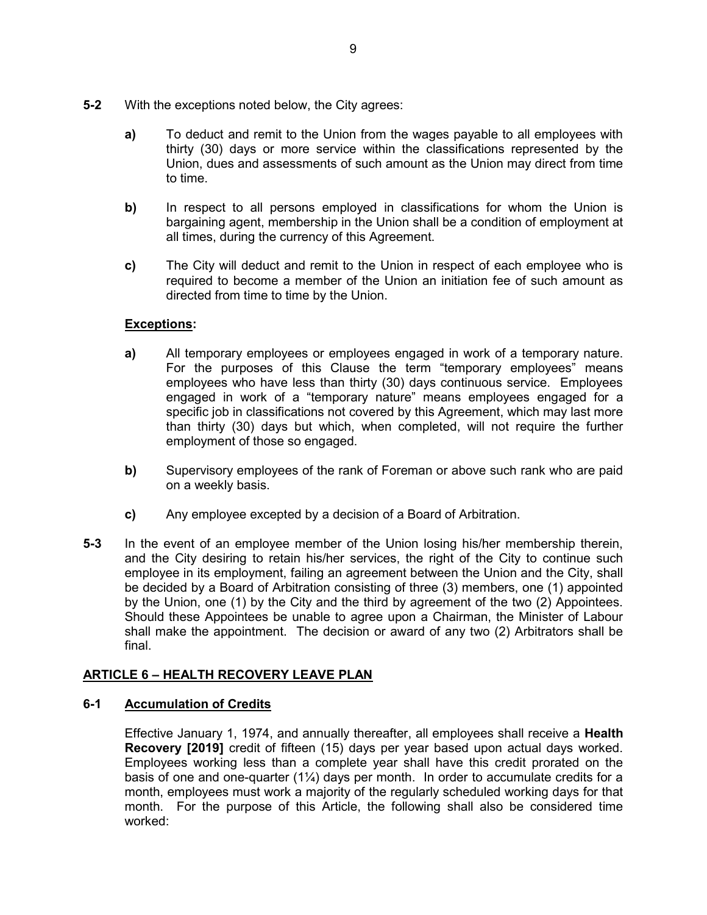**5-2** With the exceptions noted below, the City agrees:

**a)** To deduct and remit to the Union from the wages payable to all employees with thirty (30) days or more service within the classifications represented by the Union, dues and assessments of such amount as the Union may direct from time to time.

**b)** In respect to all persons employed in classifications for whom the Union is bargaining agent, membership in the Union shall be a condition of employment at all times, during the currency of this Agreement.

**c)** The City will deduct and remit to the Union in respect of each employee who is required to become a member of the Union an initiation fee of such amount as directed from time to time by the Union.

**Exceptions:**

**a)** All temporary employees or employees engaged in work of a temporary nature. For the purposes of this Clause the term "temporary employees" means employees who have less than thirty (30) days continuous service. Employees engaged in work of a "temporary nature" means employees engaged for a specific job in classifications not covered by this Agreement, which may last more than thirty (30) days but which, when completed, will not require the further employment of those so engaged.

**b)** Supervisory employees of the rank of Foreman or above such rank who are paid on a weekly basis.

**c)** Any employee excepted by a decision of a Board of Arbitration.

**5-3** In the event of an employee member of the Union losing his/her membership therein, and the City desiring to retain his/her services, the right of the City to continue such employee in its employment, failing an agreement between the Union and the City, shall be decided by a Board of Arbitration consisting of three (3) members, one (1) appointed by the Union, one (1) by the City and the third by agreement of the two (2) Appointees. Should these Appointees be unable to agree upon a Chairman, the Minister of Labour shall make the appointment. The decision or award of any two (2) Arbitrators shall be final.

## ARTICLE 6 – HEALTH RECOVERY LEAVE PLAN

### 6-1 Accumulation of Credits

Effective January 1, 1974, and annually thereafter, all employees shall receive a **Health Recovery [2019]** credit of fifteen (15) days per year based upon actual days worked. Employees working less than a complete year shall have this credit prorated on the basis of one and one-quarter (1¼) days per month. In order to accumulate credits for a month, employees must work a majority of the regularly scheduled working days for that month. For the purpose of this Article, the following shall also be considered time worked: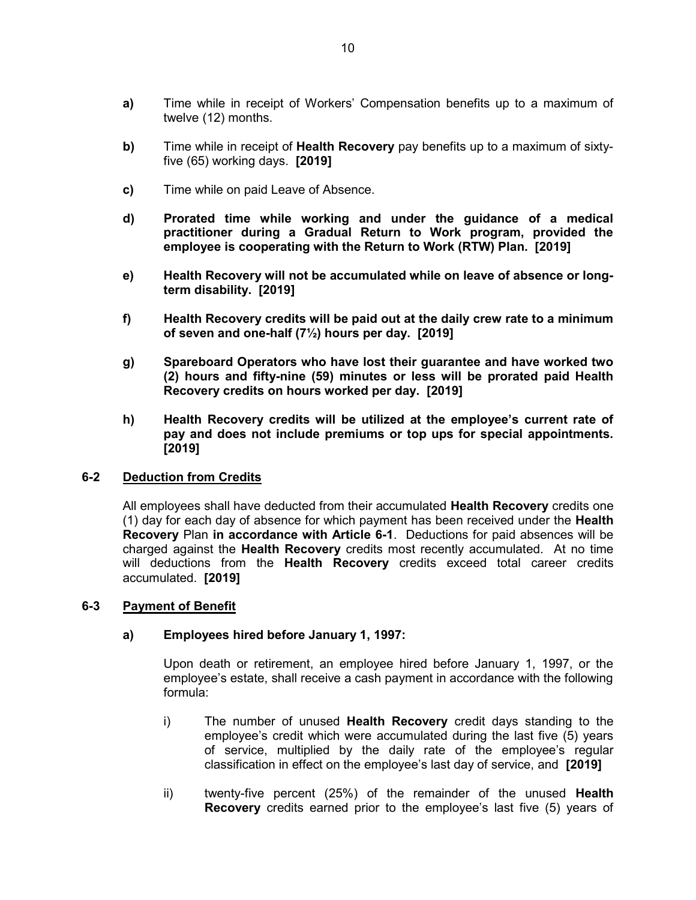**a)** Time while in receipt of Workers' Compensation benefits up to a maximum of twelve (12) months.

**b)** Time while in receipt of **Health Recovery** pay benefits up to a maximum of sixty-five (65) working days. **[2019]**

**c)** Time while on paid Leave of Absence.

**d) Prorated time while working and under the guidance of a medical practitioner during a Gradual Return to Work program, provided the employee is cooperating with the Return to Work (RTW) Plan. [2019]**

**e) Health Recovery will not be accumulated while on leave of absence or long-term disability. [2019]**

**f) Health Recovery credits will be paid out at the daily crew rate to a minimum of seven and one-half (7½) hours per day. [2019]**

**g) Spareboard Operators who have lost their guarantee and have worked two (2) hours and fifty-nine (59) minutes or less will be prorated paid Health Recovery credits on hours worked per day. [2019]**

**h) Health Recovery credits will be utilized at the employee's current rate of pay and does not include premiums or top ups for special appointments. [2019]**

## 6-2 Deduction from Credits

All employees shall have deducted from their accumulated **Health Recovery** credits one (1) day for each day of absence for which payment has been received under the **Health Recovery** Plan **in accordance with Article 6-1**. Deductions for paid absences will be charged against the **Health Recovery** credits most recently accumulated. At no time will deductions from the **Health Recovery** credits exceed total career credits accumulated. **[2019]**

## 6-3 Payment of Benefit

**a) Employees hired before January 1, 1997:**

Upon death or retirement, an employee hired before January 1, 1997, or the employee's estate, shall receive a cash payment in accordance with the following formula:

i) The number of unused **Health Recovery** credit days standing to the employee's credit which were accumulated during the last five (5) years of service, multiplied by the daily rate of the employee's regular classification in effect on the employee's last day of service, and **[2019]**

ii) twenty-five percent (25%) of the remainder of the unused **Health Recovery** credits earned prior to the employee's last five (5) years of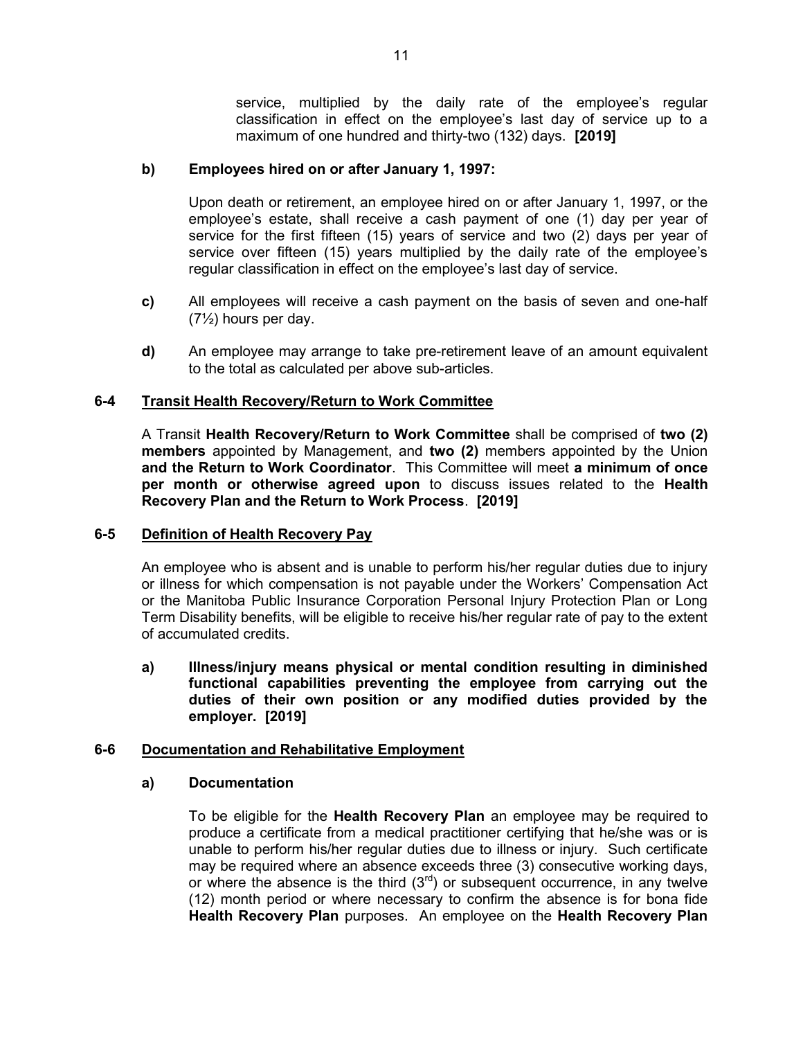service, multiplied by the daily rate of the employee's regular classification in effect on the employee's last day of service up to a maximum of one hundred and thirty-two (132) days. **[2019]**

**b) Employees hired on or after January 1, 1997:**

Upon death or retirement, an employee hired on or after January 1, 1997, or the employee's estate, shall receive a cash payment of one (1) day per year of service for the first fifteen (15) years of service and two (2) days per year of service over fifteen (15) years multiplied by the daily rate of the employee's regular classification in effect on the employee's last day of service.

**c)** All employees will receive a cash payment on the basis of seven and one-half (7½) hours per day.

**d)** An employee may arrange to take pre-retirement leave of an amount equivalent to the total as calculated per above sub-articles.

### 6-4 Transit Health Recovery/Return to Work Committee

A Transit **Health Recovery/Return to Work Committee** shall be comprised of **two (2) members** appointed by Management, and **two (2)** members appointed by the Union **and the Return to Work Coordinator**. This Committee will meet **a minimum of once per month or otherwise agreed upon** to discuss issues related to the **Health Recovery Plan and the Return to Work Process**. **[2019]**

### 6-5 Definition of Health Recovery Pay

An employee who is absent and is unable to perform his/her regular duties due to injury or illness for which compensation is not payable under the Workers' Compensation Act or the Manitoba Public Insurance Corporation Personal Injury Protection Plan or Long Term Disability benefits, will be eligible to receive his/her regular rate of pay to the extent of accumulated credits.

**a) Illness/injury means physical or mental condition resulting in diminished functional capabilities preventing the employee from carrying out the duties of their own position or any modified duties provided by the employer. [2019]**

### 6-6 Documentation and Rehabilitative Employment

**a) Documentation**

To be eligible for the **Health Recovery Plan** an employee may be required to produce a certificate from a medical practitioner certifying that he/she was or is unable to perform his/her regular duties due to illness or injury. Such certificate may be required where an absence exceeds three (3) consecutive working days, or where the absence is the third (3rd) or subsequent occurrence, in any twelve (12) month period or where necessary to confirm the absence is for bona fide **Health Recovery Plan** purposes. An employee on the **Health Recovery Plan**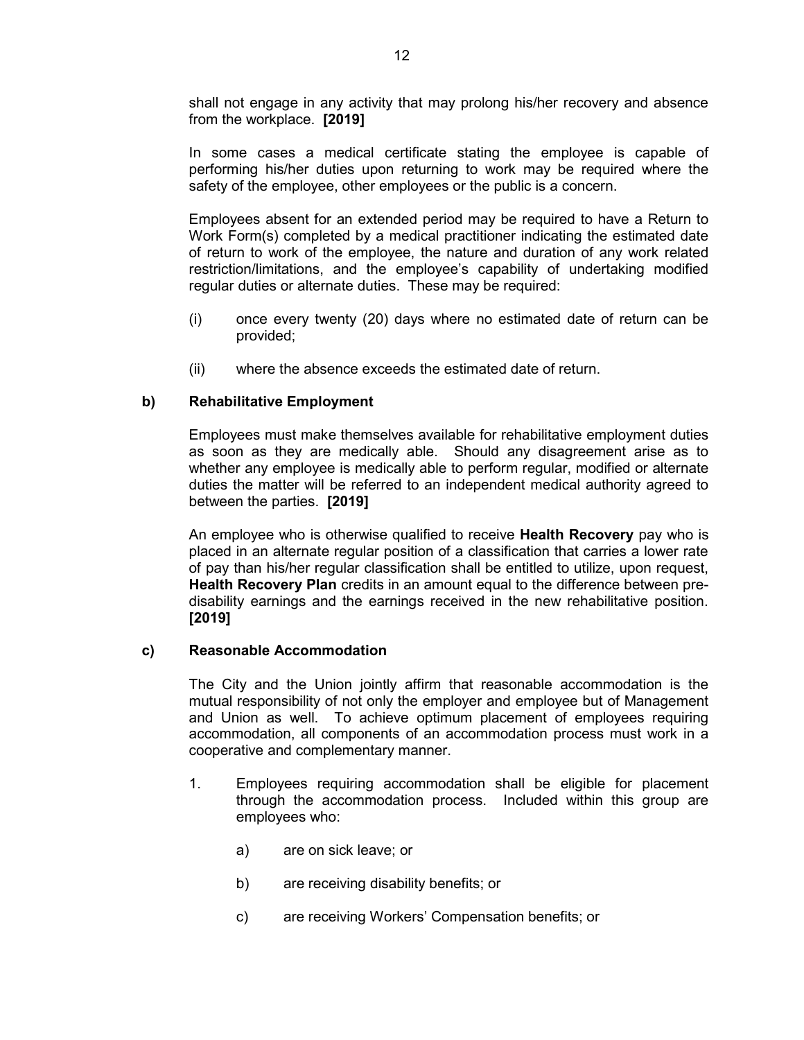shall not engage in any activity that may prolong his/her recovery and absence from the workplace. **[2019]**

In some cases a medical certificate stating the employee is capable of performing his/her duties upon returning to work may be required where the safety of the employee, other employees or the public is a concern.

Employees absent for an extended period may be required to have a Return to Work Form(s) completed by a medical practitioner indicating the estimated date of return to work of the employee, the nature and duration of any work related restriction/limitations, and the employee's capability of undertaking modified regular duties or alternate duties. These may be required:

(i) once every twenty (20) days where no estimated date of return can be provided;

(ii) where the absence exceeds the estimated date of return.

**b) Rehabilitative Employment**

Employees must make themselves available for rehabilitative employment duties as soon as they are medically able. Should any disagreement arise as to whether any employee is medically able to perform regular, modified or alternate duties the matter will be referred to an independent medical authority agreed to between the parties. **[2019]**

An employee who is otherwise qualified to receive **Health Recovery** pay who is placed in an alternate regular position of a classification that carries a lower rate of pay than his/her regular classification shall be entitled to utilize, upon request, **Health Recovery Plan** credits in an amount equal to the difference between pre-disability earnings and the earnings received in the new rehabilitative position. **[2019]**

**c) Reasonable Accommodation**

The City and the Union jointly affirm that reasonable accommodation is the mutual responsibility of not only the employer and employee but of Management and Union as well. To achieve optimum placement of employees requiring accommodation, all components of an accommodation process must work in a cooperative and complementary manner.

1. Employees requiring accommodation shall be eligible for placement through the accommodation process. Included within this group are employees who:

   a) are on sick leave; or

   b) are receiving disability benefits; or

   c) are receiving Workers' Compensation benefits; or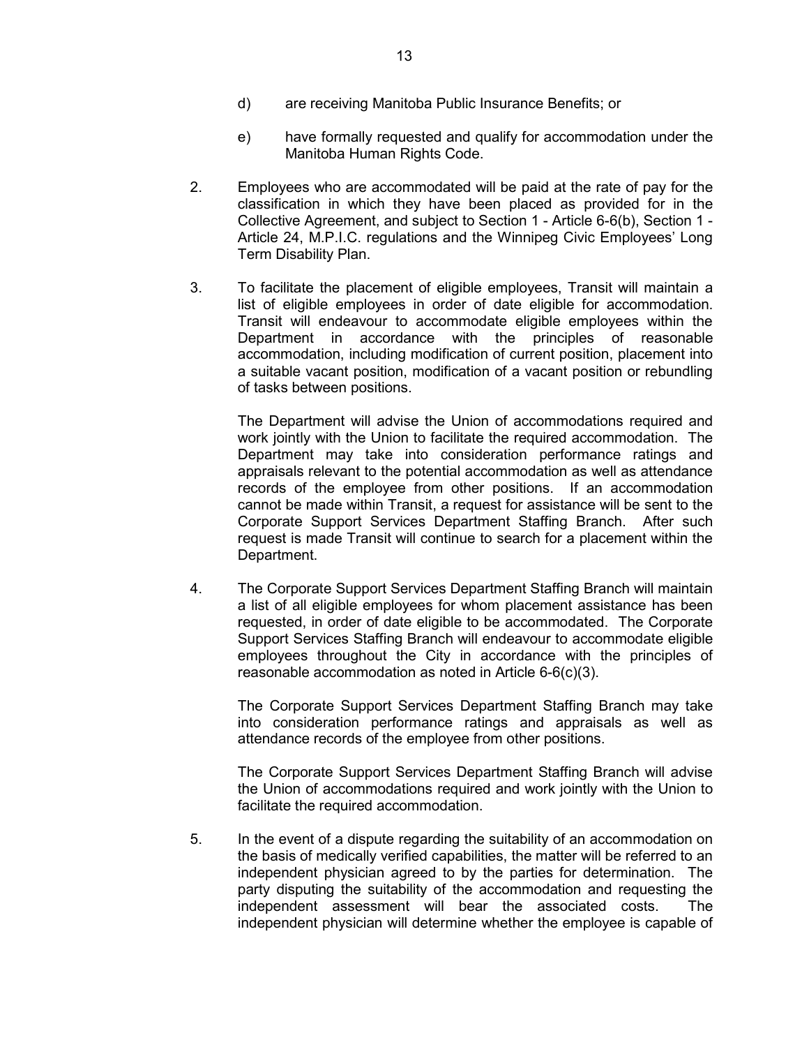d) are receiving Manitoba Public Insurance Benefits; or

e) have formally requested and qualify for accommodation under the Manitoba Human Rights Code.

2. Employees who are accommodated will be paid at the rate of pay for the classification in which they have been placed as provided for in the Collective Agreement, and subject to Section 1 - Article 6-6(b), Section 1 - Article 24, M.P.I.C. regulations and the Winnipeg Civic Employees' Long Term Disability Plan.

3. To facilitate the placement of eligible employees, Transit will maintain a list of eligible employees in order of date eligible for accommodation. Transit will endeavour to accommodate eligible employees within the Department in accordance with the principles of reasonable accommodation, including modification of current position, placement into a suitable vacant position, modification of a vacant position or rebundling of tasks between positions.

   The Department will advise the Union of accommodations required and work jointly with the Union to facilitate the required accommodation. The Department may take into consideration performance ratings and appraisals relevant to the potential accommodation as well as attendance records of the employee from other positions. If an accommodation cannot be made within Transit, a request for assistance will be sent to the Corporate Support Services Department Staffing Branch. After such request is made Transit will continue to search for a placement within the Department.

4. The Corporate Support Services Department Staffing Branch will maintain a list of all eligible employees for whom placement assistance has been requested, in order of date eligible to be accommodated. The Corporate Support Services Staffing Branch will endeavour to accommodate eligible employees throughout the City in accordance with the principles of reasonable accommodation as noted in Article 6-6(c)(3).

   The Corporate Support Services Department Staffing Branch may take into consideration performance ratings and appraisals as well as attendance records of the employee from other positions.

   The Corporate Support Services Department Staffing Branch will advise the Union of accommodations required and work jointly with the Union to facilitate the required accommodation.

5. In the event of a dispute regarding the suitability of an accommodation on the basis of medically verified capabilities, the matter will be referred to an independent physician agreed to by the parties for determination. The party disputing the suitability of the accommodation and requesting the independent assessment will bear the associated costs. The independent physician will determine whether the employee is capable of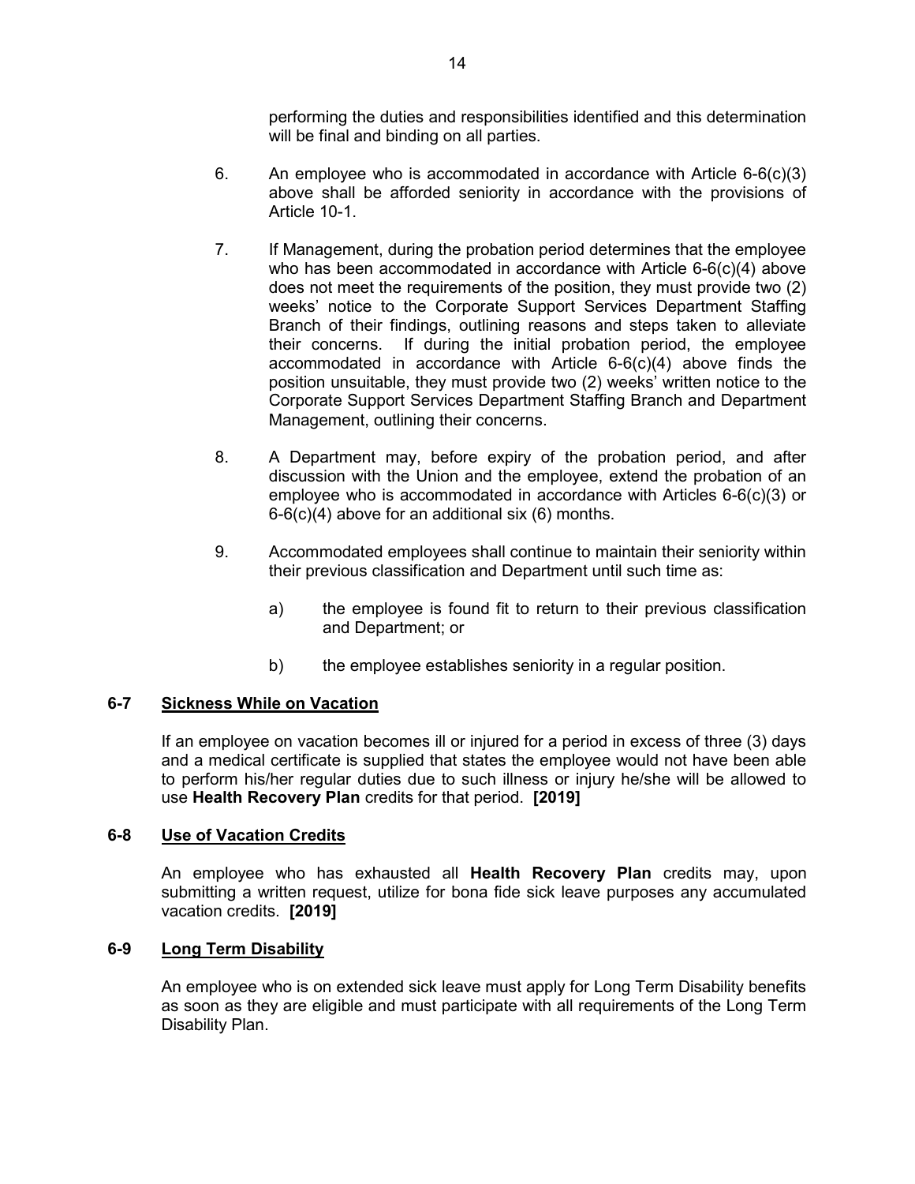performing the duties and responsibilities identified and this determination will be final and binding on all parties.

6. An employee who is accommodated in accordance with Article 6-6(c)(3) above shall be afforded seniority in accordance with the provisions of Article 10-1.

7. If Management, during the probation period determines that the employee who has been accommodated in accordance with Article 6-6(c)(4) above does not meet the requirements of the position, they must provide two (2) weeks' notice to the Corporate Support Services Department Staffing Branch of their findings, outlining reasons and steps taken to alleviate their concerns. If during the initial probation period, the employee accommodated in accordance with Article 6-6(c)(4) above finds the position unsuitable, they must provide two (2) weeks' written notice to the Corporate Support Services Department Staffing Branch and Department Management, outlining their concerns.

8. A Department may, before expiry of the probation period, and after discussion with the Union and the employee, extend the probation of an employee who is accommodated in accordance with Articles 6-6(c)(3) or 6-6(c)(4) above for an additional six (6) months.

9. Accommodated employees shall continue to maintain their seniority within their previous classification and Department until such time as:

   a) the employee is found fit to return to their previous classification and Department; or

   b) the employee establishes seniority in a regular position.

### 6-7 Sickness While on Vacation

If an employee on vacation becomes ill or injured for a period in excess of three (3) days and a medical certificate is supplied that states the employee would not have been able to perform his/her regular duties due to such illness or injury he/she will be allowed to use **Health Recovery Plan** credits for that period. **[2019]**

### 6-8 Use of Vacation Credits

An employee who has exhausted all **Health Recovery Plan** credits may, upon submitting a written request, utilize for bona fide sick leave purposes any accumulated vacation credits. **[2019]**

### 6-9 Long Term Disability

An employee who is on extended sick leave must apply for Long Term Disability benefits as soon as they are eligible and must participate with all requirements of the Long Term Disability Plan.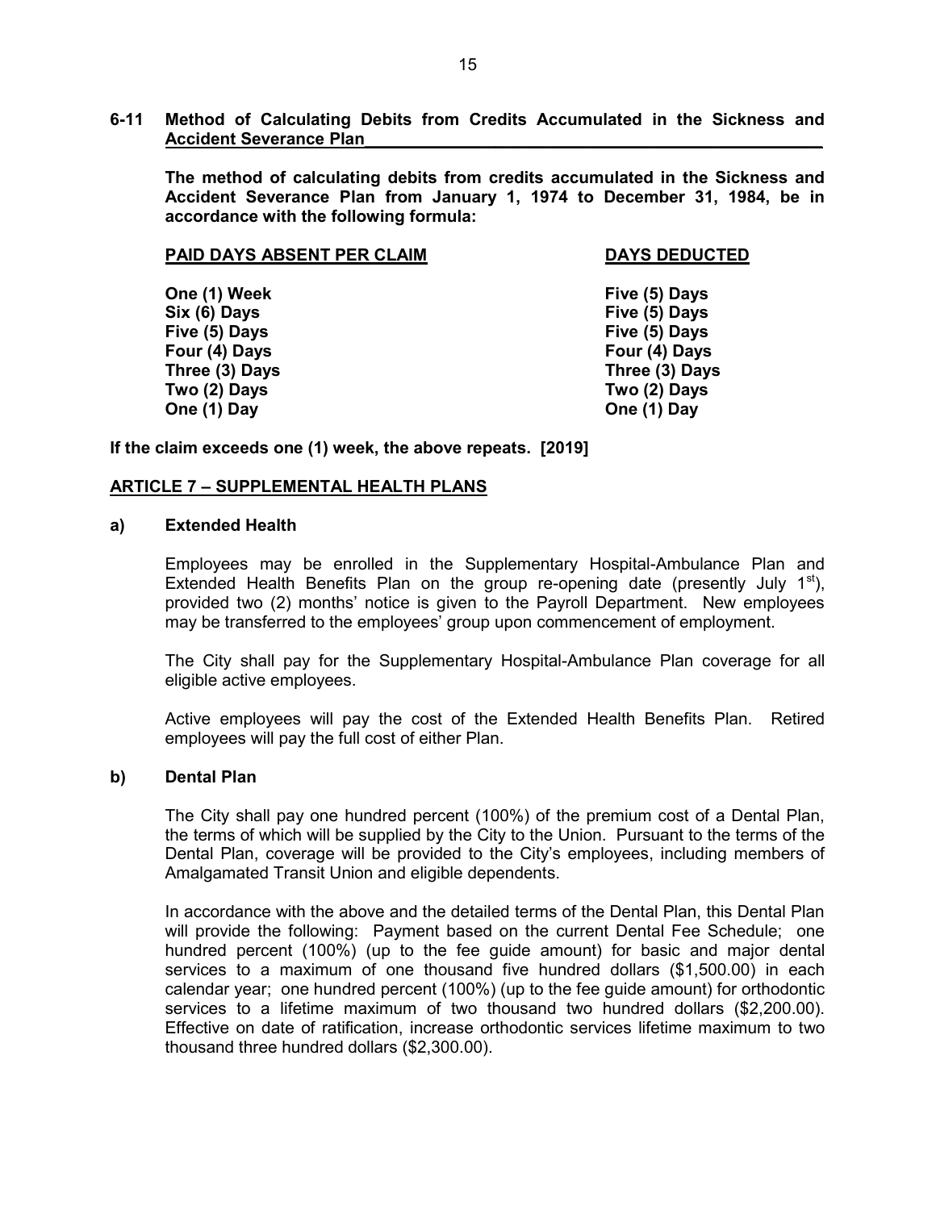## 6-11 Method of Calculating Debits from Credits Accumulated in the Sickness and Accident Severance Plan

**The method of calculating debits from credits accumulated in the Sickness and Accident Severance Plan from January 1, 1974 to December 31, 1984, be in accordance with the following formula:**

| PAID DAYS ABSENT PER CLAIM | DAYS DEDUCTED |
|---|---|
| One (1) Week | Five (5) Days |
| Six (6) Days | Five (5) Days |
| Five (5) Days | Five (5) Days |
| Four (4) Days | Four (4) Days |
| Three (3) Days | Three (3) Days |
| Two (2) Days | Two (2) Days |
| One (1) Day | One (1) Day |

**If the claim exceeds one (1) week, the above repeats. [2019]**

## ARTICLE 7 – SUPPLEMENTAL HEALTH PLANS

### a) Extended Health

Employees may be enrolled in the Supplementary Hospital-Ambulance Plan and Extended Health Benefits Plan on the group re-opening date (presently July 1st), provided two (2) months' notice is given to the Payroll Department. New employees may be transferred to the employees' group upon commencement of employment.

The City shall pay for the Supplementary Hospital-Ambulance Plan coverage for all eligible active employees.

Active employees will pay the cost of the Extended Health Benefits Plan. Retired employees will pay the full cost of either Plan.

### b) Dental Plan

The City shall pay one hundred percent (100%) of the premium cost of a Dental Plan, the terms of which will be supplied by the City to the Union. Pursuant to the terms of the Dental Plan, coverage will be provided to the City's employees, including members of Amalgamated Transit Union and eligible dependents.

In accordance with the above and the detailed terms of the Dental Plan, this Dental Plan will provide the following: Payment based on the current Dental Fee Schedule; one hundred percent (100%) (up to the fee guide amount) for basic and major dental services to a maximum of one thousand five hundred dollars ($1,500.00) in each calendar year; one hundred percent (100%) (up to the fee guide amount) for orthodontic services to a lifetime maximum of two thousand two hundred dollars ($2,200.00). Effective on date of ratification, increase orthodontic services lifetime maximum to two thousand three hundred dollars ($2,300.00).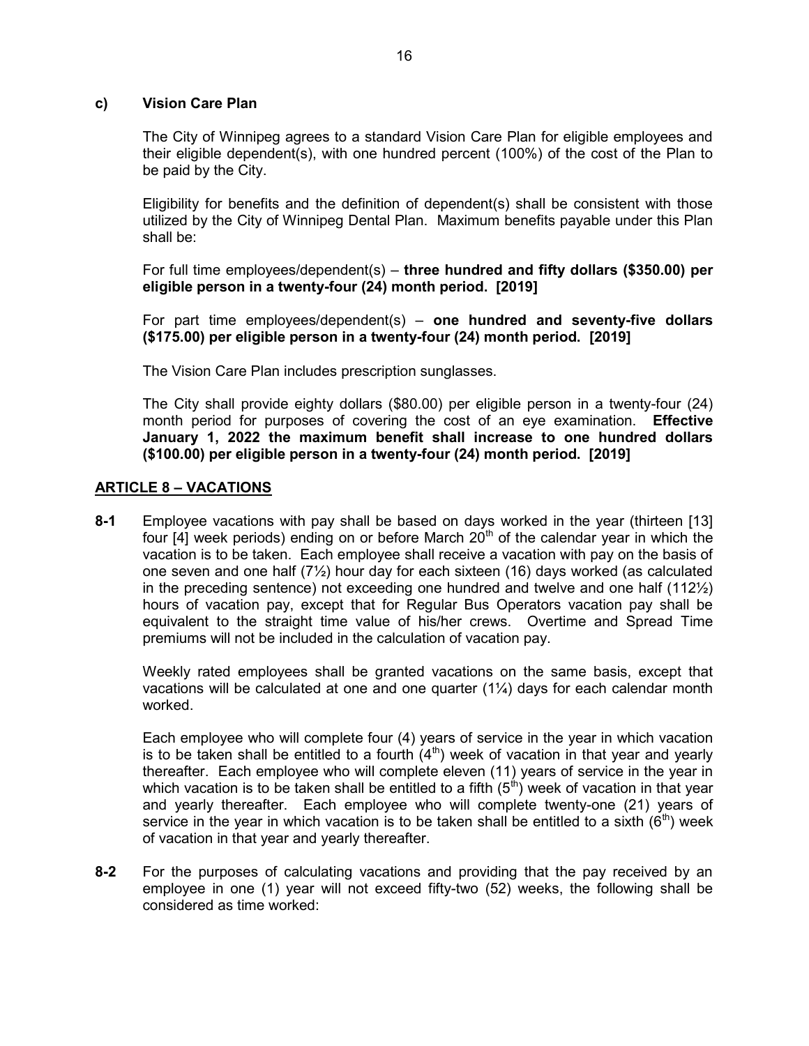**c) Vision Care Plan**

The City of Winnipeg agrees to a standard Vision Care Plan for eligible employees and their eligible dependent(s), with one hundred percent (100%) of the cost of the Plan to be paid by the City.

Eligibility for benefits and the definition of dependent(s) shall be consistent with those utilized by the City of Winnipeg Dental Plan. Maximum benefits payable under this Plan shall be:

For full time employees/dependent(s) – **three hundred and fifty dollars ($350.00) per eligible person in a twenty-four (24) month period. [2019]**

For part time employees/dependent(s) – **one hundred and seventy-five dollars ($175.00) per eligible person in a twenty-four (24) month period. [2019]**

The Vision Care Plan includes prescription sunglasses.

The City shall provide eighty dollars ($80.00) per eligible person in a twenty-four (24) month period for purposes of covering the cost of an eye examination. **Effective January 1, 2022 the maximum benefit shall increase to one hundred dollars ($100.00) per eligible person in a twenty-four (24) month period. [2019]**

## ARTICLE 8 – VACATIONS

**8-1** Employee vacations with pay shall be based on days worked in the year (thirteen [13] four [4] week periods) ending on or before March 20th of the calendar year in which the vacation is to be taken. Each employee shall receive a vacation with pay on the basis of one seven and one half (7½) hour day for each sixteen (16) days worked (as calculated in the preceding sentence) not exceeding one hundred and twelve and one half (112½) hours of vacation pay, except that for Regular Bus Operators vacation pay shall be equivalent to the straight time value of his/her crews. Overtime and Spread Time premiums will not be included in the calculation of vacation pay.

Weekly rated employees shall be granted vacations on the same basis, except that vacations will be calculated at one and one quarter (1¼) days for each calendar month worked.

Each employee who will complete four (4) years of service in the year in which vacation is to be taken shall be entitled to a fourth (4th) week of vacation in that year and yearly thereafter. Each employee who will complete eleven (11) years of service in the year in which vacation is to be taken shall be entitled to a fifth (5th) week of vacation in that year and yearly thereafter. Each employee who will complete twenty-one (21) years of service in the year in which vacation is to be taken shall be entitled to a sixth (6th) week of vacation in that year and yearly thereafter.

**8-2** For the purposes of calculating vacations and providing that the pay received by an employee in one (1) year will not exceed fifty-two (52) weeks, the following shall be considered as time worked: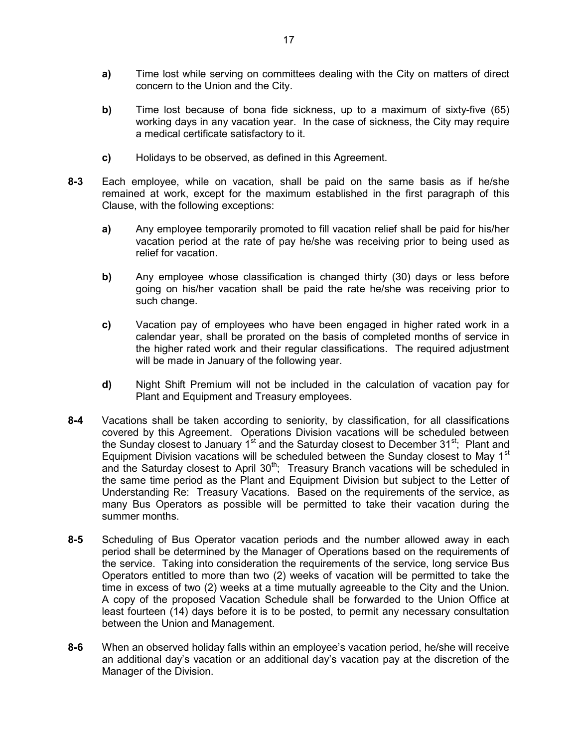**a)** Time lost while serving on committees dealing with the City on matters of direct concern to the Union and the City.

**b)** Time lost because of bona fide sickness, up to a maximum of sixty-five (65) working days in any vacation year. In the case of sickness, the City may require a medical certificate satisfactory to it.

**c)** Holidays to be observed, as defined in this Agreement.

**8-3** Each employee, while on vacation, shall be paid on the same basis as if he/she remained at work, except for the maximum established in the first paragraph of this Clause, with the following exceptions:

**a)** Any employee temporarily promoted to fill vacation relief shall be paid for his/her vacation period at the rate of pay he/she was receiving prior to being used as relief for vacation.

**b)** Any employee whose classification is changed thirty (30) days or less before going on his/her vacation shall be paid the rate he/she was receiving prior to such change.

**c)** Vacation pay of employees who have been engaged in higher rated work in a calendar year, shall be prorated on the basis of completed months of service in the higher rated work and their regular classifications. The required adjustment will be made in January of the following year.

**d)** Night Shift Premium will not be included in the calculation of vacation pay for Plant and Equipment and Treasury employees.

**8-4** Vacations shall be taken according to seniority, by classification, for all classifications covered by this Agreement. Operations Division vacations will be scheduled between the Sunday closest to January 1st and the Saturday closest to December 31st; Plant and Equipment Division vacations will be scheduled between the Sunday closest to May 1st and the Saturday closest to April 30th; Treasury Branch vacations will be scheduled in the same time period as the Plant and Equipment Division but subject to the Letter of Understanding Re: Treasury Vacations. Based on the requirements of the service, as many Bus Operators as possible will be permitted to take their vacation during the summer months.

**8-5** Scheduling of Bus Operator vacation periods and the number allowed away in each period shall be determined by the Manager of Operations based on the requirements of the service. Taking into consideration the requirements of the service, long service Bus Operators entitled to more than two (2) weeks of vacation will be permitted to take the time in excess of two (2) weeks at a time mutually agreeable to the City and the Union. A copy of the proposed Vacation Schedule shall be forwarded to the Union Office at least fourteen (14) days before it is to be posted, to permit any necessary consultation between the Union and Management.

**8-6** When an observed holiday falls within an employee's vacation period, he/she will receive an additional day's vacation or an additional day's vacation pay at the discretion of the Manager of the Division.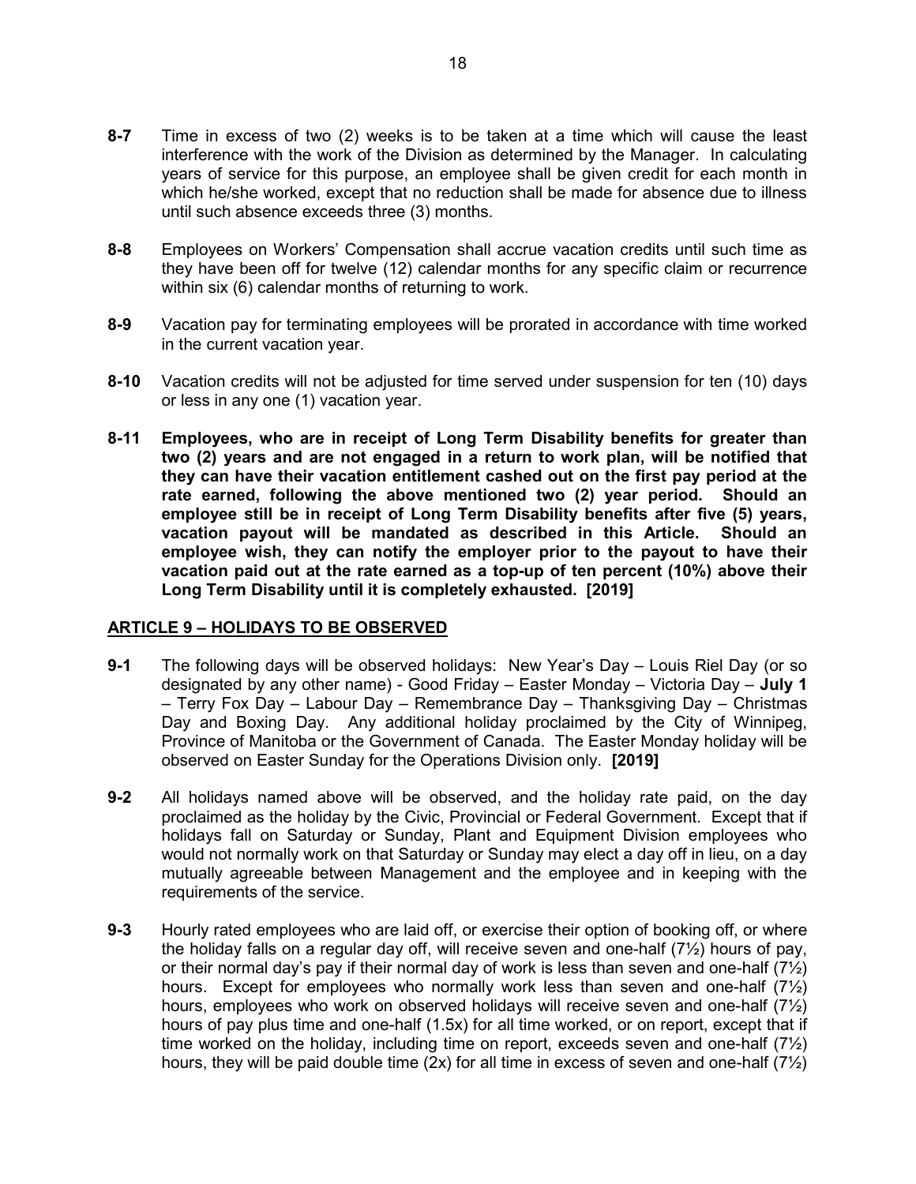**8-7** Time in excess of two (2) weeks is to be taken at a time which will cause the least interference with the work of the Division as determined by the Manager. In calculating years of service for this purpose, an employee shall be given credit for each month in which he/she worked, except that no reduction shall be made for absence due to illness until such absence exceeds three (3) months.

**8-8** Employees on Workers' Compensation shall accrue vacation credits until such time as they have been off for twelve (12) calendar months for any specific claim or recurrence within six (6) calendar months of returning to work.

**8-9** Vacation pay for terminating employees will be prorated in accordance with time worked in the current vacation year.

**8-10** Vacation credits will not be adjusted for time served under suspension for ten (10) days or less in any one (1) vacation year.

**8-11 Employees, who are in receipt of Long Term Disability benefits for greater than two (2) years and are not engaged in a return to work plan, will be notified that they can have their vacation entitlement cashed out on the first pay period at the rate earned, following the above mentioned two (2) year period. Should an employee still be in receipt of Long Term Disability benefits after five (5) years, vacation payout will be mandated as described in this Article. Should an employee wish, they can notify the employer prior to the payout to have their vacation paid out at the rate earned as a top-up of ten percent (10%) above their Long Term Disability until it is completely exhausted. [2019]**

## ARTICLE 9 – HOLIDAYS TO BE OBSERVED

**9-1** The following days will be observed holidays: New Year's Day – Louis Riel Day (or so designated by any other name) - Good Friday – Easter Monday – Victoria Day – **July 1** – Terry Fox Day – Labour Day – Remembrance Day – Thanksgiving Day – Christmas Day and Boxing Day. Any additional holiday proclaimed by the City of Winnipeg, Province of Manitoba or the Government of Canada. The Easter Monday holiday will be observed on Easter Sunday for the Operations Division only. **[2019]**

**9-2** All holidays named above will be observed, and the holiday rate paid, on the day proclaimed as the holiday by the Civic, Provincial or Federal Government. Except that if holidays fall on Saturday or Sunday, Plant and Equipment Division employees who would not normally work on that Saturday or Sunday may elect a day off in lieu, on a day mutually agreeable between Management and the employee and in keeping with the requirements of the service.

**9-3** Hourly rated employees who are laid off, or exercise their option of booking off, or where the holiday falls on a regular day off, will receive seven and one-half (7½) hours of pay, or their normal day's pay if their normal day of work is less than seven and one-half (7½) hours. Except for employees who normally work less than seven and one-half (7½) hours, employees who work on observed holidays will receive seven and one-half (7½) hours of pay plus time and one-half (1.5x) for all time worked, or on report, except that if time worked on the holiday, including time on report, exceeds seven and one-half (7½) hours, they will be paid double time (2x) for all time in excess of seven and one-half (7½)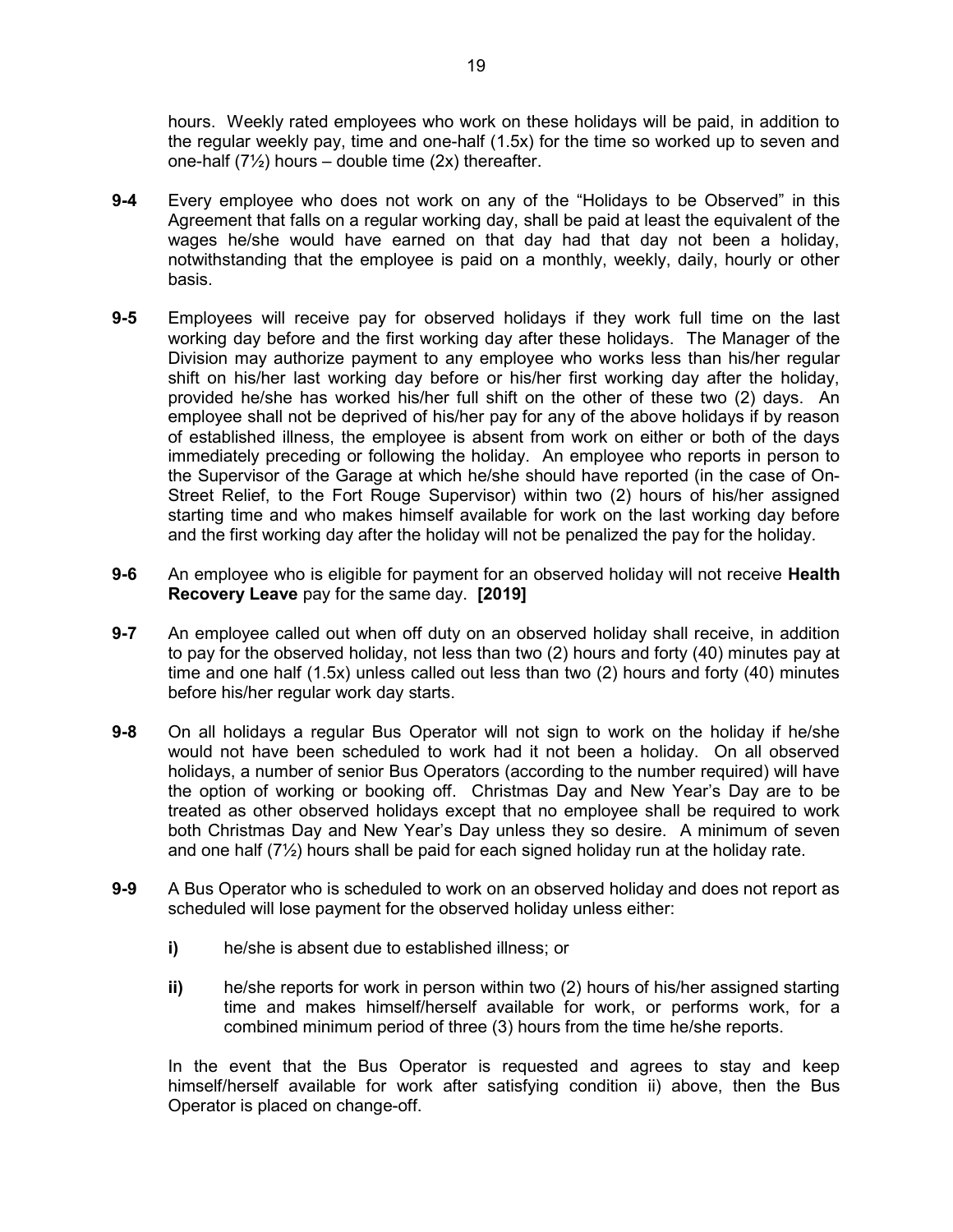hours. Weekly rated employees who work on these holidays will be paid, in addition to the regular weekly pay, time and one-half (1.5x) for the time so worked up to seven and one-half (7½) hours – double time (2x) thereafter.

**9-4** Every employee who does not work on any of the "Holidays to be Observed" in this Agreement that falls on a regular working day, shall be paid at least the equivalent of the wages he/she would have earned on that day had that day not been a holiday, notwithstanding that the employee is paid on a monthly, weekly, daily, hourly or other basis.

**9-5** Employees will receive pay for observed holidays if they work full time on the last working day before and the first working day after these holidays. The Manager of the Division may authorize payment to any employee who works less than his/her regular shift on his/her last working day before or his/her first working day after the holiday, provided he/she has worked his/her full shift on the other of these two (2) days. An employee shall not be deprived of his/her pay for any of the above holidays if by reason of established illness, the employee is absent from work on either or both of the days immediately preceding or following the holiday. An employee who reports in person to the Supervisor of the Garage at which he/she should have reported (in the case of On-Street Relief, to the Fort Rouge Supervisor) within two (2) hours of his/her assigned starting time and who makes himself available for work on the last working day before and the first working day after the holiday will not be penalized the pay for the holiday.

**9-6** An employee who is eligible for payment for an observed holiday will not receive **Health Recovery Leave** pay for the same day. **[2019]**

**9-7** An employee called out when off duty on an observed holiday shall receive, in addition to pay for the observed holiday, not less than two (2) hours and forty (40) minutes pay at time and one half (1.5x) unless called out less than two (2) hours and forty (40) minutes before his/her regular work day starts.

**9-8** On all holidays a regular Bus Operator will not sign to work on the holiday if he/she would not have been scheduled to work had it not been a holiday. On all observed holidays, a number of senior Bus Operators (according to the number required) will have the option of working or booking off. Christmas Day and New Year's Day are to be treated as other observed holidays except that no employee shall be required to work both Christmas Day and New Year's Day unless they so desire. A minimum of seven and one half (7½) hours shall be paid for each signed holiday run at the holiday rate.

**9-9** A Bus Operator who is scheduled to work on an observed holiday and does not report as scheduled will lose payment for the observed holiday unless either:

- **i)** he/she is absent due to established illness; or
- **ii)** he/she reports for work in person within two (2) hours of his/her assigned starting time and makes himself/herself available for work, or performs work, for a combined minimum period of three (3) hours from the time he/she reports.

In the event that the Bus Operator is requested and agrees to stay and keep himself/herself available for work after satisfying condition ii) above, then the Bus Operator is placed on change-off.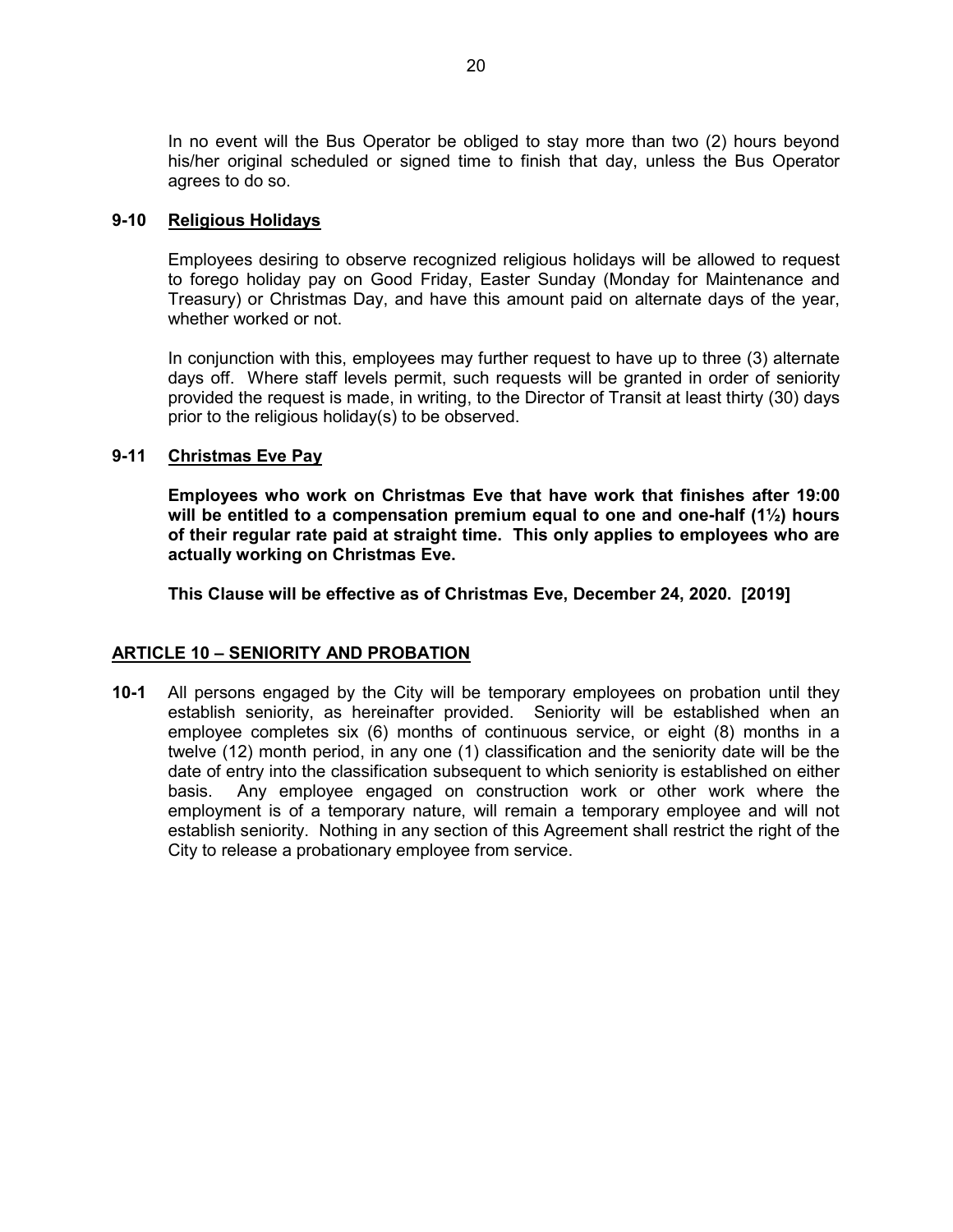In no event will the Bus Operator be obliged to stay more than two (2) hours beyond his/her original scheduled or signed time to finish that day, unless the Bus Operator agrees to do so.

### 9-10 Religious Holidays

Employees desiring to observe recognized religious holidays will be allowed to request to forego holiday pay on Good Friday, Easter Sunday (Monday for Maintenance and Treasury) or Christmas Day, and have this amount paid on alternate days of the year, whether worked or not.

In conjunction with this, employees may further request to have up to three (3) alternate days off. Where staff levels permit, such requests will be granted in order of seniority provided the request is made, in writing, to the Director of Transit at least thirty (30) days prior to the religious holiday(s) to be observed.

### 9-11 Christmas Eve Pay

**Employees who work on Christmas Eve that have work that finishes after 19:00 will be entitled to a compensation premium equal to one and one-half (1½) hours of their regular rate paid at straight time. This only applies to employees who are actually working on Christmas Eve.**

**This Clause will be effective as of Christmas Eve, December 24, 2020. [2019]**

## ARTICLE 10 – SENIORITY AND PROBATION

**10-1** All persons engaged by the City will be temporary employees on probation until they establish seniority, as hereinafter provided. Seniority will be established when an employee completes six (6) months of continuous service, or eight (8) months in a twelve (12) month period, in any one (1) classification and the seniority date will be the date of entry into the classification subsequent to which seniority is established on either basis. Any employee engaged on construction work or other work where the employment is of a temporary nature, will remain a temporary employee and will not establish seniority. Nothing in any section of this Agreement shall restrict the right of the City to release a probationary employee from service.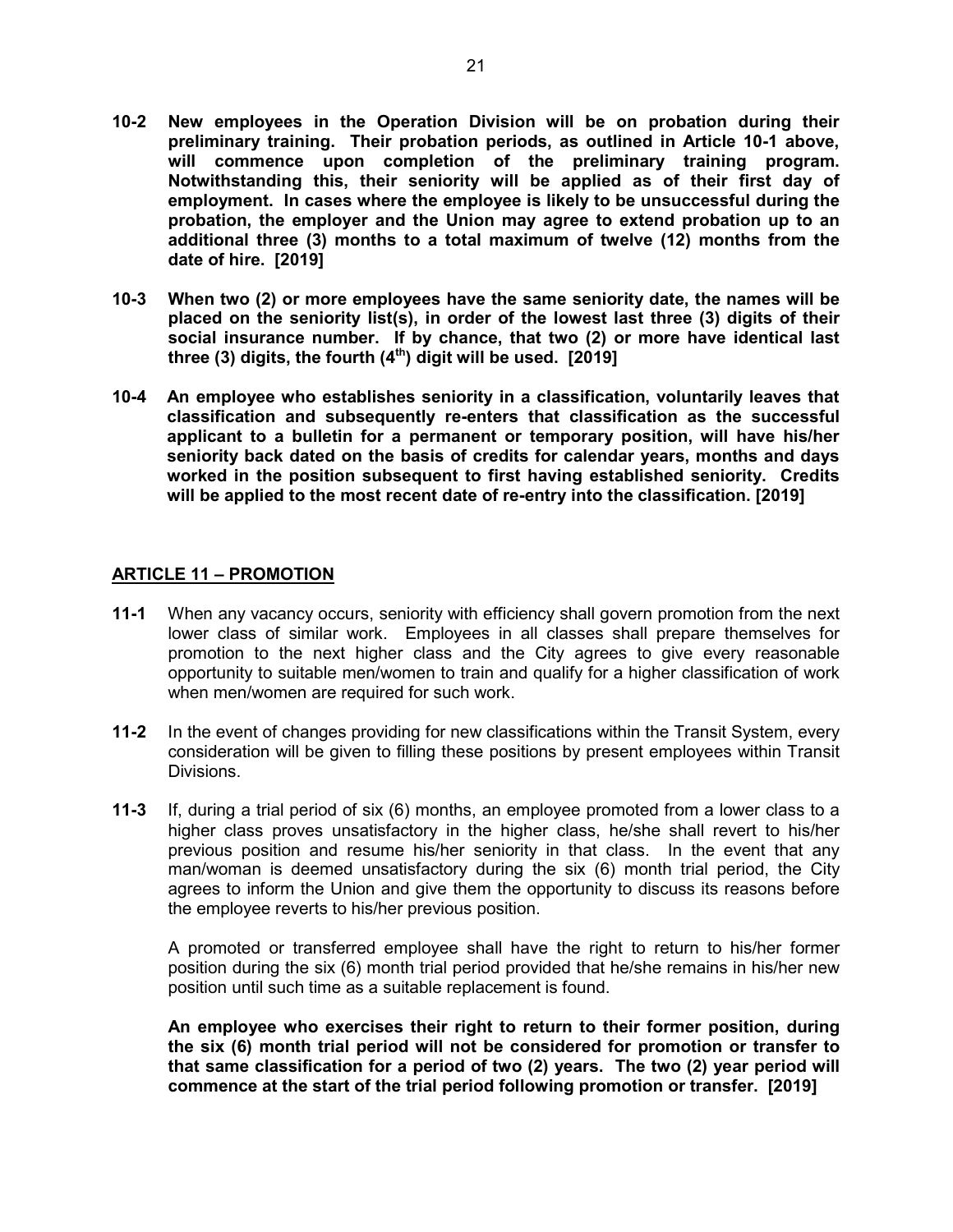**10-2 New employees in the Operation Division will be on probation during their preliminary training. Their probation periods, as outlined in Article 10-1 above, will commence upon completion of the preliminary training program. Notwithstanding this, their seniority will be applied as of their first day of employment. In cases where the employee is likely to be unsuccessful during the probation, the employer and the Union may agree to extend probation up to an additional three (3) months to a total maximum of twelve (12) months from the date of hire. [2019]**

**10-3 When two (2) or more employees have the same seniority date, the names will be placed on the seniority list(s), in order of the lowest last three (3) digits of their social insurance number. If by chance, that two (2) or more have identical last three (3) digits, the fourth (4th) digit will be used. [2019]**

**10-4 An employee who establishes seniority in a classification, voluntarily leaves that classification and subsequently re-enters that classification as the successful applicant to a bulletin for a permanent or temporary position, will have his/her seniority back dated on the basis of credits for calendar years, months and days worked in the position subsequent to first having established seniority. Credits will be applied to the most recent date of re-entry into the classification. [2019]**

## ARTICLE 11 – PROMOTION

**11-1** When any vacancy occurs, seniority with efficiency shall govern promotion from the next lower class of similar work. Employees in all classes shall prepare themselves for promotion to the next higher class and the City agrees to give every reasonable opportunity to suitable men/women to train and qualify for a higher classification of work when men/women are required for such work.

**11-2** In the event of changes providing for new classifications within the Transit System, every consideration will be given to filling these positions by present employees within Transit Divisions.

**11-3** If, during a trial period of six (6) months, an employee promoted from a lower class to a higher class proves unsatisfactory in the higher class, he/she shall revert to his/her previous position and resume his/her seniority in that class. In the event that any man/woman is deemed unsatisfactory during the six (6) month trial period, the City agrees to inform the Union and give them the opportunity to discuss its reasons before the employee reverts to his/her previous position.

A promoted or transferred employee shall have the right to return to his/her former position during the six (6) month trial period provided that he/she remains in his/her new position until such time as a suitable replacement is found.

**An employee who exercises their right to return to their former position, during the six (6) month trial period will not be considered for promotion or transfer to that same classification for a period of two (2) years. The two (2) year period will commence at the start of the trial period following promotion or transfer. [2019]**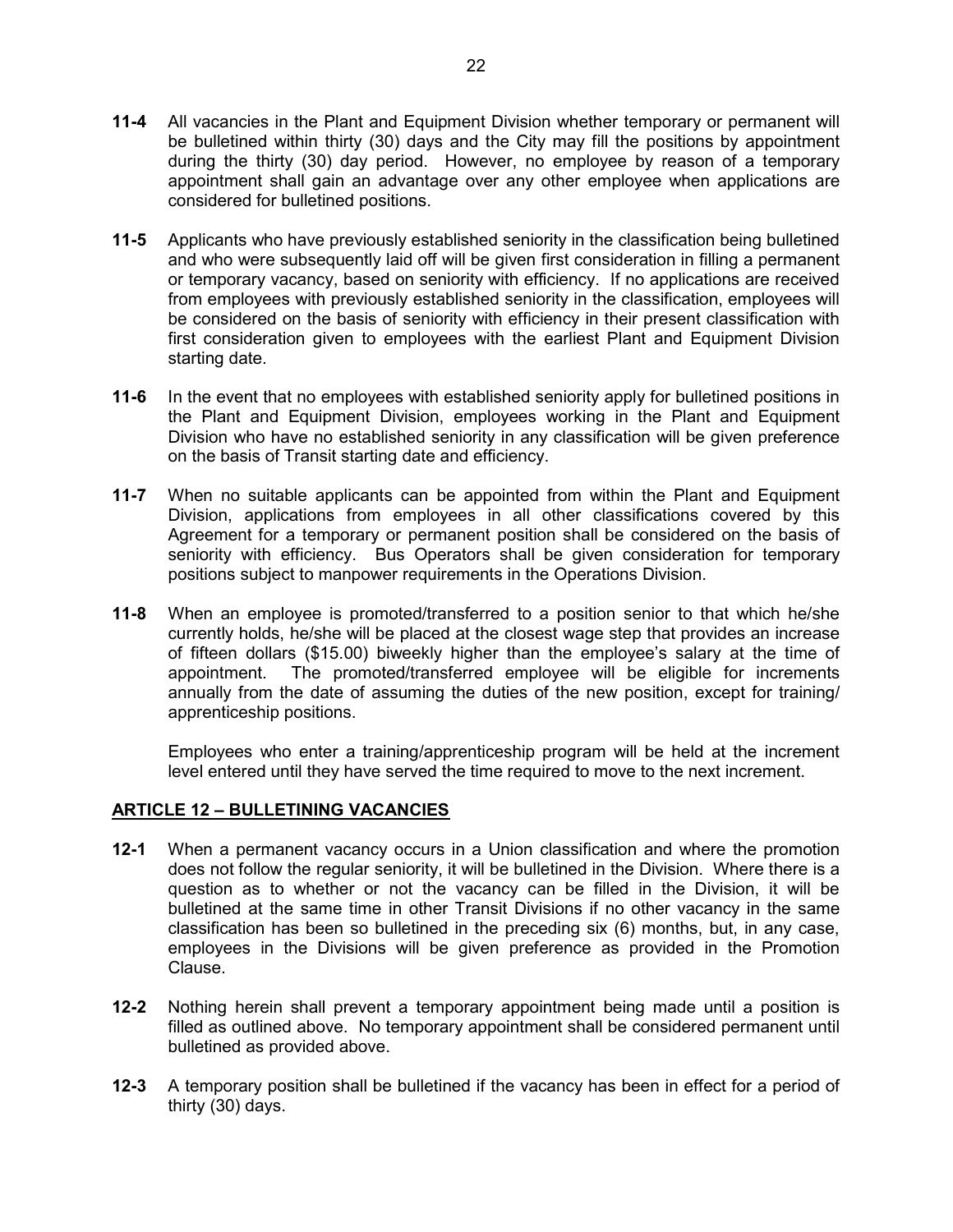**11-4** All vacancies in the Plant and Equipment Division whether temporary or permanent will be bulletined within thirty (30) days and the City may fill the positions by appointment during the thirty (30) day period. However, no employee by reason of a temporary appointment shall gain an advantage over any other employee when applications are considered for bulletined positions.

**11-5** Applicants who have previously established seniority in the classification being bulletined and who were subsequently laid off will be given first consideration in filling a permanent or temporary vacancy, based on seniority with efficiency. If no applications are received from employees with previously established seniority in the classification, employees will be considered on the basis of seniority with efficiency in their present classification with first consideration given to employees with the earliest Plant and Equipment Division starting date.

**11-6** In the event that no employees with established seniority apply for bulletined positions in the Plant and Equipment Division, employees working in the Plant and Equipment Division who have no established seniority in any classification will be given preference on the basis of Transit starting date and efficiency.

**11-7** When no suitable applicants can be appointed from within the Plant and Equipment Division, applications from employees in all other classifications covered by this Agreement for a temporary or permanent position shall be considered on the basis of seniority with efficiency. Bus Operators shall be given consideration for temporary positions subject to manpower requirements in the Operations Division.

**11-8** When an employee is promoted/transferred to a position senior to that which he/she currently holds, he/she will be placed at the closest wage step that provides an increase of fifteen dollars ($15.00) biweekly higher than the employee's salary at the time of appointment. The promoted/transferred employee will be eligible for increments annually from the date of assuming the duties of the new position, except for training/ apprenticeship positions.

Employees who enter a training/apprenticeship program will be held at the increment level entered until they have served the time required to move to the next increment.

## ARTICLE 12 – BULLETINING VACANCIES

**12-1** When a permanent vacancy occurs in a Union classification and where the promotion does not follow the regular seniority, it will be bulletined in the Division. Where there is a question as to whether or not the vacancy can be filled in the Division, it will be bulletined at the same time in other Transit Divisions if no other vacancy in the same classification has been so bulletined in the preceding six (6) months, but, in any case, employees in the Divisions will be given preference as provided in the Promotion Clause.

**12-2** Nothing herein shall prevent a temporary appointment being made until a position is filled as outlined above. No temporary appointment shall be considered permanent until bulletined as provided above.

**12-3** A temporary position shall be bulletined if the vacancy has been in effect for a period of thirty (30) days.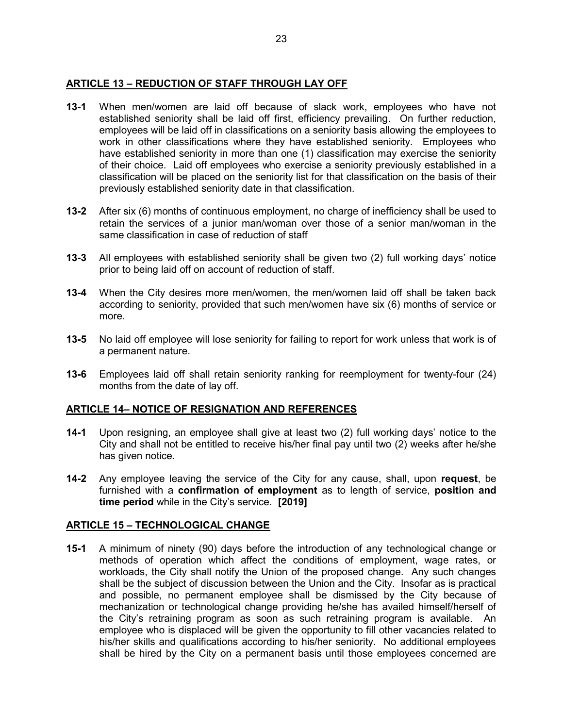## ARTICLE 13 – REDUCTION OF STAFF THROUGH LAY OFF

**13-1** When men/women are laid off because of slack work, employees who have not established seniority shall be laid off first, efficiency prevailing. On further reduction, employees will be laid off in classifications on a seniority basis allowing the employees to work in other classifications where they have established seniority. Employees who have established seniority in more than one (1) classification may exercise the seniority of their choice. Laid off employees who exercise a seniority previously established in a classification will be placed on the seniority list for that classification on the basis of their previously established seniority date in that classification.

**13-2** After six (6) months of continuous employment, no charge of inefficiency shall be used to retain the services of a junior man/woman over those of a senior man/woman in the same classification in case of reduction of staff

**13-3** All employees with established seniority shall be given two (2) full working days' notice prior to being laid off on account of reduction of staff.

**13-4** When the City desires more men/women, the men/women laid off shall be taken back according to seniority, provided that such men/women have six (6) months of service or more.

**13-5** No laid off employee will lose seniority for failing to report for work unless that work is of a permanent nature.

**13-6** Employees laid off shall retain seniority ranking for reemployment for twenty-four (24) months from the date of lay off.

## ARTICLE 14– NOTICE OF RESIGNATION AND REFERENCES

**14-1** Upon resigning, an employee shall give at least two (2) full working days' notice to the City and shall not be entitled to receive his/her final pay until two (2) weeks after he/she has given notice.

**14-2** Any employee leaving the service of the City for any cause, shall, upon **request**, be furnished with a **confirmation of employment** as to length of service, **position and time period** while in the City's service. **[2019]**

## ARTICLE 15 – TECHNOLOGICAL CHANGE

**15-1** A minimum of ninety (90) days before the introduction of any technological change or methods of operation which affect the conditions of employment, wage rates, or workloads, the City shall notify the Union of the proposed change. Any such changes shall be the subject of discussion between the Union and the City. Insofar as is practical and possible, no permanent employee shall be dismissed by the City because of mechanization or technological change providing he/she has availed himself/herself of the City's retraining program as soon as such retraining program is available. An employee who is displaced will be given the opportunity to fill other vacancies related to his/her skills and qualifications according to his/her seniority. No additional employees shall be hired by the City on a permanent basis until those employees concerned are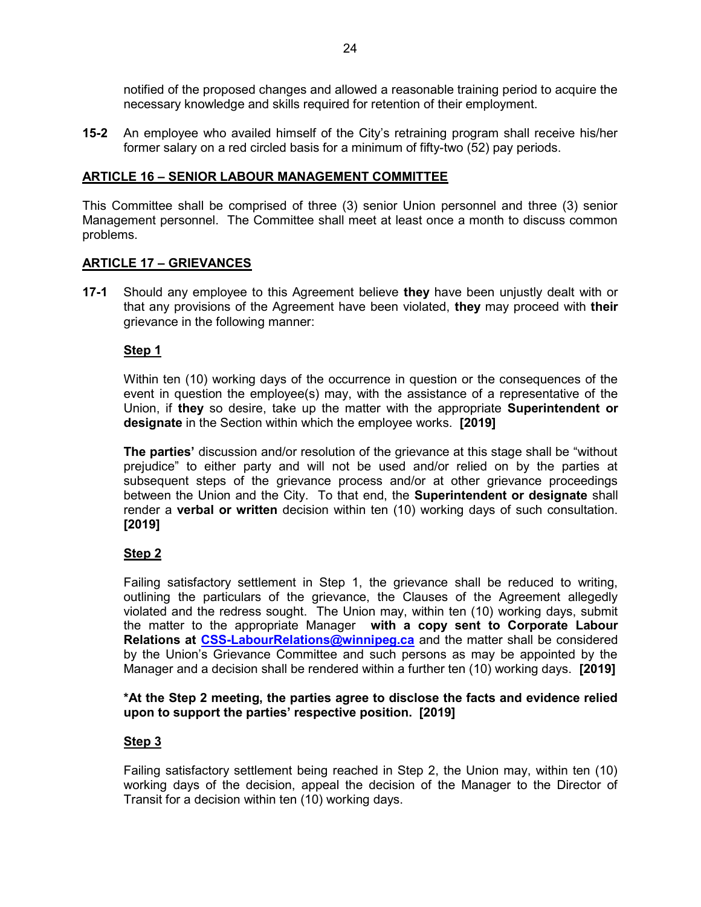notified of the proposed changes and allowed a reasonable training period to acquire the necessary knowledge and skills required for retention of their employment.

**15-2** An employee who availed himself of the City's retraining program shall receive his/her former salary on a red circled basis for a minimum of fifty-two (52) pay periods.

## ARTICLE 16 – SENIOR LABOUR MANAGEMENT COMMITTEE

This Committee shall be comprised of three (3) senior Union personnel and three (3) senior Management personnel. The Committee shall meet at least once a month to discuss common problems.

## ARTICLE 17 – GRIEVANCES

**17-1** Should any employee to this Agreement believe **they** have been unjustly dealt with or that any provisions of the Agreement have been violated, **they** may proceed with **their** grievance in the following manner:

### Step 1

Within ten (10) working days of the occurrence in question or the consequences of the event in question the employee(s) may, with the assistance of a representative of the Union, if **they** so desire, take up the matter with the appropriate **Superintendent or designate** in the Section within which the employee works. **[2019]**

**The parties'** discussion and/or resolution of the grievance at this stage shall be "without prejudice" to either party and will not be used and/or relied on by the parties at subsequent steps of the grievance process and/or at other grievance proceedings between the Union and the City. To that end, the **Superintendent or designate** shall render a **verbal or written** decision within ten (10) working days of such consultation. **[2019]**

### Step 2

Failing satisfactory settlement in Step 1, the grievance shall be reduced to writing, outlining the particulars of the grievance, the Clauses of the Agreement allegedly violated and the redress sought. The Union may, within ten (10) working days, submit the matter to the appropriate Manager **with a copy sent to Corporate Labour Relations at CSS-LabourRelations@winnipeg.ca** and the matter shall be considered by the Union's Grievance Committee and such persons as may be appointed by the Manager and a decision shall be rendered within a further ten (10) working days. **[2019]**

**\*At the Step 2 meeting, the parties agree to disclose the facts and evidence relied upon to support the parties' respective position. [2019]**

### Step 3

Failing satisfactory settlement being reached in Step 2, the Union may, within ten (10) working days of the decision, appeal the decision of the Manager to the Director of Transit for a decision within ten (10) working days.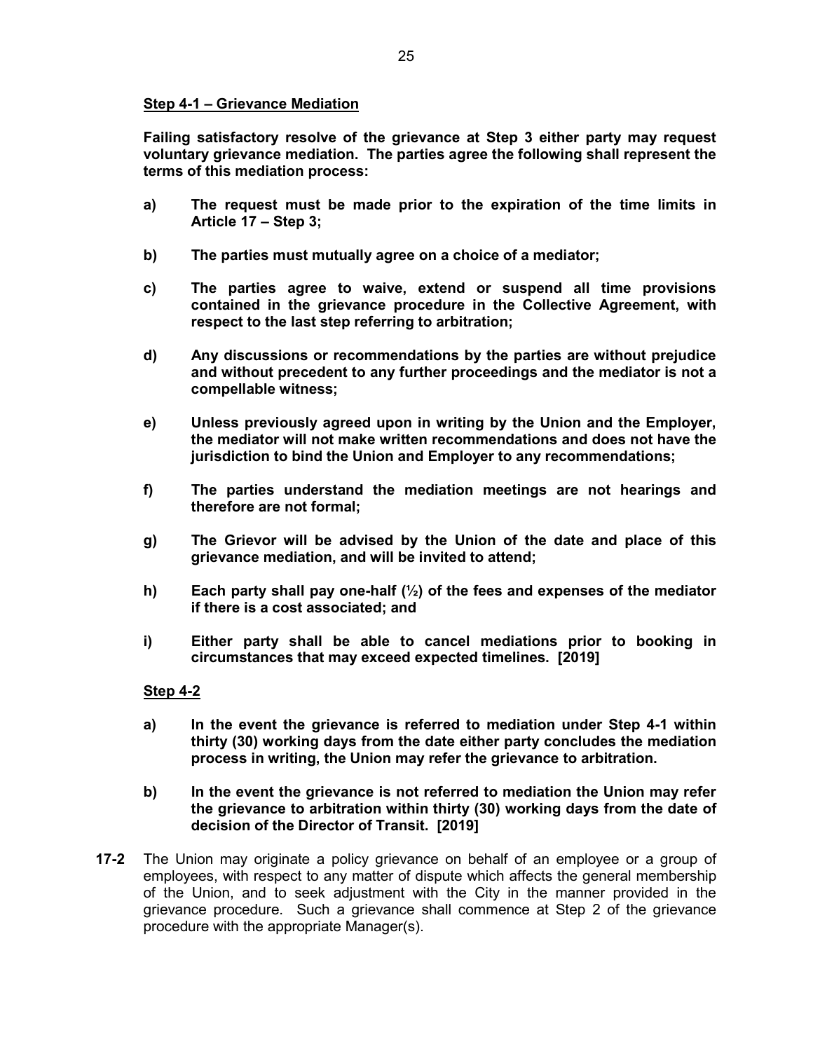**<u>Step 4-1 – Grievance Mediation</u>**

**Failing satisfactory resolve of the grievance at Step 3 either party may request voluntary grievance mediation. The parties agree the following shall represent the terms of this mediation process:**

**a) The request must be made prior to the expiration of the time limits in Article 17 – Step 3;**

**b) The parties must mutually agree on a choice of a mediator;**

**c) The parties agree to waive, extend or suspend all time provisions contained in the grievance procedure in the Collective Agreement, with respect to the last step referring to arbitration;**

**d) Any discussions or recommendations by the parties are without prejudice and without precedent to any further proceedings and the mediator is not a compellable witness;**

**e) Unless previously agreed upon in writing by the Union and the Employer, the mediator will not make written recommendations and does not have the jurisdiction to bind the Union and Employer to any recommendations;**

**f) The parties understand the mediation meetings are not hearings and therefore are not formal;**

**g) The Grievor will be advised by the Union of the date and place of this grievance mediation, and will be invited to attend;**

**h) Each party shall pay one-half (½) of the fees and expenses of the mediator if there is a cost associated; and**

**i) Either party shall be able to cancel mediations prior to booking in circumstances that may exceed expected timelines. [2019]**

**<u>Step 4-2</u>**

**a) In the event the grievance is referred to mediation under Step 4-1 within thirty (30) working days from the date either party concludes the mediation process in writing, the Union may refer the grievance to arbitration.**

**b) In the event the grievance is not referred to mediation the Union may refer the grievance to arbitration within thirty (30) working days from the date of decision of the Director of Transit. [2019]**

**17-2** The Union may originate a policy grievance on behalf of an employee or a group of employees, with respect to any matter of dispute which affects the general membership of the Union, and to seek adjustment with the City in the manner provided in the grievance procedure. Such a grievance shall commence at Step 2 of the grievance procedure with the appropriate Manager(s).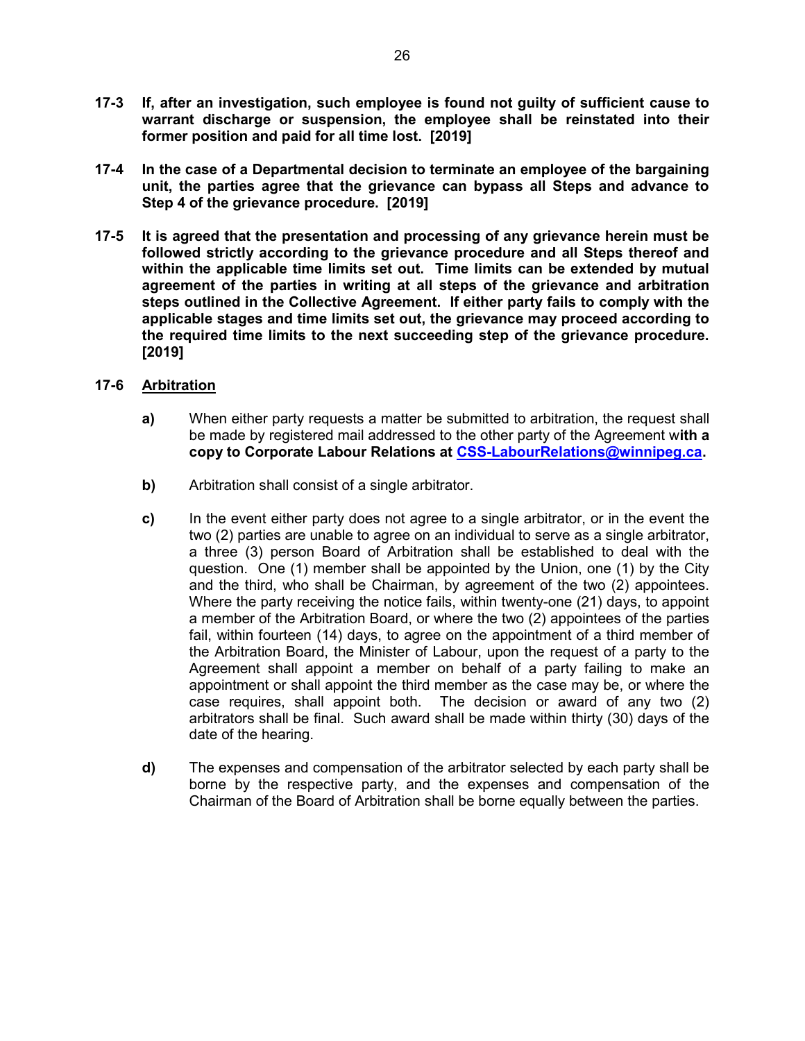**17-3 If, after an investigation, such employee is found not guilty of sufficient cause to warrant discharge or suspension, the employee shall be reinstated into their former position and paid for all time lost. [2019]**

**17-4 In the case of a Departmental decision to terminate an employee of the bargaining unit, the parties agree that the grievance can bypass all Steps and advance to Step 4 of the grievance procedure. [2019]**

**17-5 It is agreed that the presentation and processing of any grievance herein must be followed strictly according to the grievance procedure and all Steps thereof and within the applicable time limits set out. Time limits can be extended by mutual agreement of the parties in writing at all steps of the grievance and arbitration steps outlined in the Collective Agreement. If either party fails to comply with the applicable stages and time limits set out, the grievance may proceed according to the required time limits to the next succeeding step of the grievance procedure. [2019]**

**17-6 Arbitration**

**a)** When either party requests a matter be submitted to arbitration, the request shall be made by registered mail addressed to the other party of the Agreement w**ith a copy to Corporate Labour Relations at CSS-LabourRelations@winnipeg.ca.**

**b)** Arbitration shall consist of a single arbitrator.

**c)** In the event either party does not agree to a single arbitrator, or in the event the two (2) parties are unable to agree on an individual to serve as a single arbitrator, a three (3) person Board of Arbitration shall be established to deal with the question. One (1) member shall be appointed by the Union, one (1) by the City and the third, who shall be Chairman, by agreement of the two (2) appointees. Where the party receiving the notice fails, within twenty-one (21) days, to appoint a member of the Arbitration Board, or where the two (2) appointees of the parties fail, within fourteen (14) days, to agree on the appointment of a third member of the Arbitration Board, the Minister of Labour, upon the request of a party to the Agreement shall appoint a member on behalf of a party failing to make an appointment or shall appoint the third member as the case may be, or where the case requires, shall appoint both. The decision or award of any two (2) arbitrators shall be final. Such award shall be made within thirty (30) days of the date of the hearing.

**d)** The expenses and compensation of the arbitrator selected by each party shall be borne by the respective party, and the expenses and compensation of the Chairman of the Board of Arbitration shall be borne equally between the parties.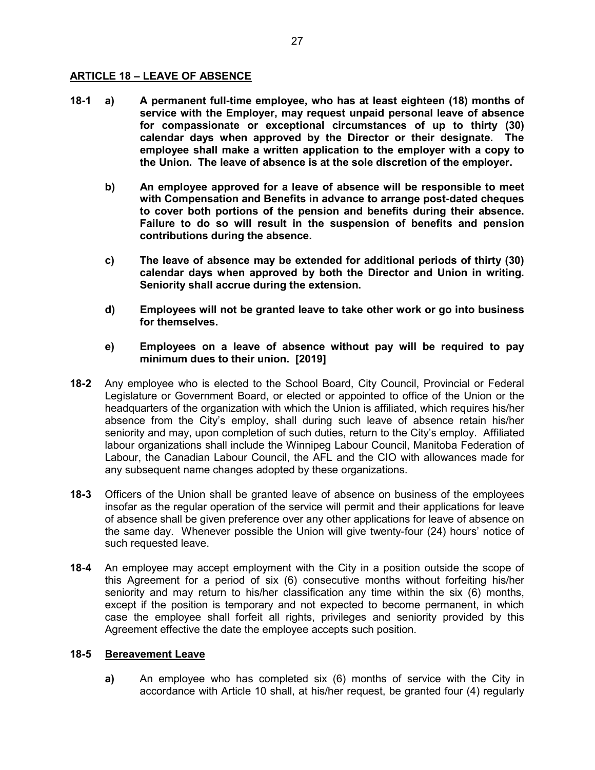## ARTICLE 18 – LEAVE OF ABSENCE

**18-1 a) A permanent full-time employee, who has at least eighteen (18) months of service with the Employer, may request unpaid personal leave of absence for compassionate or exceptional circumstances of up to thirty (30) calendar days when approved by the Director or their designate. The employee shall make a written application to the employer with a copy to the Union. The leave of absence is at the sole discretion of the employer.**

**b) An employee approved for a leave of absence will be responsible to meet with Compensation and Benefits in advance to arrange post-dated cheques to cover both portions of the pension and benefits during their absence. Failure to do so will result in the suspension of benefits and pension contributions during the absence.**

**c) The leave of absence may be extended for additional periods of thirty (30) calendar days when approved by both the Director and Union in writing. Seniority shall accrue during the extension.**

**d) Employees will not be granted leave to take other work or go into business for themselves.**

**e) Employees on a leave of absence without pay will be required to pay minimum dues to their union. [2019]**

**18-2** Any employee who is elected to the School Board, City Council, Provincial or Federal Legislature or Government Board, or elected or appointed to office of the Union or the headquarters of the organization with which the Union is affiliated, which requires his/her absence from the City's employ, shall during such leave of absence retain his/her seniority and may, upon completion of such duties, return to the City's employ. Affiliated labour organizations shall include the Winnipeg Labour Council, Manitoba Federation of Labour, the Canadian Labour Council, the AFL and the CIO with allowances made for any subsequent name changes adopted by these organizations.

**18-3** Officers of the Union shall be granted leave of absence on business of the employees insofar as the regular operation of the service will permit and their applications for leave of absence shall be given preference over any other applications for leave of absence on the same day. Whenever possible the Union will give twenty-four (24) hours' notice of such requested leave.

**18-4** An employee may accept employment with the City in a position outside the scope of this Agreement for a period of six (6) consecutive months without forfeiting his/her seniority and may return to his/her classification any time within the six (6) months, except if the position is temporary and not expected to become permanent, in which case the employee shall forfeit all rights, privileges and seniority provided by this Agreement effective the date the employee accepts such position.

**18-5 Bereavement Leave**

**a)** An employee who has completed six (6) months of service with the City in accordance with Article 10 shall, at his/her request, be granted four (4) regularly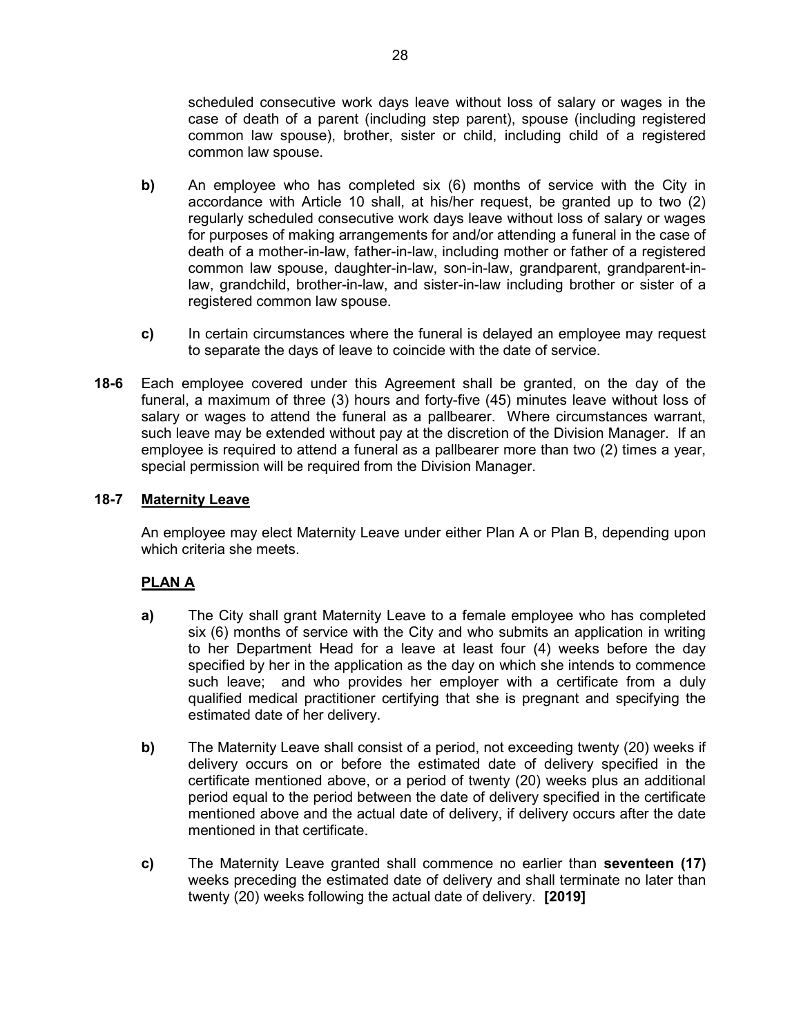scheduled consecutive work days leave without loss of salary or wages in the case of death of a parent (including step parent), spouse (including registered common law spouse), brother, sister or child, including child of a registered common law spouse.

**b)** An employee who has completed six (6) months of service with the City in accordance with Article 10 shall, at his/her request, be granted up to two (2) regularly scheduled consecutive work days leave without loss of salary or wages for purposes of making arrangements for and/or attending a funeral in the case of death of a mother-in-law, father-in-law, including mother or father of a registered common law spouse, daughter-in-law, son-in-law, grandparent, grandparent-in-law, grandchild, brother-in-law, and sister-in-law including brother or sister of a registered common law spouse.

**c)** In certain circumstances where the funeral is delayed an employee may request to separate the days of leave to coincide with the date of service.

**18-6** Each employee covered under this Agreement shall be granted, on the day of the funeral, a maximum of three (3) hours and forty-five (45) minutes leave without loss of salary or wages to attend the funeral as a pallbearer. Where circumstances warrant, such leave may be extended without pay at the discretion of the Division Manager. If an employee is required to attend a funeral as a pallbearer more than two (2) times a year, special permission will be required from the Division Manager.

**18-7 <u>Maternity Leave</u>**

An employee may elect Maternity Leave under either Plan A or Plan B, depending upon which criteria she meets.

**<u>PLAN A</u>**

**a)** The City shall grant Maternity Leave to a female employee who has completed six (6) months of service with the City and who submits an application in writing to her Department Head for a leave at least four (4) weeks before the day specified by her in the application as the day on which she intends to commence such leave; and who provides her employer with a certificate from a duly qualified medical practitioner certifying that she is pregnant and specifying the estimated date of her delivery.

**b)** The Maternity Leave shall consist of a period, not exceeding twenty (20) weeks if delivery occurs on or before the estimated date of delivery specified in the certificate mentioned above, or a period of twenty (20) weeks plus an additional period equal to the period between the date of delivery specified in the certificate mentioned above and the actual date of delivery, if delivery occurs after the date mentioned in that certificate.

**c)** The Maternity Leave granted shall commence no earlier than **seventeen (17)** weeks preceding the estimated date of delivery and shall terminate no later than twenty (20) weeks following the actual date of delivery. **[2019]**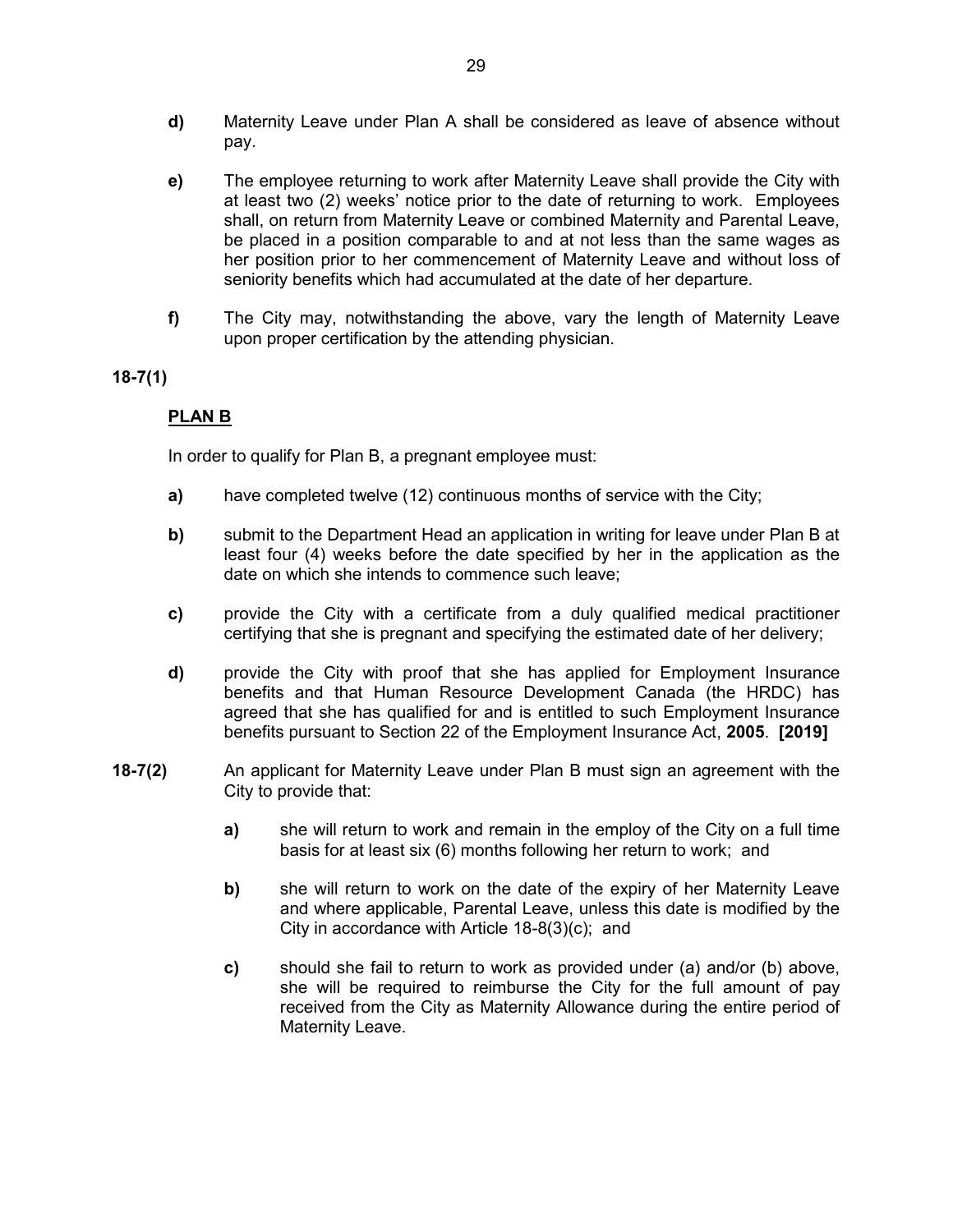**d)** Maternity Leave under Plan A shall be considered as leave of absence without pay.

**e)** The employee returning to work after Maternity Leave shall provide the City with at least two (2) weeks' notice prior to the date of returning to work. Employees shall, on return from Maternity Leave or combined Maternity and Parental Leave, be placed in a position comparable to and at not less than the same wages as her position prior to her commencement of Maternity Leave and without loss of seniority benefits which had accumulated at the date of her departure.

**f)** The City may, notwithstanding the above, vary the length of Maternity Leave upon proper certification by the attending physician.

**18-7(1)**

**PLAN B**

In order to qualify for Plan B, a pregnant employee must:

**a)** have completed twelve (12) continuous months of service with the City;

**b)** submit to the Department Head an application in writing for leave under Plan B at least four (4) weeks before the date specified by her in the application as the date on which she intends to commence such leave;

**c)** provide the City with a certificate from a duly qualified medical practitioner certifying that she is pregnant and specifying the estimated date of her delivery;

**d)** provide the City with proof that she has applied for Employment Insurance benefits and that Human Resource Development Canada (the HRDC) has agreed that she has qualified for and is entitled to such Employment Insurance benefits pursuant to Section 22 of the Employment Insurance Act, **2005**. **[2019]**

**18-7(2)** An applicant for Maternity Leave under Plan B must sign an agreement with the City to provide that:

**a)** she will return to work and remain in the employ of the City on a full time basis for at least six (6) months following her return to work; and

**b)** she will return to work on the date of the expiry of her Maternity Leave and where applicable, Parental Leave, unless this date is modified by the City in accordance with Article 18-8(3)(c); and

**c)** should she fail to return to work as provided under (a) and/or (b) above, she will be required to reimburse the City for the full amount of pay received from the City as Maternity Allowance during the entire period of Maternity Leave.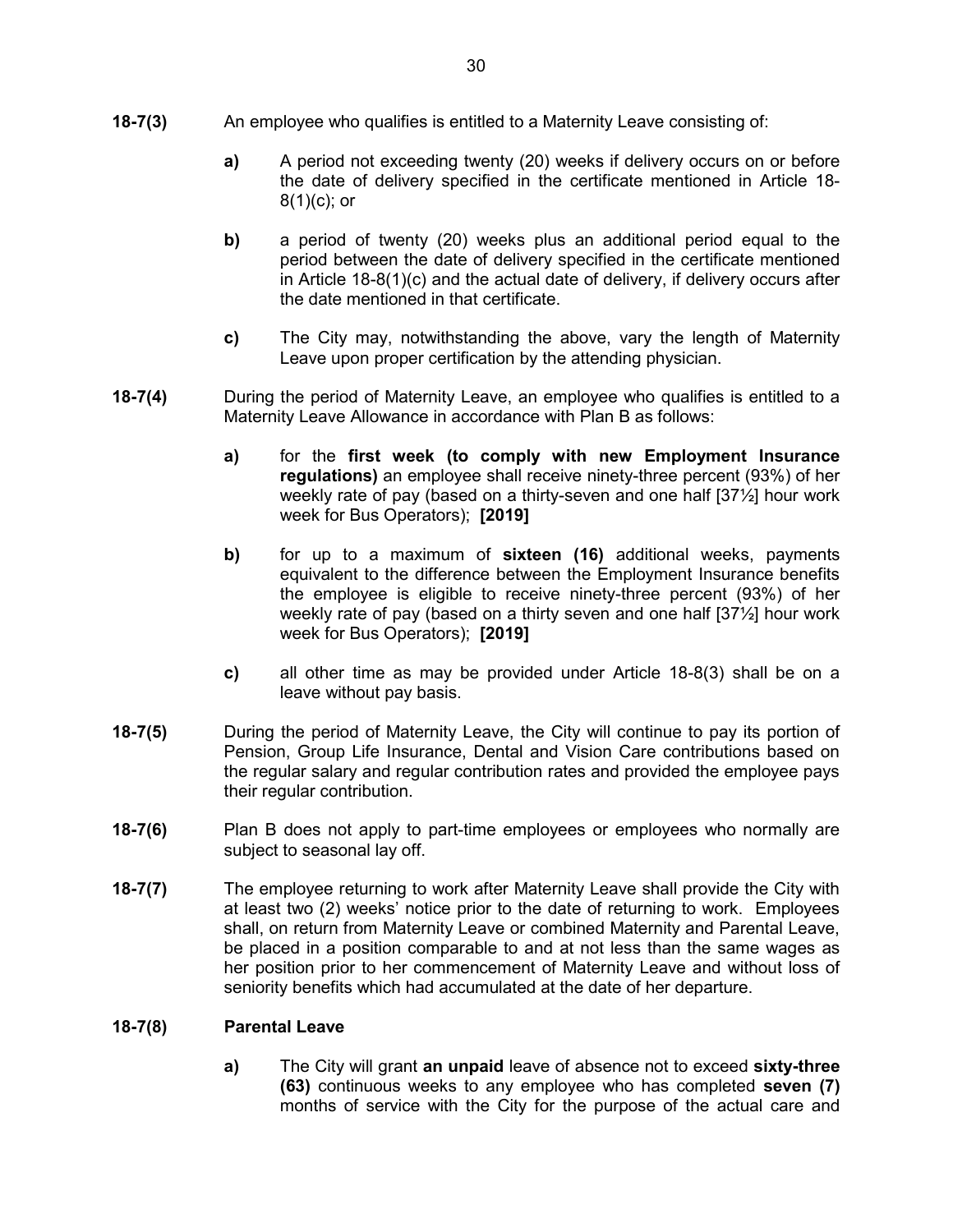**18-7(3)** An employee who qualifies is entitled to a Maternity Leave consisting of:

**a)** A period not exceeding twenty (20) weeks if delivery occurs on or before the date of delivery specified in the certificate mentioned in Article 18-8(1)(c); or

**b)** a period of twenty (20) weeks plus an additional period equal to the period between the date of delivery specified in the certificate mentioned in Article 18-8(1)(c) and the actual date of delivery, if delivery occurs after the date mentioned in that certificate.

**c)** The City may, notwithstanding the above, vary the length of Maternity Leave upon proper certification by the attending physician.

**18-7(4)** During the period of Maternity Leave, an employee who qualifies is entitled to a Maternity Leave Allowance in accordance with Plan B as follows:

**a)** for the **first week (to comply with new Employment Insurance regulations)** an employee shall receive ninety-three percent (93%) of her weekly rate of pay (based on a thirty-seven and one half [37½] hour work week for Bus Operators); **[2019]**

**b)** for up to a maximum of **sixteen (16)** additional weeks, payments equivalent to the difference between the Employment Insurance benefits the employee is eligible to receive ninety-three percent (93%) of her weekly rate of pay (based on a thirty seven and one half [37½] hour work week for Bus Operators); **[2019]**

**c)** all other time as may be provided under Article 18-8(3) shall be on a leave without pay basis.

**18-7(5)** During the period of Maternity Leave, the City will continue to pay its portion of Pension, Group Life Insurance, Dental and Vision Care contributions based on the regular salary and regular contribution rates and provided the employee pays their regular contribution.

**18-7(6)** Plan B does not apply to part-time employees or employees who normally are subject to seasonal lay off.

**18-7(7)** The employee returning to work after Maternity Leave shall provide the City with at least two (2) weeks' notice prior to the date of returning to work. Employees shall, on return from Maternity Leave or combined Maternity and Parental Leave, be placed in a position comparable to and at not less than the same wages as her position prior to her commencement of Maternity Leave and without loss of seniority benefits which had accumulated at the date of her departure.

**18-7(8) Parental Leave**

**a)** The City will grant **an unpaid** leave of absence not to exceed **sixty-three (63)** continuous weeks to any employee who has completed **seven (7)** months of service with the City for the purpose of the actual care and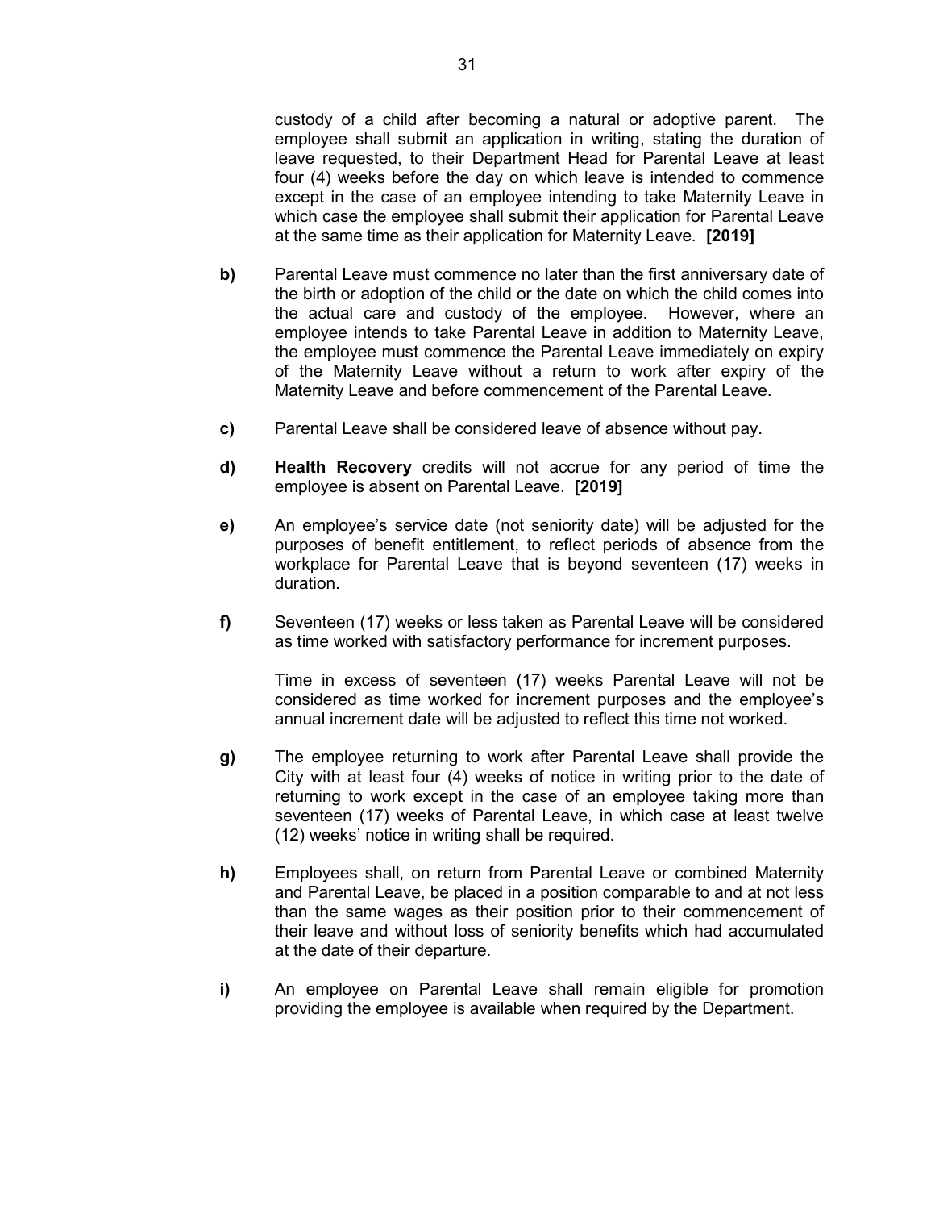custody of a child after becoming a natural or adoptive parent. The employee shall submit an application in writing, stating the duration of leave requested, to their Department Head for Parental Leave at least four (4) weeks before the day on which leave is intended to commence except in the case of an employee intending to take Maternity Leave in which case the employee shall submit their application for Parental Leave at the same time as their application for Maternity Leave. **[2019]**

**b)** Parental Leave must commence no later than the first anniversary date of the birth or adoption of the child or the date on which the child comes into the actual care and custody of the employee. However, where an employee intends to take Parental Leave in addition to Maternity Leave, the employee must commence the Parental Leave immediately on expiry of the Maternity Leave without a return to work after expiry of the Maternity Leave and before commencement of the Parental Leave.

**c)** Parental Leave shall be considered leave of absence without pay.

**d)** **Health Recovery** credits will not accrue for any period of time the employee is absent on Parental Leave. **[2019]**

**e)** An employee's service date (not seniority date) will be adjusted for the purposes of benefit entitlement, to reflect periods of absence from the workplace for Parental Leave that is beyond seventeen (17) weeks in duration.

**f)** Seventeen (17) weeks or less taken as Parental Leave will be considered as time worked with satisfactory performance for increment purposes.

Time in excess of seventeen (17) weeks Parental Leave will not be considered as time worked for increment purposes and the employee's annual increment date will be adjusted to reflect this time not worked.

**g)** The employee returning to work after Parental Leave shall provide the City with at least four (4) weeks of notice in writing prior to the date of returning to work except in the case of an employee taking more than seventeen (17) weeks of Parental Leave, in which case at least twelve (12) weeks' notice in writing shall be required.

**h)** Employees shall, on return from Parental Leave or combined Maternity and Parental Leave, be placed in a position comparable to and at not less than the same wages as their position prior to their commencement of their leave and without loss of seniority benefits which had accumulated at the date of their departure.

**i)** An employee on Parental Leave shall remain eligible for promotion providing the employee is available when required by the Department.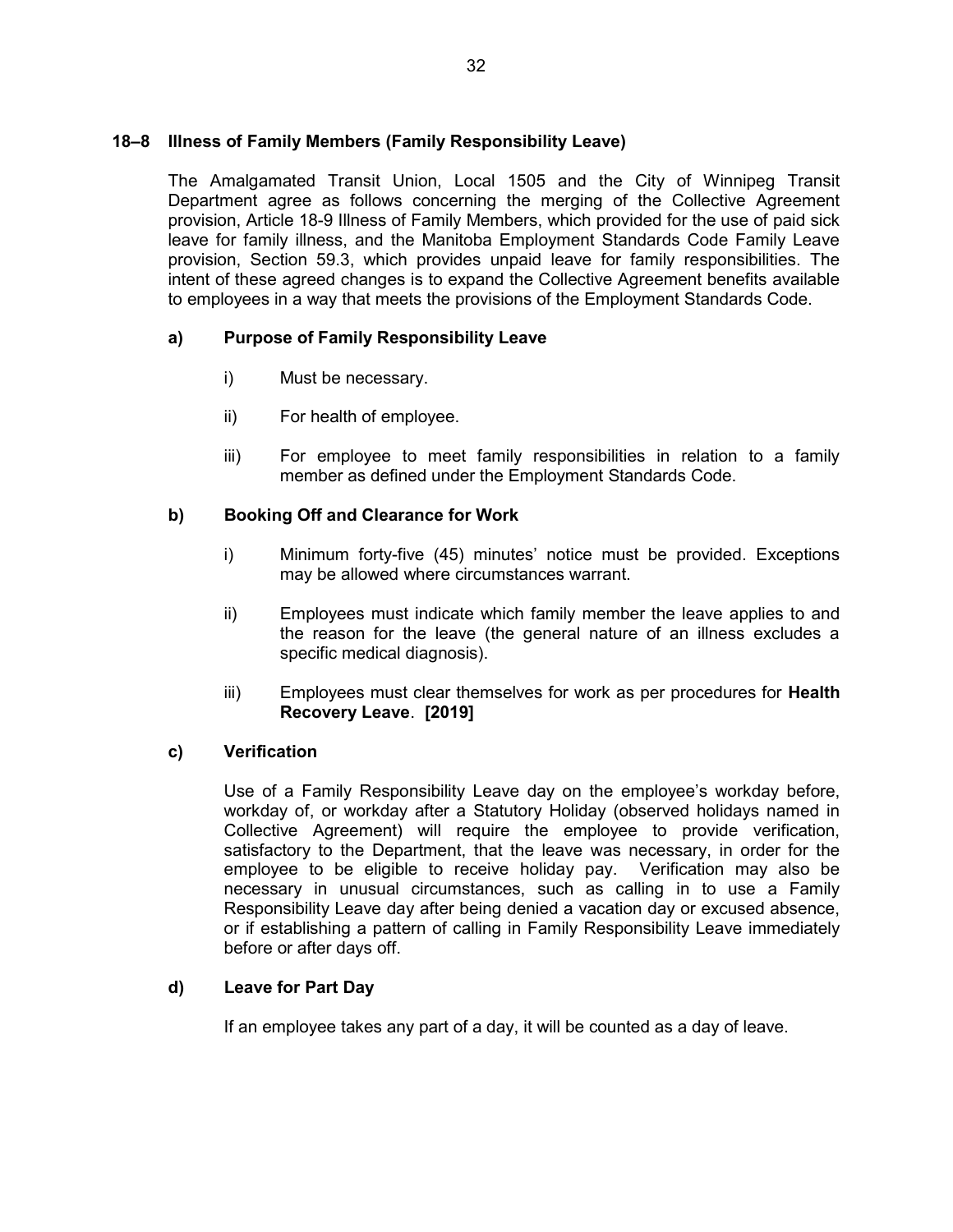### 18–8 Illness of Family Members (Family Responsibility Leave)

The Amalgamated Transit Union, Local 1505 and the City of Winnipeg Transit Department agree as follows concerning the merging of the Collective Agreement provision, Article 18-9 Illness of Family Members, which provided for the use of paid sick leave for family illness, and the Manitoba Employment Standards Code Family Leave provision, Section 59.3, which provides unpaid leave for family responsibilities. The intent of these agreed changes is to expand the Collective Agreement benefits available to employees in a way that meets the provisions of the Employment Standards Code.

#### a) Purpose of Family Responsibility Leave

i) Must be necessary.

ii) For health of employee.

iii) For employee to meet family responsibilities in relation to a family member as defined under the Employment Standards Code.

#### b) Booking Off and Clearance for Work

i) Minimum forty-five (45) minutes' notice must be provided. Exceptions may be allowed where circumstances warrant.

ii) Employees must indicate which family member the leave applies to and the reason for the leave (the general nature of an illness excludes a specific medical diagnosis).

iii) Employees must clear themselves for work as per procedures for **Health Recovery Leave**. **[2019]**

#### c) Verification

Use of a Family Responsibility Leave day on the employee's workday before, workday of, or workday after a Statutory Holiday (observed holidays named in Collective Agreement) will require the employee to provide verification, satisfactory to the Department, that the leave was necessary, in order for the employee to be eligible to receive holiday pay. Verification may also be necessary in unusual circumstances, such as calling in to use a Family Responsibility Leave day after being denied a vacation day or excused absence, or if establishing a pattern of calling in Family Responsibility Leave immediately before or after days off.

#### d) Leave for Part Day

If an employee takes any part of a day, it will be counted as a day of leave.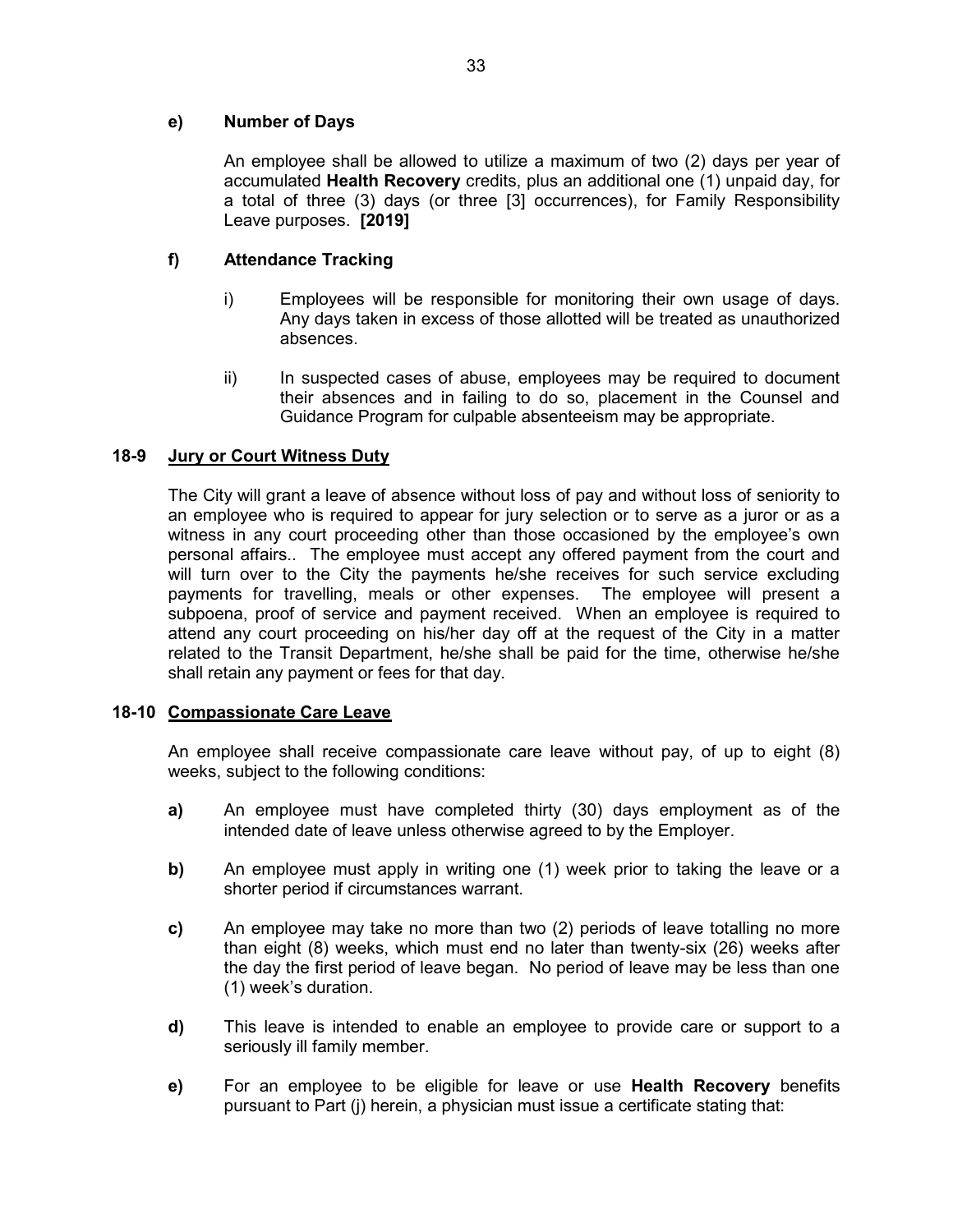**e) Number of Days**

An employee shall be allowed to utilize a maximum of two (2) days per year of accumulated **Health Recovery** credits, plus an additional one (1) unpaid day, for a total of three (3) days (or three [3] occurrences), for Family Responsibility Leave purposes. **[2019]**

**f) Attendance Tracking**

i) Employees will be responsible for monitoring their own usage of days. Any days taken in excess of those allotted will be treated as unauthorized absences.

ii) In suspected cases of abuse, employees may be required to document their absences and in failing to do so, placement in the Counsel and Guidance Program for culpable absenteeism may be appropriate.

### 18-9 Jury or Court Witness Duty

The City will grant a leave of absence without loss of pay and without loss of seniority to an employee who is required to appear for jury selection or to serve as a juror or as a witness in any court proceeding other than those occasioned by the employee's own personal affairs.. The employee must accept any offered payment from the court and will turn over to the City the payments he/she receives for such service excluding payments for travelling, meals or other expenses. The employee will present a subpoena, proof of service and payment received. When an employee is required to attend any court proceeding on his/her day off at the request of the City in a matter related to the Transit Department, he/she shall be paid for the time, otherwise he/she shall retain any payment or fees for that day.

### 18-10 Compassionate Care Leave

An employee shall receive compassionate care leave without pay, of up to eight (8) weeks, subject to the following conditions:

**a)** An employee must have completed thirty (30) days employment as of the intended date of leave unless otherwise agreed to by the Employer.

**b)** An employee must apply in writing one (1) week prior to taking the leave or a shorter period if circumstances warrant.

**c)** An employee may take no more than two (2) periods of leave totalling no more than eight (8) weeks, which must end no later than twenty-six (26) weeks after the day the first period of leave began. No period of leave may be less than one (1) week's duration.

**d)** This leave is intended to enable an employee to provide care or support to a seriously ill family member.

**e)** For an employee to be eligible for leave or use **Health Recovery** benefits pursuant to Part (j) herein, a physician must issue a certificate stating that: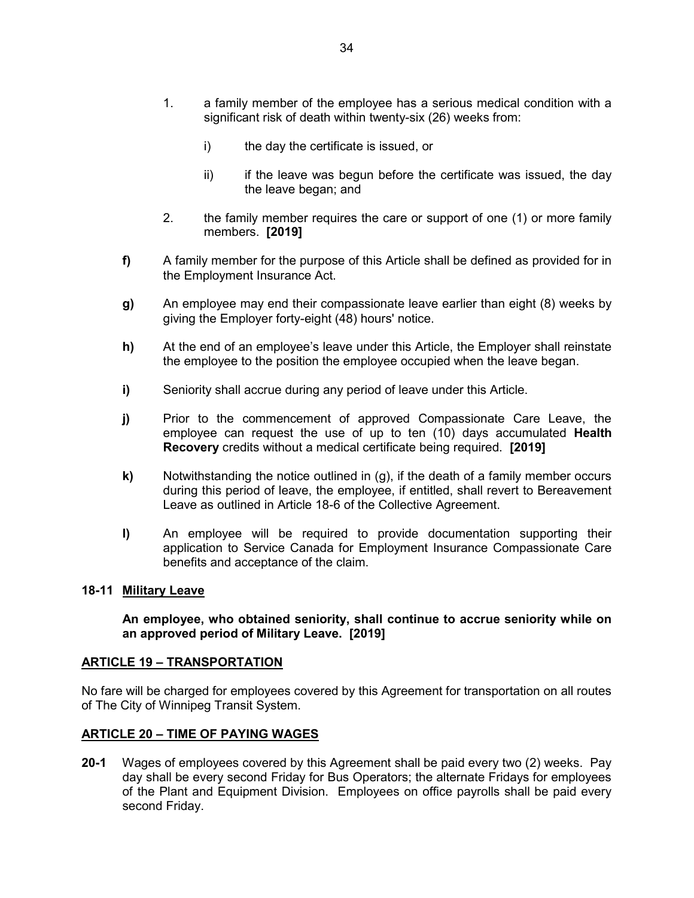1. a family member of the employee has a serious medical condition with a significant risk of death within twenty-six (26) weeks from:

    i) the day the certificate is issued, or

    ii) if the leave was begun before the certificate was issued, the day the leave began; and

2. the family member requires the care or support of one (1) or more family members. **[2019]**

**f)** A family member for the purpose of this Article shall be defined as provided for in the Employment Insurance Act.

**g)** An employee may end their compassionate leave earlier than eight (8) weeks by giving the Employer forty-eight (48) hours' notice.

**h)** At the end of an employee's leave under this Article, the Employer shall reinstate the employee to the position the employee occupied when the leave began.

**i)** Seniority shall accrue during any period of leave under this Article.

**j)** Prior to the commencement of approved Compassionate Care Leave, the employee can request the use of up to ten (10) days accumulated **Health Recovery** credits without a medical certificate being required. **[2019]**

**k)** Notwithstanding the notice outlined in (g), if the death of a family member occurs during this period of leave, the employee, if entitled, shall revert to Bereavement Leave as outlined in Article 18-6 of the Collective Agreement.

**l)** An employee will be required to provide documentation supporting their application to Service Canada for Employment Insurance Compassionate Care benefits and acceptance of the claim.

**18-11 Military Leave**

**An employee, who obtained seniority, shall continue to accrue seniority while on an approved period of Military Leave. [2019]**

## ARTICLE 19 – TRANSPORTATION

No fare will be charged for employees covered by this Agreement for transportation on all routes of The City of Winnipeg Transit System.

## ARTICLE 20 – TIME OF PAYING WAGES

**20-1** Wages of employees covered by this Agreement shall be paid every two (2) weeks. Pay day shall be every second Friday for Bus Operators; the alternate Fridays for employees of the Plant and Equipment Division. Employees on office payrolls shall be paid every second Friday.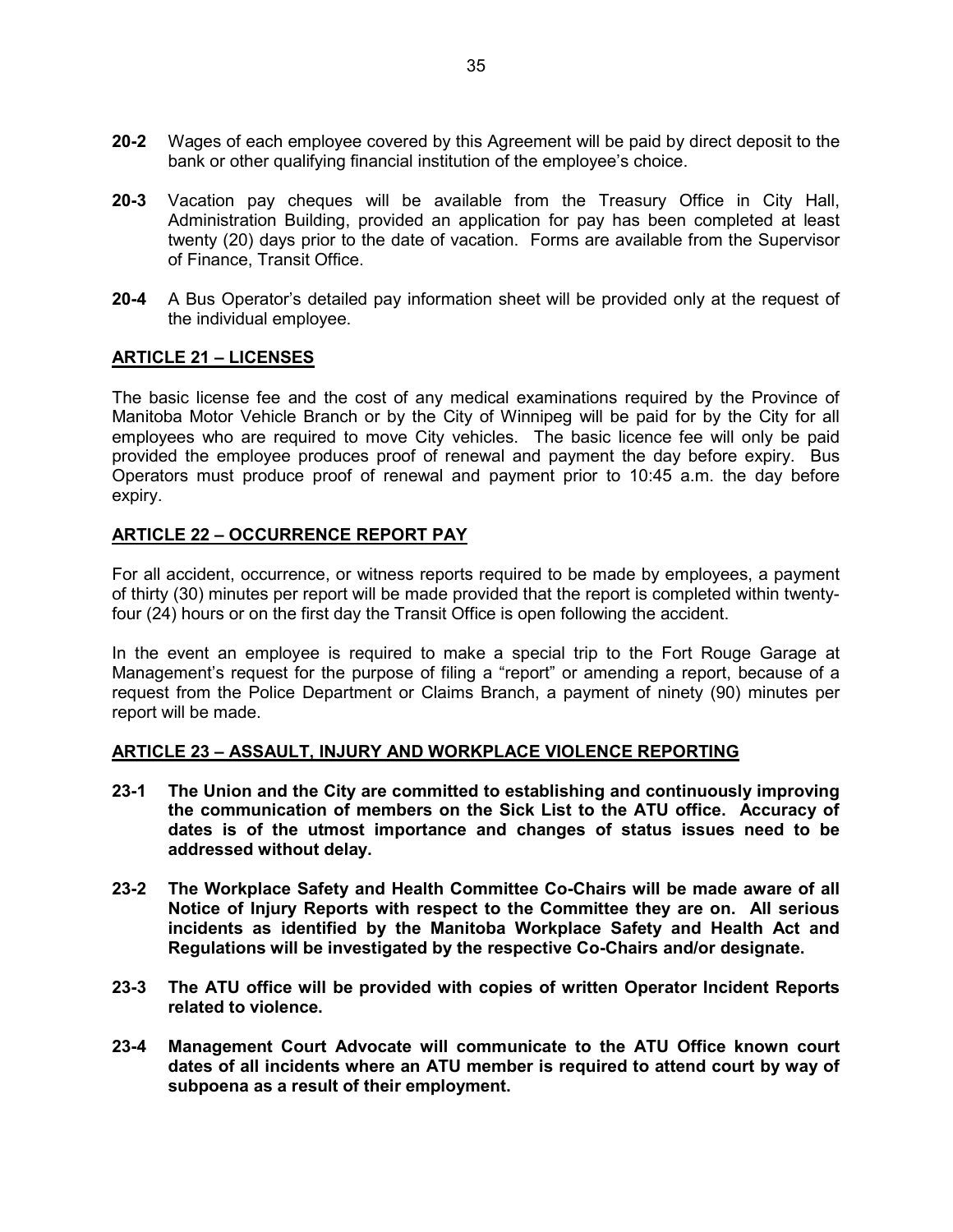**20-2** Wages of each employee covered by this Agreement will be paid by direct deposit to the bank or other qualifying financial institution of the employee's choice.

**20-3** Vacation pay cheques will be available from the Treasury Office in City Hall, Administration Building, provided an application for pay has been completed at least twenty (20) days prior to the date of vacation. Forms are available from the Supervisor of Finance, Transit Office.

**20-4** A Bus Operator's detailed pay information sheet will be provided only at the request of the individual employee.

## ARTICLE 21 – LICENSES

The basic license fee and the cost of any medical examinations required by the Province of Manitoba Motor Vehicle Branch or by the City of Winnipeg will be paid for by the City for all employees who are required to move City vehicles. The basic licence fee will only be paid provided the employee produces proof of renewal and payment the day before expiry. Bus Operators must produce proof of renewal and payment prior to 10:45 a.m. the day before expiry.

## ARTICLE 22 – OCCURRENCE REPORT PAY

For all accident, occurrence, or witness reports required to be made by employees, a payment of thirty (30) minutes per report will be made provided that the report is completed within twenty-four (24) hours or on the first day the Transit Office is open following the accident.

In the event an employee is required to make a special trip to the Fort Rouge Garage at Management's request for the purpose of filing a "report" or amending a report, because of a request from the Police Department or Claims Branch, a payment of ninety (90) minutes per report will be made.

## ARTICLE 23 – ASSAULT, INJURY AND WORKPLACE VIOLENCE REPORTING

**23-1 The Union and the City are committed to establishing and continuously improving the communication of members on the Sick List to the ATU office. Accuracy of dates is of the utmost importance and changes of status issues need to be addressed without delay.**

**23-2 The Workplace Safety and Health Committee Co-Chairs will be made aware of all Notice of Injury Reports with respect to the Committee they are on. All serious incidents as identified by the Manitoba Workplace Safety and Health Act and Regulations will be investigated by the respective Co-Chairs and/or designate.**

**23-3 The ATU office will be provided with copies of written Operator Incident Reports related to violence.**

**23-4 Management Court Advocate will communicate to the ATU Office known court dates of all incidents where an ATU member is required to attend court by way of subpoena as a result of their employment.**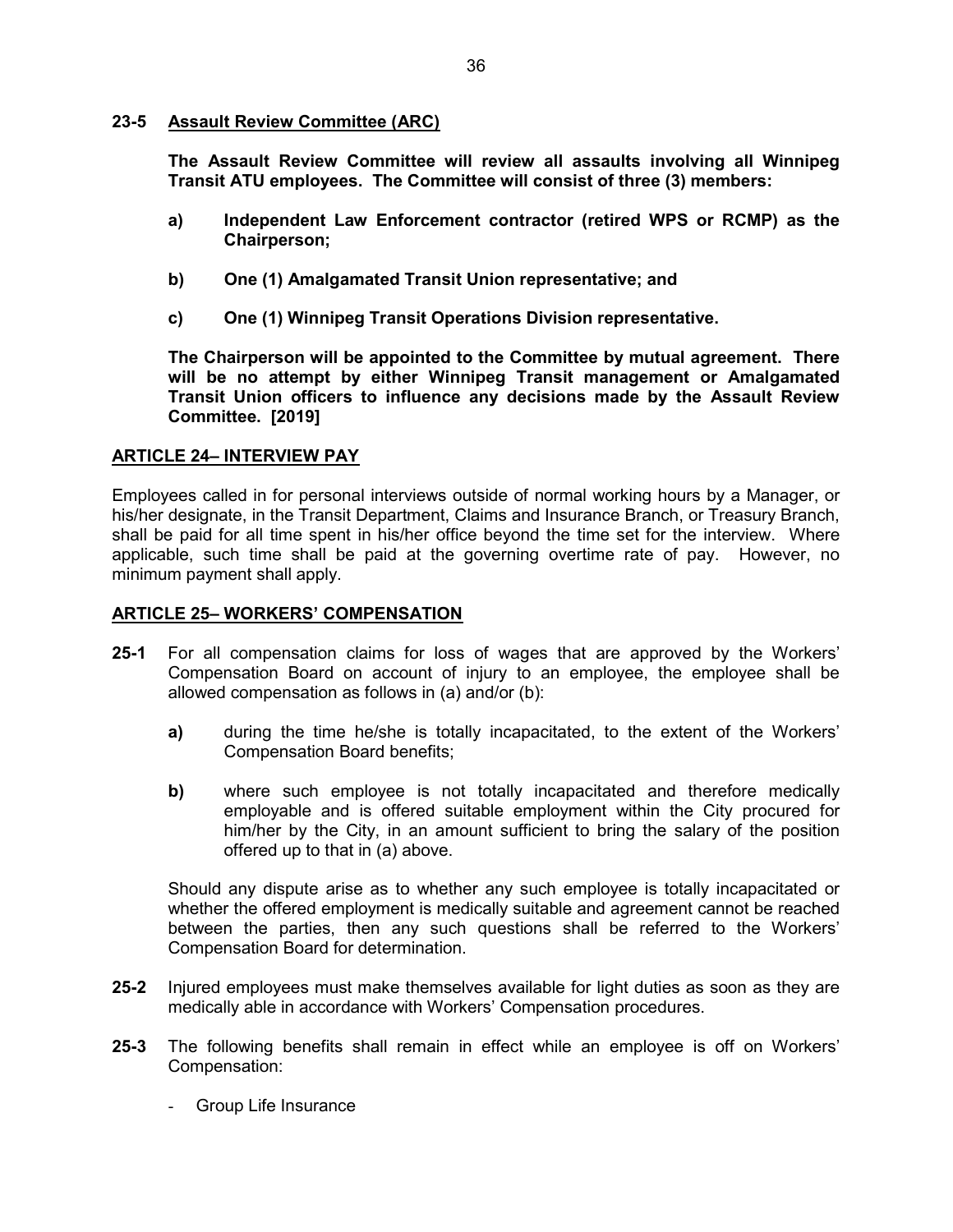**23-5 <u>Assault Review Committee (ARC)</u>**

**The Assault Review Committee will review all assaults involving all Winnipeg Transit ATU employees. The Committee will consist of three (3) members:**

**a) Independent Law Enforcement contractor (retired WPS or RCMP) as the Chairperson;**

**b) One (1) Amalgamated Transit Union representative; and**

**c) One (1) Winnipeg Transit Operations Division representative.**

**The Chairperson will be appointed to the Committee by mutual agreement. There will be no attempt by either Winnipeg Transit management or Amalgamated Transit Union officers to influence any decisions made by the Assault Review Committee. [2019]**

## ARTICLE 24– INTERVIEW PAY

Employees called in for personal interviews outside of normal working hours by a Manager, or his/her designate, in the Transit Department, Claims and Insurance Branch, or Treasury Branch, shall be paid for all time spent in his/her office beyond the time set for the interview. Where applicable, such time shall be paid at the governing overtime rate of pay. However, no minimum payment shall apply.

## ARTICLE 25– WORKERS' COMPENSATION

**25-1** For all compensation claims for loss of wages that are approved by the Workers' Compensation Board on account of injury to an employee, the employee shall be allowed compensation as follows in (a) and/or (b):

**a)** during the time he/she is totally incapacitated, to the extent of the Workers' Compensation Board benefits;

**b)** where such employee is not totally incapacitated and therefore medically employable and is offered suitable employment within the City procured for him/her by the City, in an amount sufficient to bring the salary of the position offered up to that in (a) above.

Should any dispute arise as to whether any such employee is totally incapacitated or whether the offered employment is medically suitable and agreement cannot be reached between the parties, then any such questions shall be referred to the Workers' Compensation Board for determination.

**25-2** Injured employees must make themselves available for light duties as soon as they are medically able in accordance with Workers' Compensation procedures.

**25-3** The following benefits shall remain in effect while an employee is off on Workers' Compensation:

- Group Life Insurance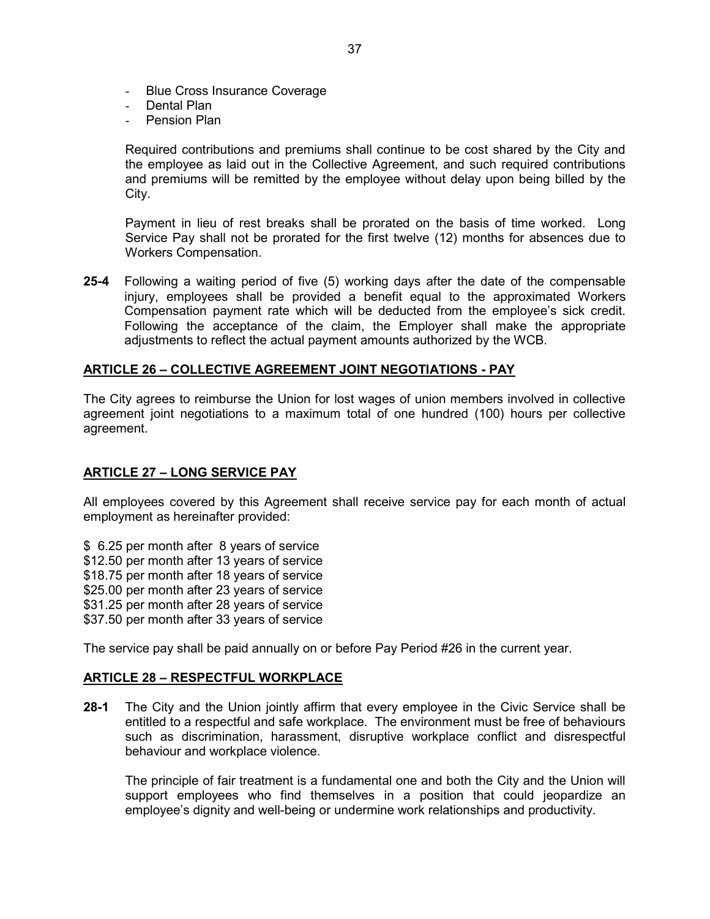- Blue Cross Insurance Coverage
- Dental Plan
- Pension Plan

Required contributions and premiums shall continue to be cost shared by the City and the employee as laid out in the Collective Agreement, and such required contributions and premiums will be remitted by the employee without delay upon being billed by the City.

Payment in lieu of rest breaks shall be prorated on the basis of time worked. Long Service Pay shall not be prorated for the first twelve (12) months for absences due to Workers Compensation.

**25-4** Following a waiting period of five (5) working days after the date of the compensable injury, employees shall be provided a benefit equal to the approximated Workers Compensation payment rate which will be deducted from the employee's sick credit. Following the acceptance of the claim, the Employer shall make the appropriate adjustments to reflect the actual payment amounts authorized by the WCB.

## ARTICLE 26 – COLLECTIVE AGREEMENT JOINT NEGOTIATIONS - PAY

The City agrees to reimburse the Union for lost wages of union members involved in collective agreement joint negotiations to a maximum total of one hundred (100) hours per collective agreement.

## ARTICLE 27 – LONG SERVICE PAY

All employees covered by this Agreement shall receive service pay for each month of actual employment as hereinafter provided:

$ 6.25 per month after 8 years of service
$12.50 per month after 13 years of service
$18.75 per month after 18 years of service
$25.00 per month after 23 years of service
$31.25 per month after 28 years of service
$37.50 per month after 33 years of service

The service pay shall be paid annually on or before Pay Period #26 in the current year.

## ARTICLE 28 – RESPECTFUL WORKPLACE

**28-1** The City and the Union jointly affirm that every employee in the Civic Service shall be entitled to a respectful and safe workplace. The environment must be free of behaviours such as discrimination, harassment, disruptive workplace conflict and disrespectful behaviour and workplace violence.

The principle of fair treatment is a fundamental one and both the City and the Union will support employees who find themselves in a position that could jeopardize an employee's dignity and well-being or undermine work relationships and productivity.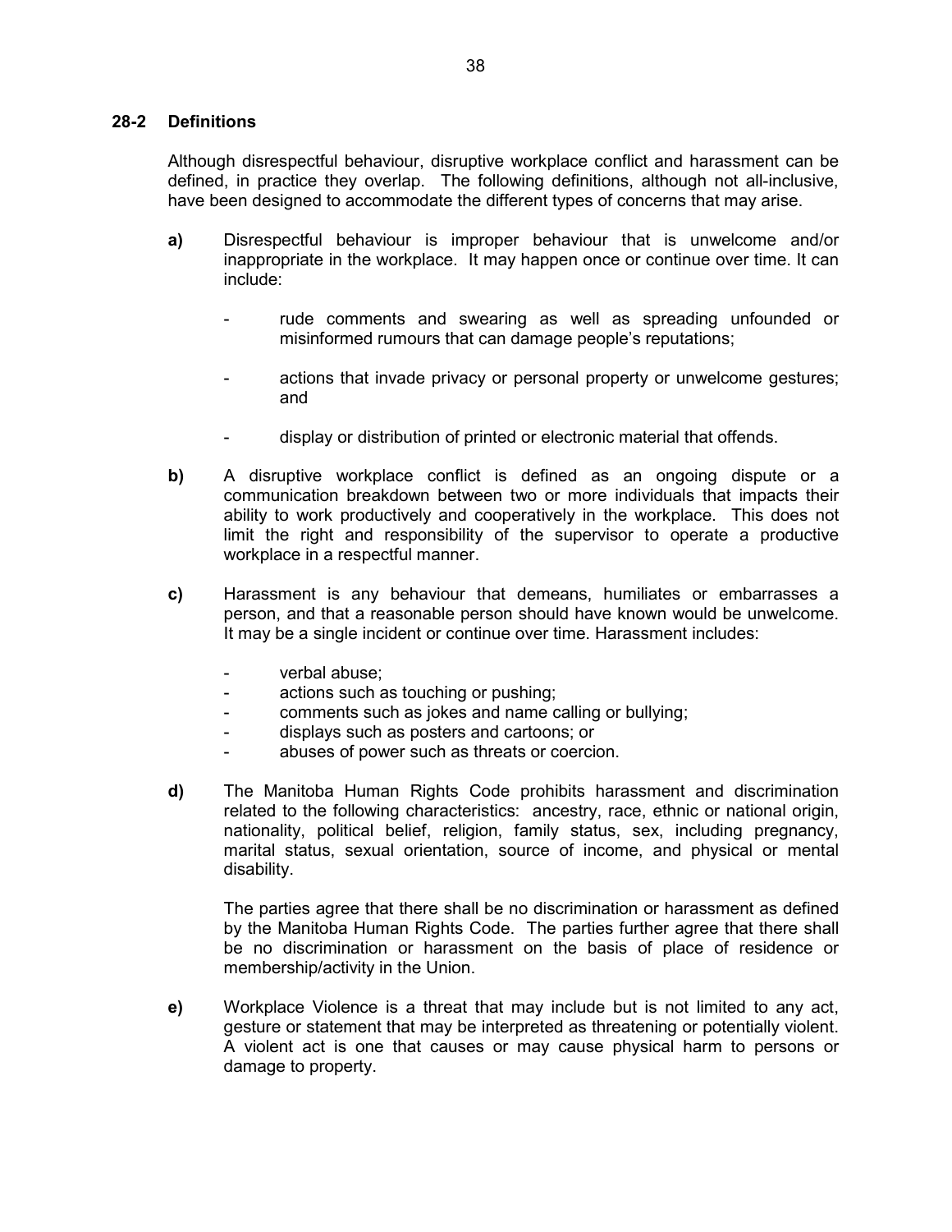### 28-2 Definitions

Although disrespectful behaviour, disruptive workplace conflict and harassment can be defined, in practice they overlap. The following definitions, although not all-inclusive, have been designed to accommodate the different types of concerns that may arise.

**a)** Disrespectful behaviour is improper behaviour that is unwelcome and/or inappropriate in the workplace. It may happen once or continue over time. It can include:

- rude comments and swearing as well as spreading unfounded or misinformed rumours that can damage people's reputations;
- actions that invade privacy or personal property or unwelcome gestures; and
- display or distribution of printed or electronic material that offends.

**b)** A disruptive workplace conflict is defined as an ongoing dispute or a communication breakdown between two or more individuals that impacts their ability to work productively and cooperatively in the workplace. This does not limit the right and responsibility of the supervisor to operate a productive workplace in a respectful manner.

**c)** Harassment is any behaviour that demeans, humiliates or embarrasses a person, and that a reasonable person should have known would be unwelcome. It may be a single incident or continue over time. Harassment includes:

- verbal abuse;
- actions such as touching or pushing;
- comments such as jokes and name calling or bullying;
- displays such as posters and cartoons; or
- abuses of power such as threats or coercion.

**d)** The Manitoba Human Rights Code prohibits harassment and discrimination related to the following characteristics: ancestry, race, ethnic or national origin, nationality, political belief, religion, family status, sex, including pregnancy, marital status, sexual orientation, source of income, and physical or mental disability.

The parties agree that there shall be no discrimination or harassment as defined by the Manitoba Human Rights Code. The parties further agree that there shall be no discrimination or harassment on the basis of place of residence or membership/activity in the Union.

**e)** Workplace Violence is a threat that may include but is not limited to any act, gesture or statement that may be interpreted as threatening or potentially violent. A violent act is one that causes or may cause physical harm to persons or damage to property.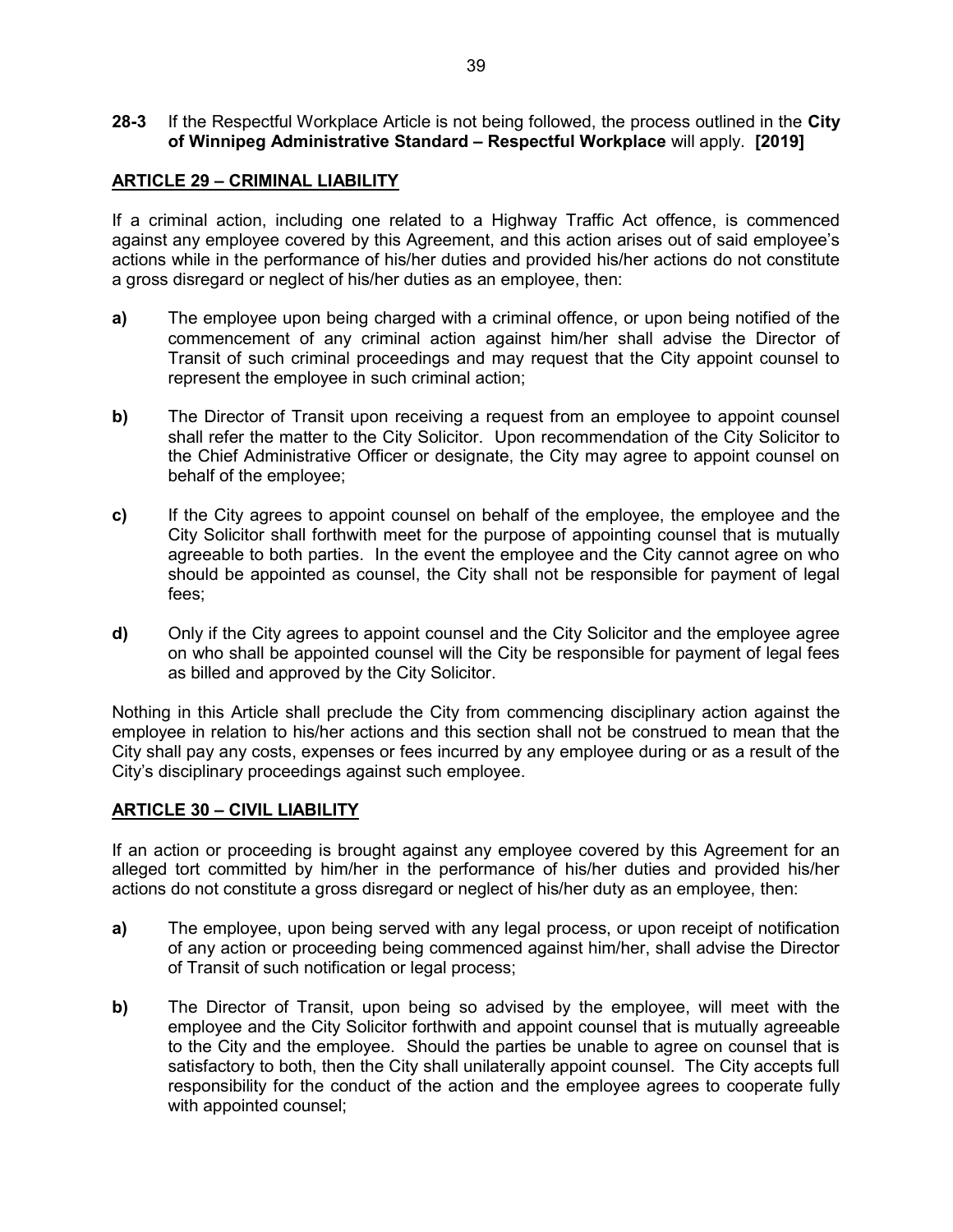**28-3** If the Respectful Workplace Article is not being followed, the process outlined in the **City of Winnipeg Administrative Standard – Respectful Workplace** will apply. **[2019]**

## ARTICLE 29 – CRIMINAL LIABILITY

If a criminal action, including one related to a Highway Traffic Act offence, is commenced against any employee covered by this Agreement, and this action arises out of said employee's actions while in the performance of his/her duties and provided his/her actions do not constitute a gross disregard or neglect of his/her duties as an employee, then:

**a)** The employee upon being charged with a criminal offence, or upon being notified of the commencement of any criminal action against him/her shall advise the Director of Transit of such criminal proceedings and may request that the City appoint counsel to represent the employee in such criminal action;

**b)** The Director of Transit upon receiving a request from an employee to appoint counsel shall refer the matter to the City Solicitor. Upon recommendation of the City Solicitor to the Chief Administrative Officer or designate, the City may agree to appoint counsel on behalf of the employee;

**c)** If the City agrees to appoint counsel on behalf of the employee, the employee and the City Solicitor shall forthwith meet for the purpose of appointing counsel that is mutually agreeable to both parties. In the event the employee and the City cannot agree on who should be appointed as counsel, the City shall not be responsible for payment of legal fees;

**d)** Only if the City agrees to appoint counsel and the City Solicitor and the employee agree on who shall be appointed counsel will the City be responsible for payment of legal fees as billed and approved by the City Solicitor.

Nothing in this Article shall preclude the City from commencing disciplinary action against the employee in relation to his/her actions and this section shall not be construed to mean that the City shall pay any costs, expenses or fees incurred by any employee during or as a result of the City's disciplinary proceedings against such employee.

## ARTICLE 30 – CIVIL LIABILITY

If an action or proceeding is brought against any employee covered by this Agreement for an alleged tort committed by him/her in the performance of his/her duties and provided his/her actions do not constitute a gross disregard or neglect of his/her duty as an employee, then:

**a)** The employee, upon being served with any legal process, or upon receipt of notification of any action or proceeding being commenced against him/her, shall advise the Director of Transit of such notification or legal process;

**b)** The Director of Transit, upon being so advised by the employee, will meet with the employee and the City Solicitor forthwith and appoint counsel that is mutually agreeable to the City and the employee. Should the parties be unable to agree on counsel that is satisfactory to both, then the City shall unilaterally appoint counsel. The City accepts full responsibility for the conduct of the action and the employee agrees to cooperate fully with appointed counsel;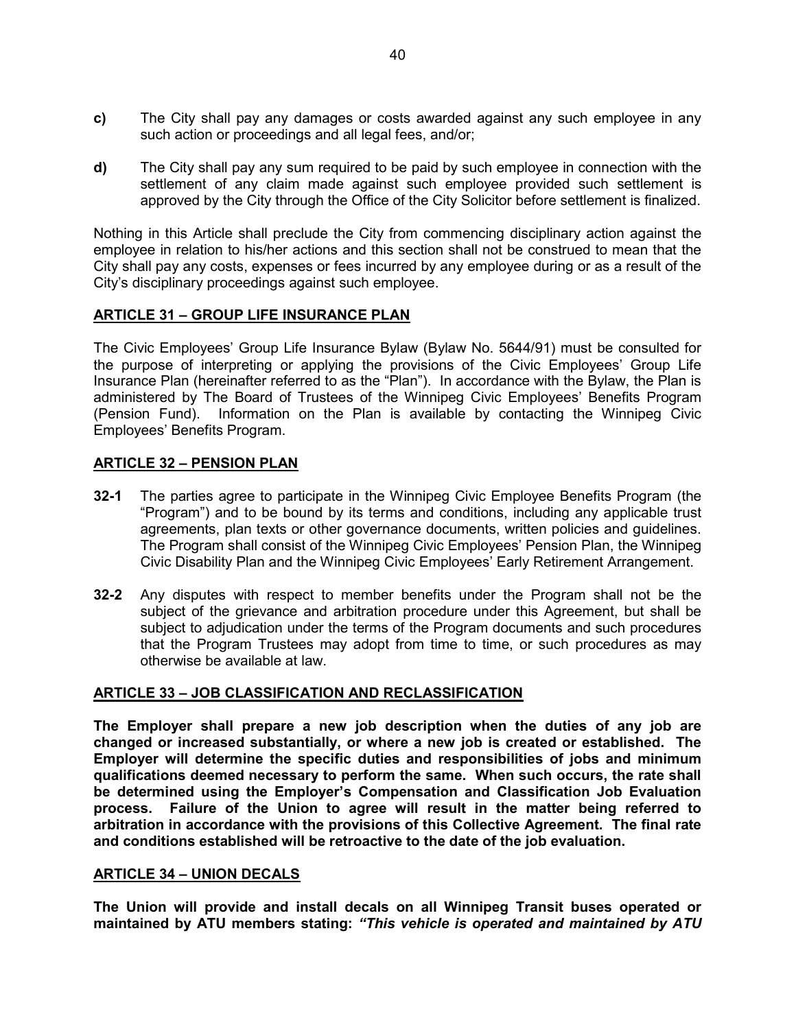**c)** The City shall pay any damages or costs awarded against any such employee in any such action or proceedings and all legal fees, and/or;

**d)** The City shall pay any sum required to be paid by such employee in connection with the settlement of any claim made against such employee provided such settlement is approved by the City through the Office of the City Solicitor before settlement is finalized.

Nothing in this Article shall preclude the City from commencing disciplinary action against the employee in relation to his/her actions and this section shall not be construed to mean that the City shall pay any costs, expenses or fees incurred by any employee during or as a result of the City's disciplinary proceedings against such employee.

## ARTICLE 31 – GROUP LIFE INSURANCE PLAN

The Civic Employees' Group Life Insurance Bylaw (Bylaw No. 5644/91) must be consulted for the purpose of interpreting or applying the provisions of the Civic Employees' Group Life Insurance Plan (hereinafter referred to as the "Plan"). In accordance with the Bylaw, the Plan is administered by The Board of Trustees of the Winnipeg Civic Employees' Benefits Program (Pension Fund). Information on the Plan is available by contacting the Winnipeg Civic Employees' Benefits Program.

## ARTICLE 32 – PENSION PLAN

**32-1** The parties agree to participate in the Winnipeg Civic Employee Benefits Program (the "Program") and to be bound by its terms and conditions, including any applicable trust agreements, plan texts or other governance documents, written policies and guidelines. The Program shall consist of the Winnipeg Civic Employees' Pension Plan, the Winnipeg Civic Disability Plan and the Winnipeg Civic Employees' Early Retirement Arrangement.

**32-2** Any disputes with respect to member benefits under the Program shall not be the subject of the grievance and arbitration procedure under this Agreement, but shall be subject to adjudication under the terms of the Program documents and such procedures that the Program Trustees may adopt from time to time, or such procedures as may otherwise be available at law.

## ARTICLE 33 – JOB CLASSIFICATION AND RECLASSIFICATION

**The Employer shall prepare a new job description when the duties of any job are changed or increased substantially, or where a new job is created or established. The Employer will determine the specific duties and responsibilities of jobs and minimum qualifications deemed necessary to perform the same. When such occurs, the rate shall be determined using the Employer's Compensation and Classification Job Evaluation process. Failure of the Union to agree will result in the matter being referred to arbitration in accordance with the provisions of this Collective Agreement. The final rate and conditions established will be retroactive to the date of the job evaluation.**

## ARTICLE 34 – UNION DECALS

**The Union will provide and install decals on all Winnipeg Transit buses operated or maintained by ATU members stating:** ***"This vehicle is operated and maintained by ATU***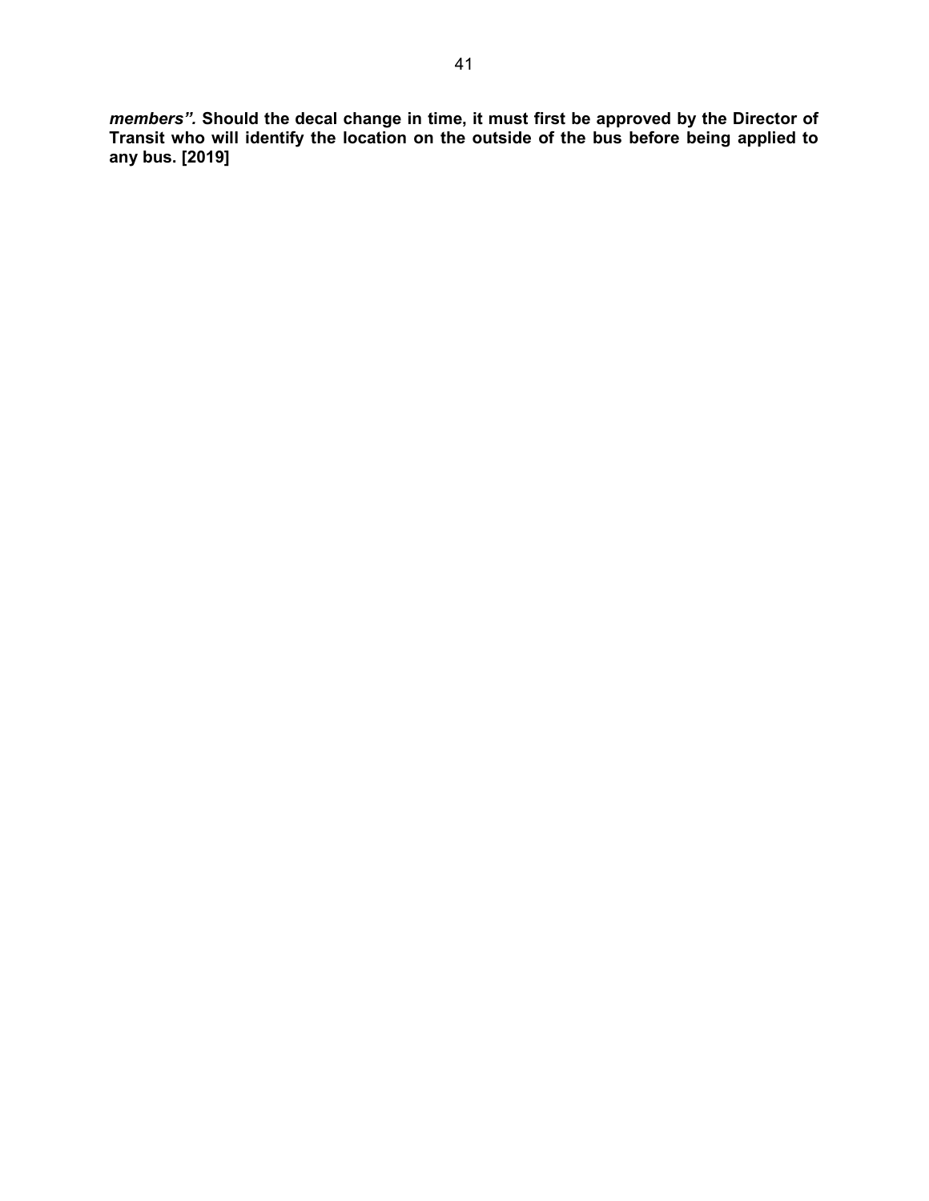***members".*** **Should the decal change in time, it must first be approved by the Director of Transit who will identify the location on the outside of the bus before being applied to any bus. [2019]**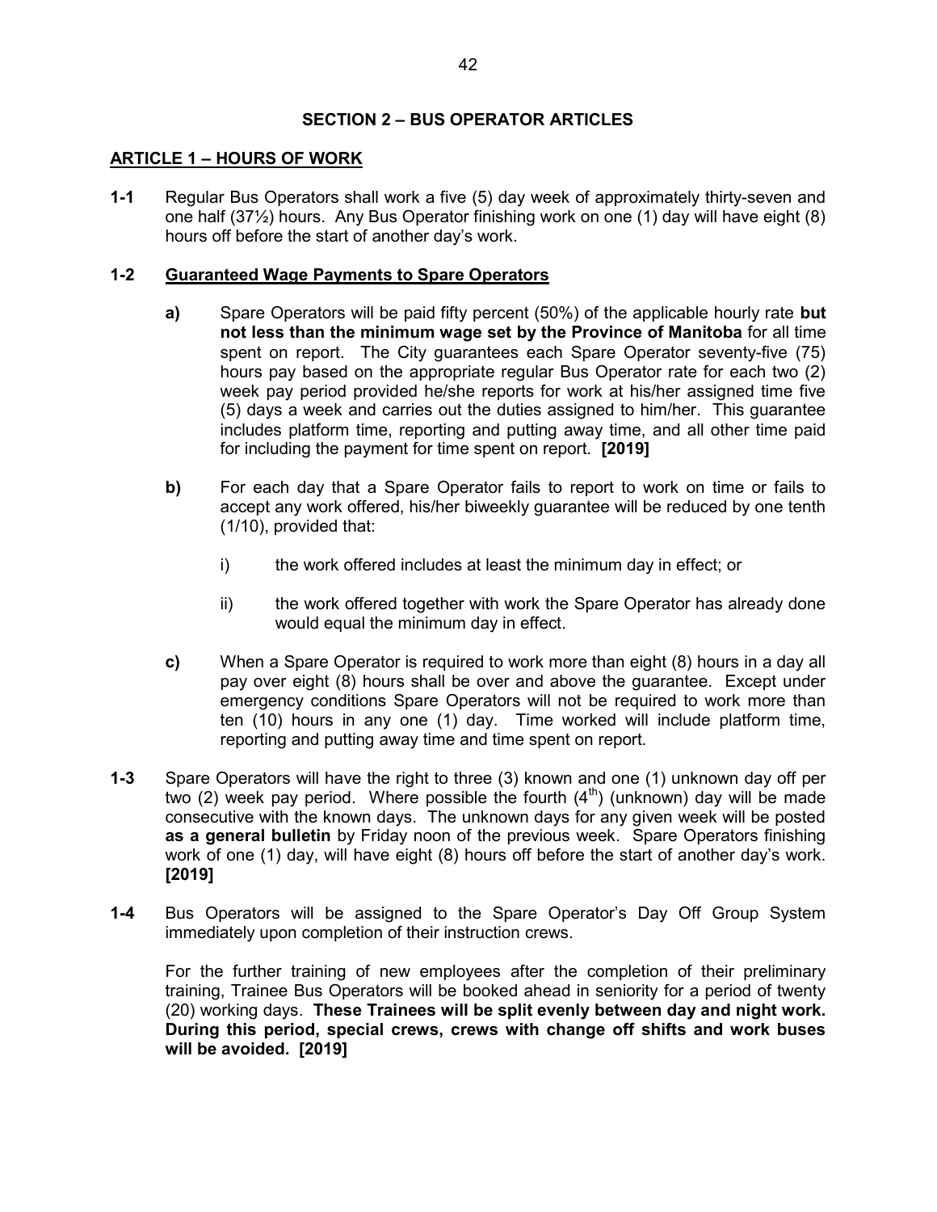## SECTION 2 – BUS OPERATOR ARTICLES

### ARTICLE 1 – HOURS OF WORK

**1-1** Regular Bus Operators shall work a five (5) day week of approximately thirty-seven and one half (37½) hours. Any Bus Operator finishing work on one (1) day will have eight (8) hours off before the start of another day's work.

**1-2 Guaranteed Wage Payments to Spare Operators**

**a)** Spare Operators will be paid fifty percent (50%) of the applicable hourly rate **but not less than the minimum wage set by the Province of Manitoba** for all time spent on report. The City guarantees each Spare Operator seventy-five (75) hours pay based on the appropriate regular Bus Operator rate for each two (2) week pay period provided he/she reports for work at his/her assigned time five (5) days a week and carries out the duties assigned to him/her. This guarantee includes platform time, reporting and putting away time, and all other time paid for including the payment for time spent on report. **[2019]**

**b)** For each day that a Spare Operator fails to report to work on time or fails to accept any work offered, his/her biweekly guarantee will be reduced by one tenth (1/10), provided that:

i) the work offered includes at least the minimum day in effect; or

ii) the work offered together with work the Spare Operator has already done would equal the minimum day in effect.

**c)** When a Spare Operator is required to work more than eight (8) hours in a day all pay over eight (8) hours shall be over and above the guarantee. Except under emergency conditions Spare Operators will not be required to work more than ten (10) hours in any one (1) day. Time worked will include platform time, reporting and putting away time and time spent on report.

**1-3** Spare Operators will have the right to three (3) known and one (1) unknown day off per two (2) week pay period. Where possible the fourth (4th) (unknown) day will be made consecutive with the known days. The unknown days for any given week will be posted **as a general bulletin** by Friday noon of the previous week. Spare Operators finishing work of one (1) day, will have eight (8) hours off before the start of another day's work. **[2019]**

**1-4** Bus Operators will be assigned to the Spare Operator's Day Off Group System immediately upon completion of their instruction crews.

For the further training of new employees after the completion of their preliminary training, Trainee Bus Operators will be booked ahead in seniority for a period of twenty (20) working days. **These Trainees will be split evenly between day and night work. During this period, special crews, crews with change off shifts and work buses will be avoided. [2019]**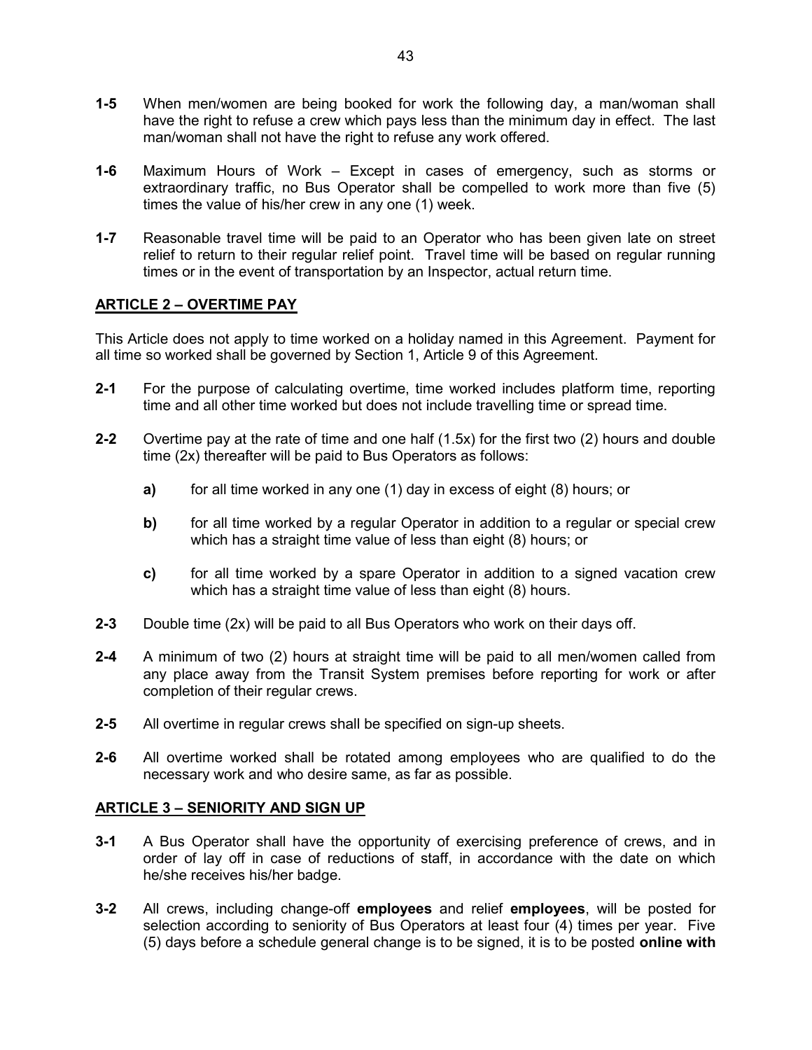**1-5** When men/women are being booked for work the following day, a man/woman shall have the right to refuse a crew which pays less than the minimum day in effect. The last man/woman shall not have the right to refuse any work offered.

**1-6** Maximum Hours of Work – Except in cases of emergency, such as storms or extraordinary traffic, no Bus Operator shall be compelled to work more than five (5) times the value of his/her crew in any one (1) week.

**1-7** Reasonable travel time will be paid to an Operator who has been given late on street relief to return to their regular relief point. Travel time will be based on regular running times or in the event of transportation by an Inspector, actual return time.

## ARTICLE 2 – OVERTIME PAY

This Article does not apply to time worked on a holiday named in this Agreement. Payment for all time so worked shall be governed by Section 1, Article 9 of this Agreement.

**2-1** For the purpose of calculating overtime, time worked includes platform time, reporting time and all other time worked but does not include travelling time or spread time.

**2-2** Overtime pay at the rate of time and one half (1.5x) for the first two (2) hours and double time (2x) thereafter will be paid to Bus Operators as follows:

- **a)** for all time worked in any one (1) day in excess of eight (8) hours; or
- **b)** for all time worked by a regular Operator in addition to a regular or special crew which has a straight time value of less than eight (8) hours; or
- **c)** for all time worked by a spare Operator in addition to a signed vacation crew which has a straight time value of less than eight (8) hours.

**2-3** Double time (2x) will be paid to all Bus Operators who work on their days off.

**2-4** A minimum of two (2) hours at straight time will be paid to all men/women called from any place away from the Transit System premises before reporting for work or after completion of their regular crews.

**2-5** All overtime in regular crews shall be specified on sign-up sheets.

**2-6** All overtime worked shall be rotated among employees who are qualified to do the necessary work and who desire same, as far as possible.

## ARTICLE 3 – SENIORITY AND SIGN UP

**3-1** A Bus Operator shall have the opportunity of exercising preference of crews, and in order of lay off in case of reductions of staff, in accordance with the date on which he/she receives his/her badge.

**3-2** All crews, including change-off **employees** and relief **employees**, will be posted for selection according to seniority of Bus Operators at least four (4) times per year. Five (5) days before a schedule general change is to be signed, it is to be posted **online with**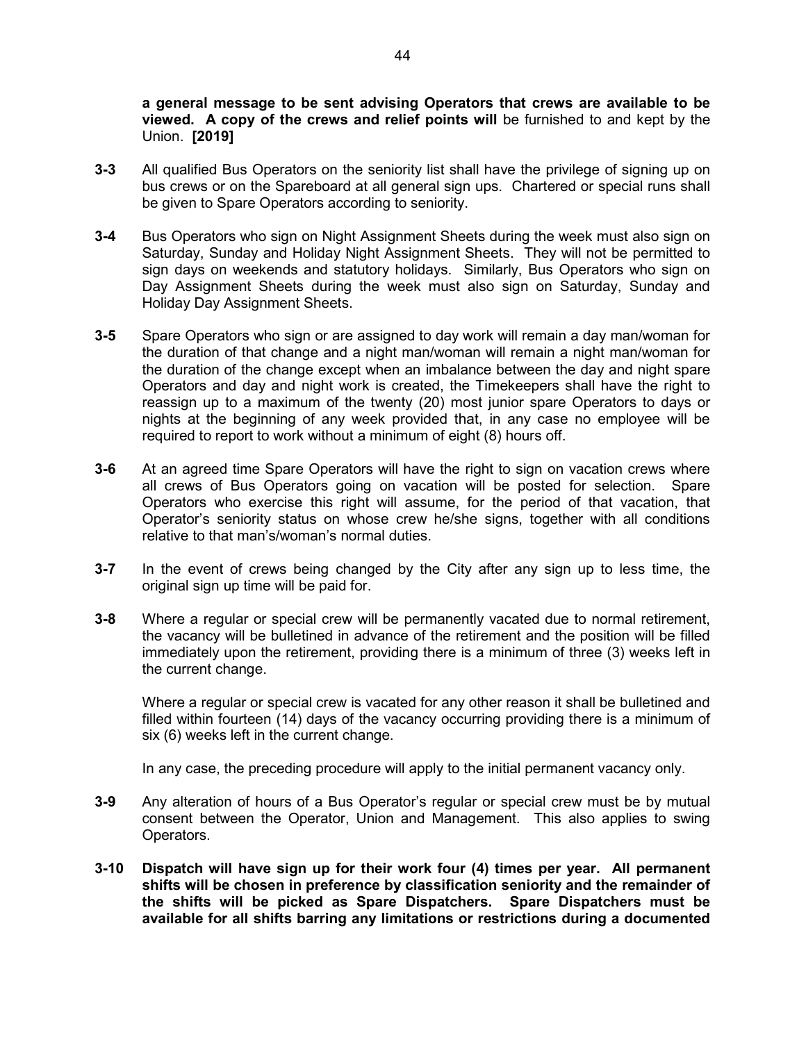**a general message to be sent advising Operators that crews are available to be viewed. A copy of the crews and relief points will** be furnished to and kept by the Union. **[2019]**

**3-3** All qualified Bus Operators on the seniority list shall have the privilege of signing up on bus crews or on the Spareboard at all general sign ups. Chartered or special runs shall be given to Spare Operators according to seniority.

**3-4** Bus Operators who sign on Night Assignment Sheets during the week must also sign on Saturday, Sunday and Holiday Night Assignment Sheets. They will not be permitted to sign days on weekends and statutory holidays. Similarly, Bus Operators who sign on Day Assignment Sheets during the week must also sign on Saturday, Sunday and Holiday Day Assignment Sheets.

**3-5** Spare Operators who sign or are assigned to day work will remain a day man/woman for the duration of that change and a night man/woman will remain a night man/woman for the duration of the change except when an imbalance between the day and night spare Operators and day and night work is created, the Timekeepers shall have the right to reassign up to a maximum of the twenty (20) most junior spare Operators to days or nights at the beginning of any week provided that, in any case no employee will be required to report to work without a minimum of eight (8) hours off.

**3-6** At an agreed time Spare Operators will have the right to sign on vacation crews where all crews of Bus Operators going on vacation will be posted for selection. Spare Operators who exercise this right will assume, for the period of that vacation, that Operator's seniority status on whose crew he/she signs, together with all conditions relative to that man's/woman's normal duties.

**3-7** In the event of crews being changed by the City after any sign up to less time, the original sign up time will be paid for.

**3-8** Where a regular or special crew will be permanently vacated due to normal retirement, the vacancy will be bulletined in advance of the retirement and the position will be filled immediately upon the retirement, providing there is a minimum of three (3) weeks left in the current change.

Where a regular or special crew is vacated for any other reason it shall be bulletined and filled within fourteen (14) days of the vacancy occurring providing there is a minimum of six (6) weeks left in the current change.

In any case, the preceding procedure will apply to the initial permanent vacancy only.

**3-9** Any alteration of hours of a Bus Operator's regular or special crew must be by mutual consent between the Operator, Union and Management. This also applies to swing Operators.

**3-10 Dispatch will have sign up for their work four (4) times per year. All permanent shifts will be chosen in preference by classification seniority and the remainder of the shifts will be picked as Spare Dispatchers. Spare Dispatchers must be available for all shifts barring any limitations or restrictions during a documented**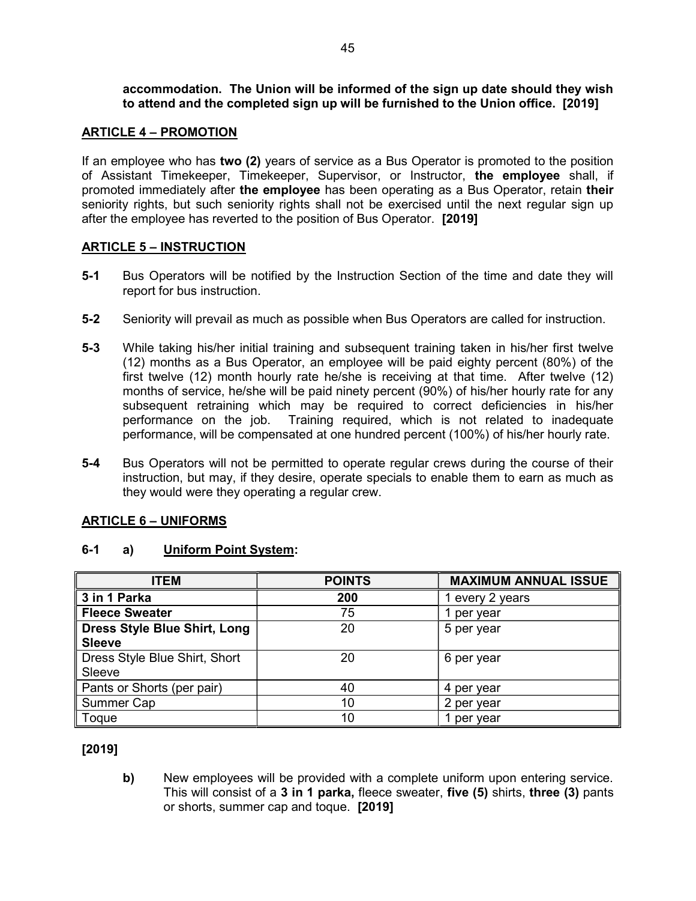**accommodation. The Union will be informed of the sign up date should they wish to attend and the completed sign up will be furnished to the Union office. [2019]**

## ARTICLE 4 – PROMOTION

If an employee who has **two (2)** years of service as a Bus Operator is promoted to the position of Assistant Timekeeper, Timekeeper, Supervisor, or Instructor, **the employee** shall, if promoted immediately after **the employee** has been operating as a Bus Operator, retain **their** seniority rights, but such seniority rights shall not be exercised until the next regular sign up after the employee has reverted to the position of Bus Operator. **[2019]**

## ARTICLE 5 – INSTRUCTION

**5-1** Bus Operators will be notified by the Instruction Section of the time and date they will report for bus instruction.

**5-2** Seniority will prevail as much as possible when Bus Operators are called for instruction.

**5-3** While taking his/her initial training and subsequent training taken in his/her first twelve (12) months as a Bus Operator, an employee will be paid eighty percent (80%) of the first twelve (12) month hourly rate he/she is receiving at that time. After twelve (12) months of service, he/she will be paid ninety percent (90%) of his/her hourly rate for any subsequent retraining which may be required to correct deficiencies in his/her performance on the job. Training required, which is not related to inadequate performance, will be compensated at one hundred percent (100%) of his/her hourly rate.

**5-4** Bus Operators will not be permitted to operate regular crews during the course of their instruction, but may, if they desire, operate specials to enable them to earn as much as they would were they operating a regular crew.

## ARTICLE 6 – UNIFORMS

**6-1 a) Uniform Point System:**

| ITEM | POINTS | MAXIMUM ANNUAL ISSUE |
|---|---|---|
| **3 in 1 Parka** | **200** | 1 every 2 years |
| **Fleece Sweater** | 75 | 1 per year |
| **Dress Style Blue Shirt, Long Sleeve** | 20 | 5 per year |
| Dress Style Blue Shirt, Short Sleeve | 20 | 6 per year |
| Pants or Shorts (per pair) | 40 | 4 per year |
| Summer Cap | 10 | 2 per year |
| Toque | 10 | 1 per year |

**[2019]**

**b)** New employees will be provided with a complete uniform upon entering service. This will consist of a **3 in 1 parka,** fleece sweater, **five (5)** shirts, **three (3)** pants or shorts, summer cap and toque. **[2019]**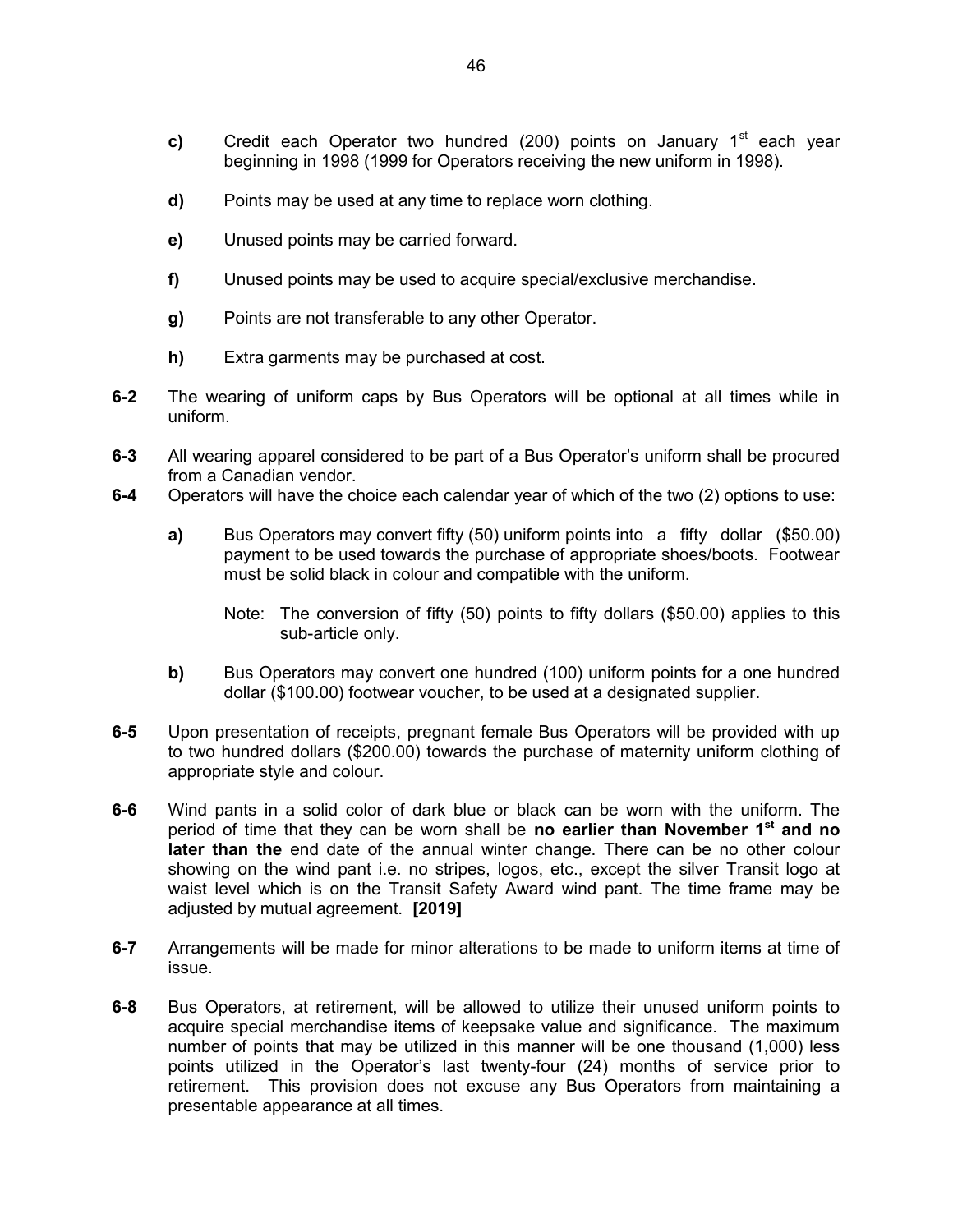**c)** Credit each Operator two hundred (200) points on January 1st each year beginning in 1998 (1999 for Operators receiving the new uniform in 1998).

**d)** Points may be used at any time to replace worn clothing.

**e)** Unused points may be carried forward.

**f)** Unused points may be used to acquire special/exclusive merchandise.

**g)** Points are not transferable to any other Operator.

**h)** Extra garments may be purchased at cost.

**6-2** The wearing of uniform caps by Bus Operators will be optional at all times while in uniform.

**6-3** All wearing apparel considered to be part of a Bus Operator's uniform shall be procured from a Canadian vendor.

**6-4** Operators will have the choice each calendar year of which of the two (2) options to use:

**a)** Bus Operators may convert fifty (50) uniform points into a fifty dollar ($50.00) payment to be used towards the purchase of appropriate shoes/boots. Footwear must be solid black in colour and compatible with the uniform.

Note: The conversion of fifty (50) points to fifty dollars ($50.00) applies to this sub-article only.

**b)** Bus Operators may convert one hundred (100) uniform points for a one hundred dollar ($100.00) footwear voucher, to be used at a designated supplier.

**6-5** Upon presentation of receipts, pregnant female Bus Operators will be provided with up to two hundred dollars ($200.00) towards the purchase of maternity uniform clothing of appropriate style and colour.

**6-6** Wind pants in a solid color of dark blue or black can be worn with the uniform. The period of time that they can be worn shall be **no earlier than November 1st and no later than the** end date of the annual winter change. There can be no other colour showing on the wind pant i.e. no stripes, logos, etc., except the silver Transit logo at waist level which is on the Transit Safety Award wind pant. The time frame may be adjusted by mutual agreement. **[2019]**

**6-7** Arrangements will be made for minor alterations to be made to uniform items at time of issue.

**6-8** Bus Operators, at retirement, will be allowed to utilize their unused uniform points to acquire special merchandise items of keepsake value and significance. The maximum number of points that may be utilized in this manner will be one thousand (1,000) less points utilized in the Operator's last twenty-four (24) months of service prior to retirement. This provision does not excuse any Bus Operators from maintaining a presentable appearance at all times.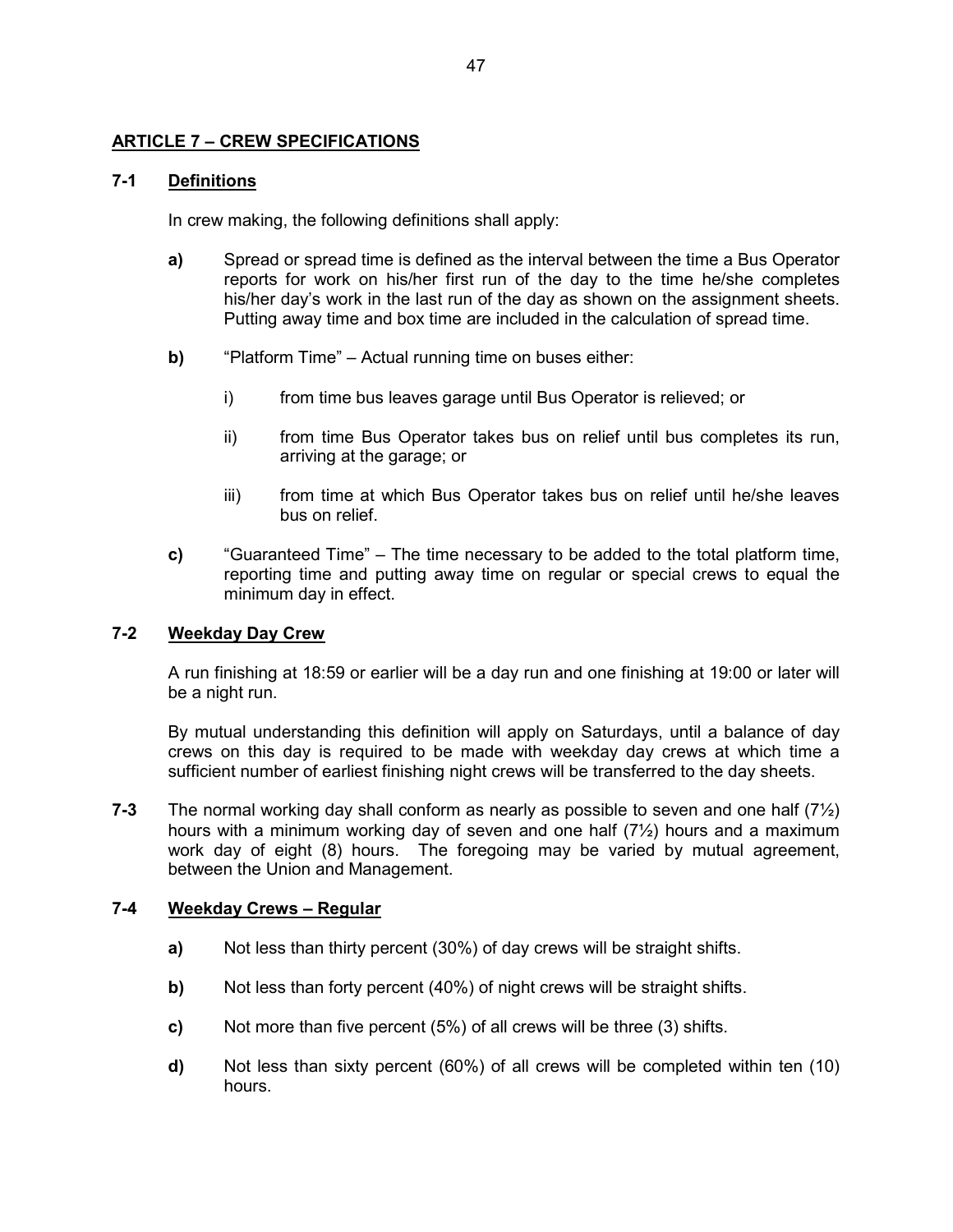## ARTICLE 7 – CREW SPECIFICATIONS

### 7-1 Definitions

In crew making, the following definitions shall apply:

**a)** Spread or spread time is defined as the interval between the time a Bus Operator reports for work on his/her first run of the day to the time he/she completes his/her day's work in the last run of the day as shown on the assignment sheets. Putting away time and box time are included in the calculation of spread time.

**b)** "Platform Time" – Actual running time on buses either:

i) from time bus leaves garage until Bus Operator is relieved; or

ii) from time Bus Operator takes bus on relief until bus completes its run, arriving at the garage; or

iii) from time at which Bus Operator takes bus on relief until he/she leaves bus on relief.

**c)** "Guaranteed Time" – The time necessary to be added to the total platform time, reporting time and putting away time on regular or special crews to equal the minimum day in effect.

### 7-2 Weekday Day Crew

A run finishing at 18:59 or earlier will be a day run and one finishing at 19:00 or later will be a night run.

By mutual understanding this definition will apply on Saturdays, until a balance of day crews on this day is required to be made with weekday day crews at which time a sufficient number of earliest finishing night crews will be transferred to the day sheets.

**7-3** The normal working day shall conform as nearly as possible to seven and one half (7½) hours with a minimum working day of seven and one half (7½) hours and a maximum work day of eight (8) hours. The foregoing may be varied by mutual agreement, between the Union and Management.

### 7-4 Weekday Crews – Regular

**a)** Not less than thirty percent (30%) of day crews will be straight shifts.

**b)** Not less than forty percent (40%) of night crews will be straight shifts.

**c)** Not more than five percent (5%) of all crews will be three (3) shifts.

**d)** Not less than sixty percent (60%) of all crews will be completed within ten (10) hours.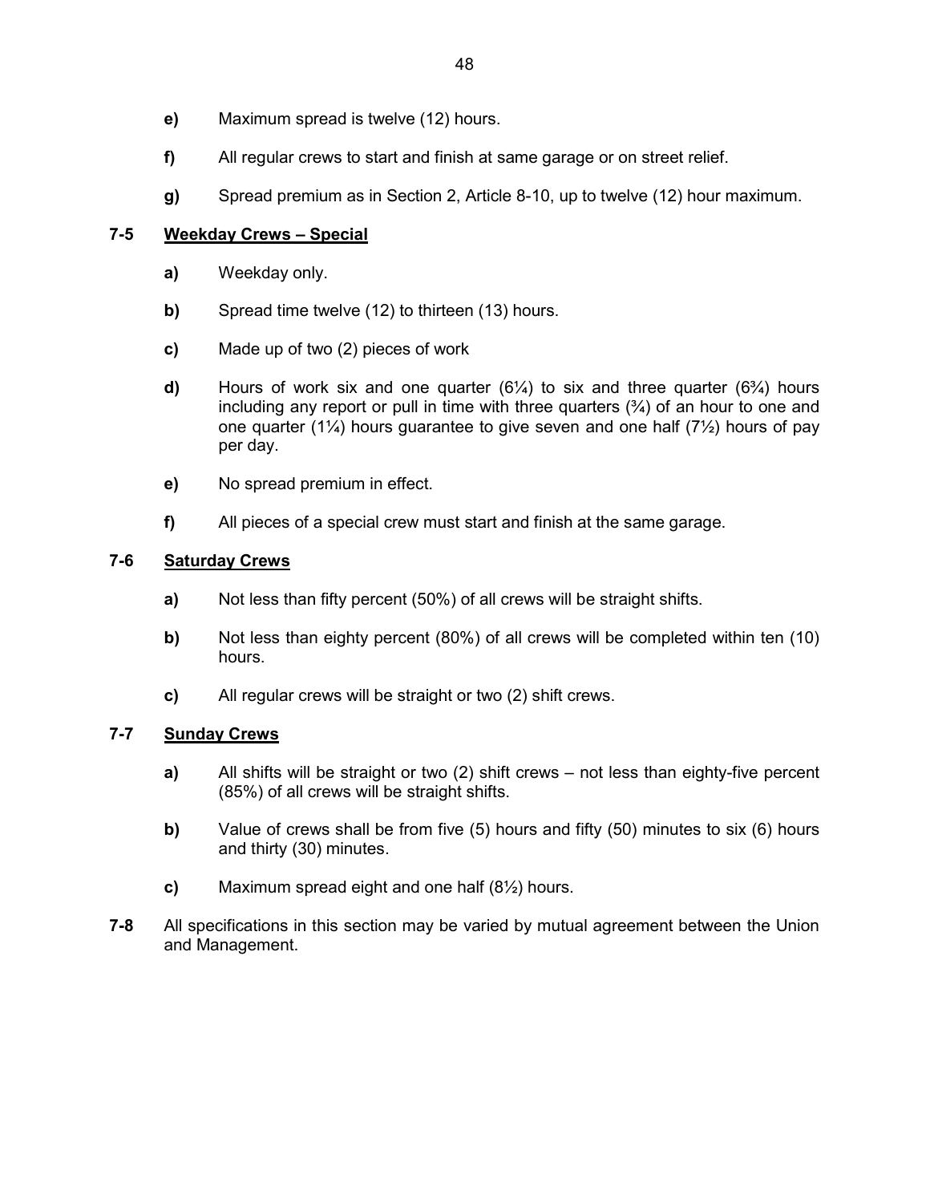**e)** Maximum spread is twelve (12) hours.

**f)** All regular crews to start and finish at same garage or on street relief.

**g)** Spread premium as in Section 2, Article 8-10, up to twelve (12) hour maximum.

### 7-5 Weekday Crews – Special

**a)** Weekday only.

**b)** Spread time twelve (12) to thirteen (13) hours.

**c)** Made up of two (2) pieces of work

**d)** Hours of work six and one quarter (6¼) to six and three quarter (6¾) hours including any report or pull in time with three quarters (¾) of an hour to one and one quarter (1¼) hours guarantee to give seven and one half (7½) hours of pay per day.

**e)** No spread premium in effect.

**f)** All pieces of a special crew must start and finish at the same garage.

### 7-6 Saturday Crews

**a)** Not less than fifty percent (50%) of all crews will be straight shifts.

**b)** Not less than eighty percent (80%) of all crews will be completed within ten (10) hours.

**c)** All regular crews will be straight or two (2) shift crews.

### 7-7 Sunday Crews

**a)** All shifts will be straight or two (2) shift crews – not less than eighty-five percent (85%) of all crews will be straight shifts.

**b)** Value of crews shall be from five (5) hours and fifty (50) minutes to six (6) hours and thirty (30) minutes.

**c)** Maximum spread eight and one half (8½) hours.

**7-8** All specifications in this section may be varied by mutual agreement between the Union and Management.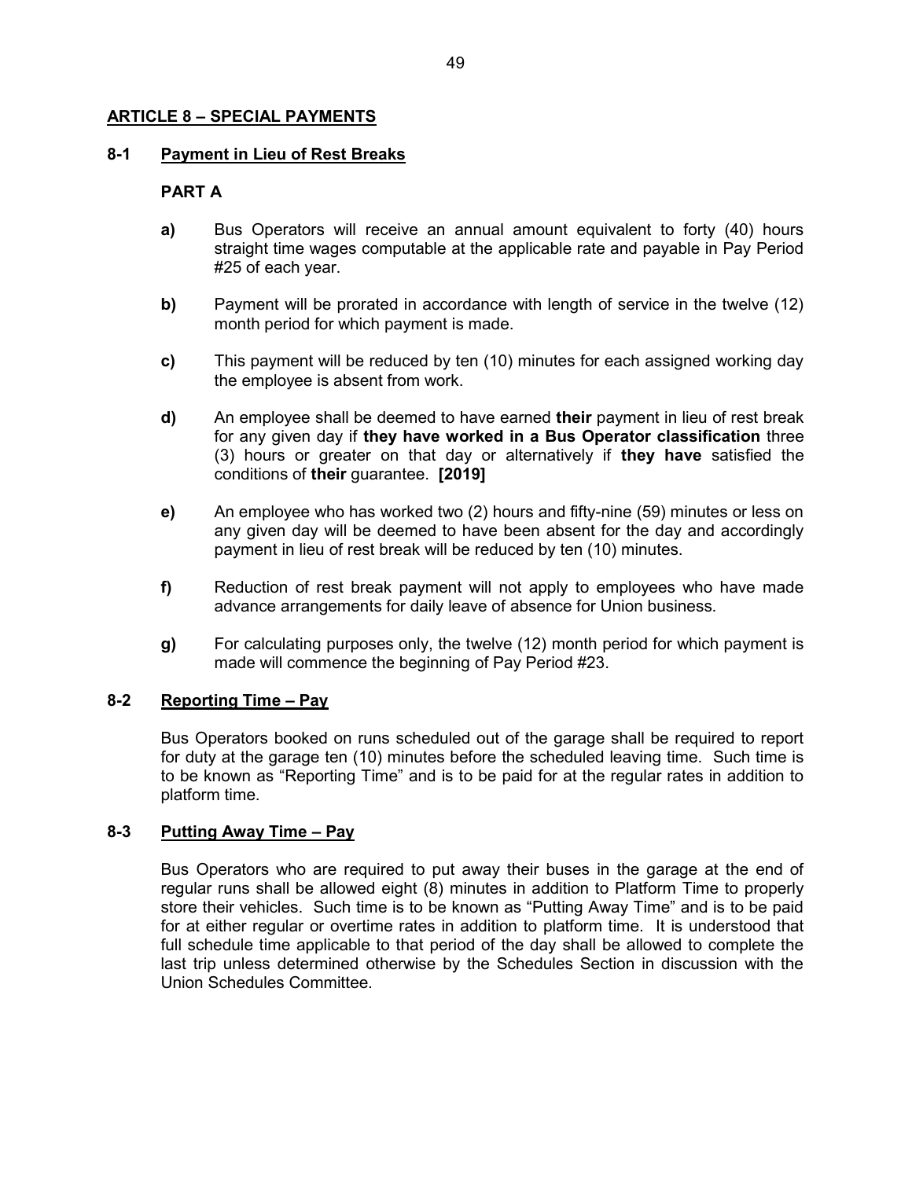## ARTICLE 8 – SPECIAL PAYMENTS

### 8-1 Payment in Lieu of Rest Breaks

**PART A**

**a)** Bus Operators will receive an annual amount equivalent to forty (40) hours straight time wages computable at the applicable rate and payable in Pay Period #25 of each year.

**b)** Payment will be prorated in accordance with length of service in the twelve (12) month period for which payment is made.

**c)** This payment will be reduced by ten (10) minutes for each assigned working day the employee is absent from work.

**d)** An employee shall be deemed to have earned **their** payment in lieu of rest break for any given day if **they have worked in a Bus Operator classification** three (3) hours or greater on that day or alternatively if **they have** satisfied the conditions of **their** guarantee. **[2019]**

**e)** An employee who has worked two (2) hours and fifty-nine (59) minutes or less on any given day will be deemed to have been absent for the day and accordingly payment in lieu of rest break will be reduced by ten (10) minutes.

**f)** Reduction of rest break payment will not apply to employees who have made advance arrangements for daily leave of absence for Union business.

**g)** For calculating purposes only, the twelve (12) month period for which payment is made will commence the beginning of Pay Period #23.

### 8-2 Reporting Time – Pay

Bus Operators booked on runs scheduled out of the garage shall be required to report for duty at the garage ten (10) minutes before the scheduled leaving time. Such time is to be known as "Reporting Time" and is to be paid for at the regular rates in addition to platform time.

### 8-3 Putting Away Time – Pay

Bus Operators who are required to put away their buses in the garage at the end of regular runs shall be allowed eight (8) minutes in addition to Platform Time to properly store their vehicles. Such time is to be known as "Putting Away Time" and is to be paid for at either regular or overtime rates in addition to platform time. It is understood that full schedule time applicable to that period of the day shall be allowed to complete the last trip unless determined otherwise by the Schedules Section in discussion with the Union Schedules Committee.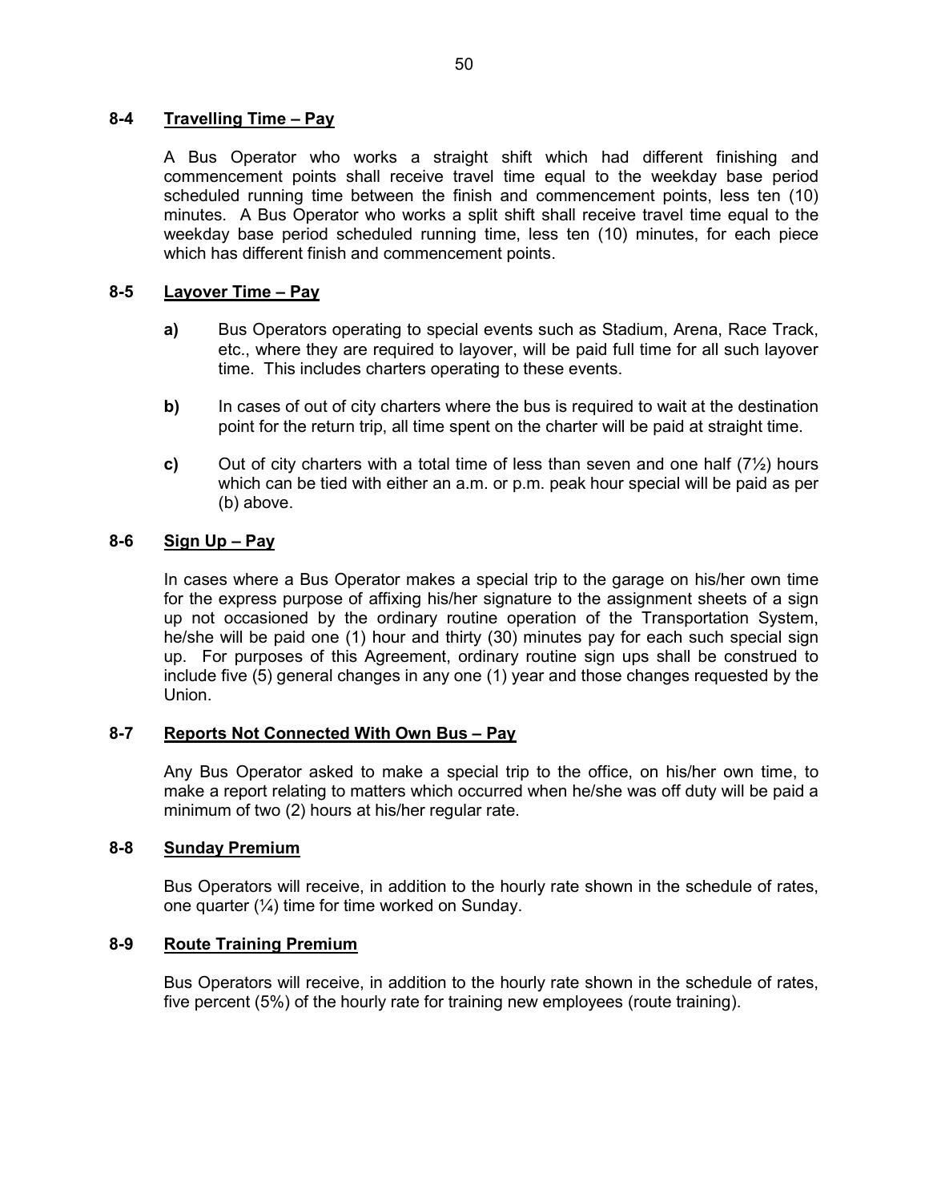## 8-4 Travelling Time – Pay

A Bus Operator who works a straight shift which had different finishing and commencement points shall receive travel time equal to the weekday base period scheduled running time between the finish and commencement points, less ten (10) minutes. A Bus Operator who works a split shift shall receive travel time equal to the weekday base period scheduled running time, less ten (10) minutes, for each piece which has different finish and commencement points.

## 8-5 Layover Time – Pay

**a)** Bus Operators operating to special events such as Stadium, Arena, Race Track, etc., where they are required to layover, will be paid full time for all such layover time. This includes charters operating to these events.

**b)** In cases of out of city charters where the bus is required to wait at the destination point for the return trip, all time spent on the charter will be paid at straight time.

**c)** Out of city charters with a total time of less than seven and one half (7½) hours which can be tied with either an a.m. or p.m. peak hour special will be paid as per (b) above.

## 8-6 Sign Up – Pay

In cases where a Bus Operator makes a special trip to the garage on his/her own time for the express purpose of affixing his/her signature to the assignment sheets of a sign up not occasioned by the ordinary routine operation of the Transportation System, he/she will be paid one (1) hour and thirty (30) minutes pay for each such special sign up. For purposes of this Agreement, ordinary routine sign ups shall be construed to include five (5) general changes in any one (1) year and those changes requested by the Union.

## 8-7 Reports Not Connected With Own Bus – Pay

Any Bus Operator asked to make a special trip to the office, on his/her own time, to make a report relating to matters which occurred when he/she was off duty will be paid a minimum of two (2) hours at his/her regular rate.

## 8-8 Sunday Premium

Bus Operators will receive, in addition to the hourly rate shown in the schedule of rates, one quarter (¼) time for time worked on Sunday.

## 8-9 Route Training Premium

Bus Operators will receive, in addition to the hourly rate shown in the schedule of rates, five percent (5%) of the hourly rate for training new employees (route training).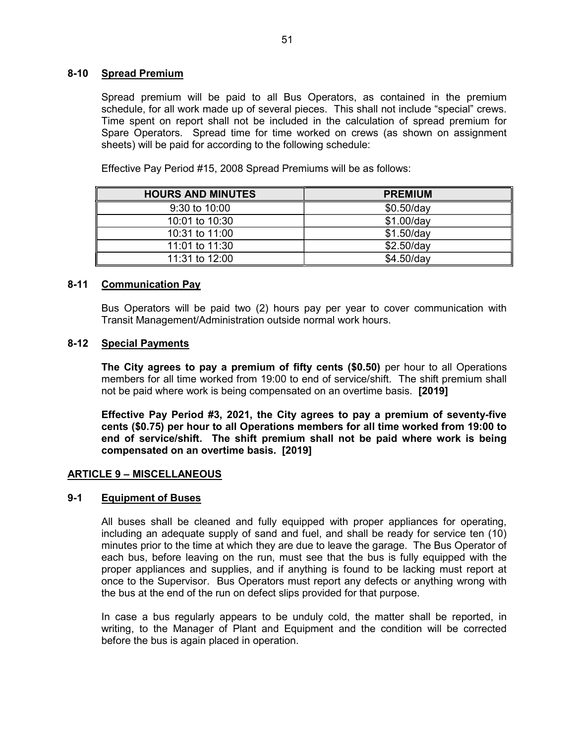### 8-10 Spread Premium

Spread premium will be paid to all Bus Operators, as contained in the premium schedule, for all work made up of several pieces. This shall not include "special" crews. Time spent on report shall not be included in the calculation of spread premium for Spare Operators. Spread time for time worked on crews (as shown on assignment sheets) will be paid for according to the following schedule:

Effective Pay Period #15, 2008 Spread Premiums will be as follows:

| HOURS AND MINUTES | PREMIUM |
|---|---|
| 9:30 to 10:00 | $0.50/day |
| 10:01 to 10:30 | $1.00/day |
| 10:31 to 11:00 | $1.50/day |
| 11:01 to 11:30 | $2.50/day |
| 11:31 to 12:00 | $4.50/day |

### 8-11 Communication Pay

Bus Operators will be paid two (2) hours pay per year to cover communication with Transit Management/Administration outside normal work hours.

### 8-12 Special Payments

**The City agrees to pay a premium of fifty cents ($0.50)** per hour to all Operations members for all time worked from 19:00 to end of service/shift. The shift premium shall not be paid where work is being compensated on an overtime basis. **[2019]**

**Effective Pay Period #3, 2021, the City agrees to pay a premium of seventy-five cents ($0.75) per hour to all Operations members for all time worked from 19:00 to end of service/shift. The shift premium shall not be paid where work is being compensated on an overtime basis. [2019]**

## ARTICLE 9 – MISCELLANEOUS

### 9-1 Equipment of Buses

All buses shall be cleaned and fully equipped with proper appliances for operating, including an adequate supply of sand and fuel, and shall be ready for service ten (10) minutes prior to the time at which they are due to leave the garage. The Bus Operator of each bus, before leaving on the run, must see that the bus is fully equipped with the proper appliances and supplies, and if anything is found to be lacking must report at once to the Supervisor. Bus Operators must report any defects or anything wrong with the bus at the end of the run on defect slips provided for that purpose.

In case a bus regularly appears to be unduly cold, the matter shall be reported, in writing, to the Manager of Plant and Equipment and the condition will be corrected before the bus is again placed in operation.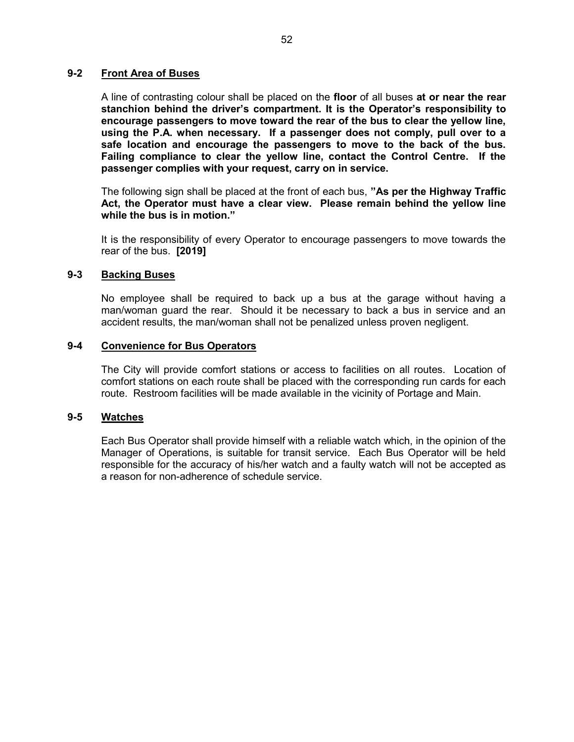### 9-2 Front Area of Buses

A line of contrasting colour shall be placed on the **floor** of all buses **at or near the rear stanchion behind the driver's compartment. It is the Operator's responsibility to encourage passengers to move toward the rear of the bus to clear the yellow line, using the P.A. when necessary. If a passenger does not comply, pull over to a safe location and encourage the passengers to move to the back of the bus. Failing compliance to clear the yellow line, contact the Control Centre. If the passenger complies with your request, carry on in service.**

The following sign shall be placed at the front of each bus, **"As per the Highway Traffic Act, the Operator must have a clear view. Please remain behind the yellow line while the bus is in motion."**

It is the responsibility of every Operator to encourage passengers to move towards the rear of the bus. **[2019]**

### 9-3 Backing Buses

No employee shall be required to back up a bus at the garage without having a man/woman guard the rear. Should it be necessary to back a bus in service and an accident results, the man/woman shall not be penalized unless proven negligent.

### 9-4 Convenience for Bus Operators

The City will provide comfort stations or access to facilities on all routes. Location of comfort stations on each route shall be placed with the corresponding run cards for each route. Restroom facilities will be made available in the vicinity of Portage and Main.

### 9-5 Watches

Each Bus Operator shall provide himself with a reliable watch which, in the opinion of the Manager of Operations, is suitable for transit service. Each Bus Operator will be held responsible for the accuracy of his/her watch and a faulty watch will not be accepted as a reason for non-adherence of schedule service.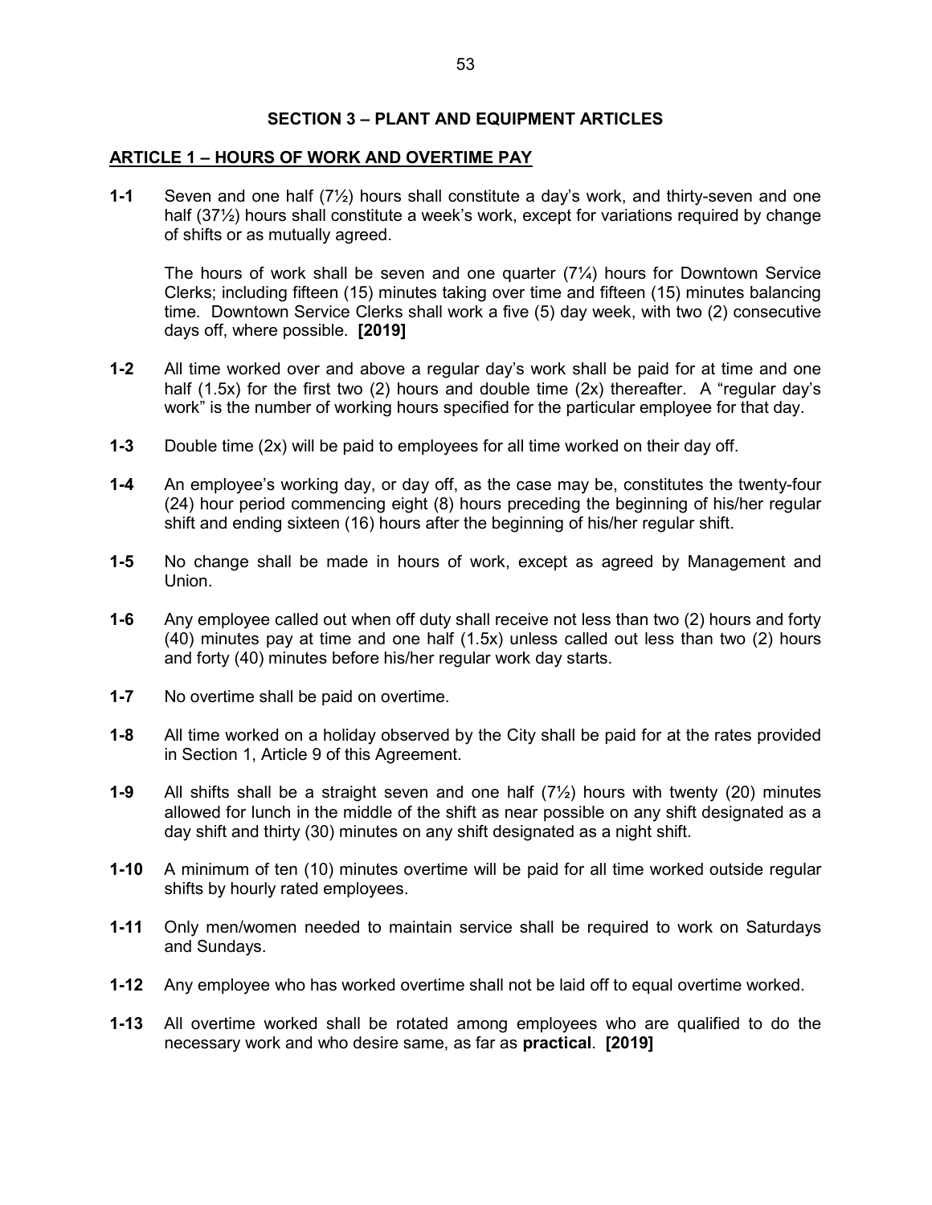## SECTION 3 – PLANT AND EQUIPMENT ARTICLES

### ARTICLE 1 – HOURS OF WORK AND OVERTIME PAY

**1-1** Seven and one half (7½) hours shall constitute a day's work, and thirty-seven and one half (37½) hours shall constitute a week's work, except for variations required by change of shifts or as mutually agreed.

The hours of work shall be seven and one quarter (7¼) hours for Downtown Service Clerks; including fifteen (15) minutes taking over time and fifteen (15) minutes balancing time. Downtown Service Clerks shall work a five (5) day week, with two (2) consecutive days off, where possible. **[2019]**

**1-2** All time worked over and above a regular day's work shall be paid for at time and one half (1.5x) for the first two (2) hours and double time (2x) thereafter. A "regular day's work" is the number of working hours specified for the particular employee for that day.

**1-3** Double time (2x) will be paid to employees for all time worked on their day off.

**1-4** An employee's working day, or day off, as the case may be, constitutes the twenty-four (24) hour period commencing eight (8) hours preceding the beginning of his/her regular shift and ending sixteen (16) hours after the beginning of his/her regular shift.

**1-5** No change shall be made in hours of work, except as agreed by Management and Union.

**1-6** Any employee called out when off duty shall receive not less than two (2) hours and forty (40) minutes pay at time and one half (1.5x) unless called out less than two (2) hours and forty (40) minutes before his/her regular work day starts.

**1-7** No overtime shall be paid on overtime.

**1-8** All time worked on a holiday observed by the City shall be paid for at the rates provided in Section 1, Article 9 of this Agreement.

**1-9** All shifts shall be a straight seven and one half (7½) hours with twenty (20) minutes allowed for lunch in the middle of the shift as near possible on any shift designated as a day shift and thirty (30) minutes on any shift designated as a night shift.

**1-10** A minimum of ten (10) minutes overtime will be paid for all time worked outside regular shifts by hourly rated employees.

**1-11** Only men/women needed to maintain service shall be required to work on Saturdays and Sundays.

**1-12** Any employee who has worked overtime shall not be laid off to equal overtime worked.

**1-13** All overtime worked shall be rotated among employees who are qualified to do the necessary work and who desire same, as far as **practical**. **[2019]**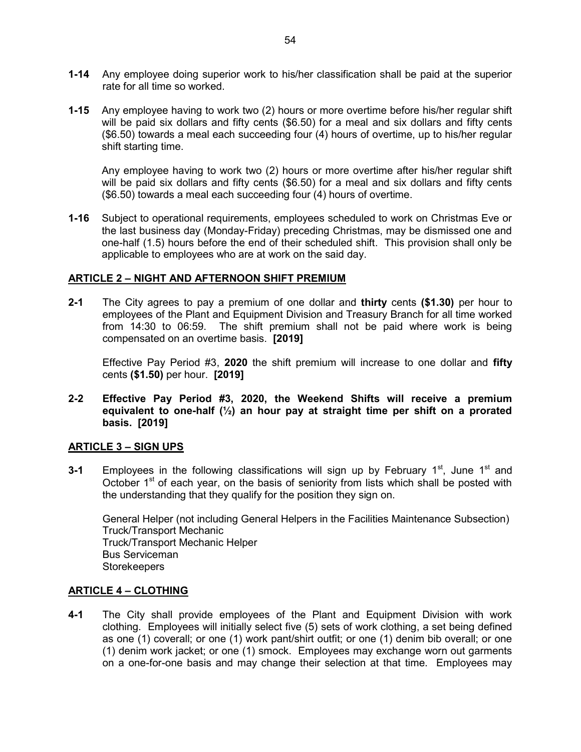**1-14** Any employee doing superior work to his/her classification shall be paid at the superior rate for all time so worked.

**1-15** Any employee having to work two (2) hours or more overtime before his/her regular shift will be paid six dollars and fifty cents ($6.50) for a meal and six dollars and fifty cents ($6.50) towards a meal each succeeding four (4) hours of overtime, up to his/her regular shift starting time.

Any employee having to work two (2) hours or more overtime after his/her regular shift will be paid six dollars and fifty cents ($6.50) for a meal and six dollars and fifty cents ($6.50) towards a meal each succeeding four (4) hours of overtime.

**1-16** Subject to operational requirements, employees scheduled to work on Christmas Eve or the last business day (Monday-Friday) preceding Christmas, may be dismissed one and one-half (1.5) hours before the end of their scheduled shift. This provision shall only be applicable to employees who are at work on the said day.

## ARTICLE 2 – NIGHT AND AFTERNOON SHIFT PREMIUM

**2-1** The City agrees to pay a premium of one dollar and **thirty** cents **($1.30)** per hour to employees of the Plant and Equipment Division and Treasury Branch for all time worked from 14:30 to 06:59. The shift premium shall not be paid where work is being compensated on an overtime basis. **[2019]**

Effective Pay Period #3, **2020** the shift premium will increase to one dollar and **fifty** cents **($1.50)** per hour. **[2019]**

**2-2 Effective Pay Period #3, 2020, the Weekend Shifts will receive a premium equivalent to one-half (½) an hour pay at straight time per shift on a prorated basis. [2019]**

## ARTICLE 3 – SIGN UPS

**3-1** Employees in the following classifications will sign up by February 1st, June 1st and October 1st of each year, on the basis of seniority from lists which shall be posted with the understanding that they qualify for the position they sign on.

General Helper (not including General Helpers in the Facilities Maintenance Subsection)
Truck/Transport Mechanic
Truck/Transport Mechanic Helper
Bus Serviceman
Storekeepers

## ARTICLE 4 – CLOTHING

**4-1** The City shall provide employees of the Plant and Equipment Division with work clothing. Employees will initially select five (5) sets of work clothing, a set being defined as one (1) coverall; or one (1) work pant/shirt outfit; or one (1) denim bib overall; or one (1) denim work jacket; or one (1) smock. Employees may exchange worn out garments on a one-for-one basis and may change their selection at that time. Employees may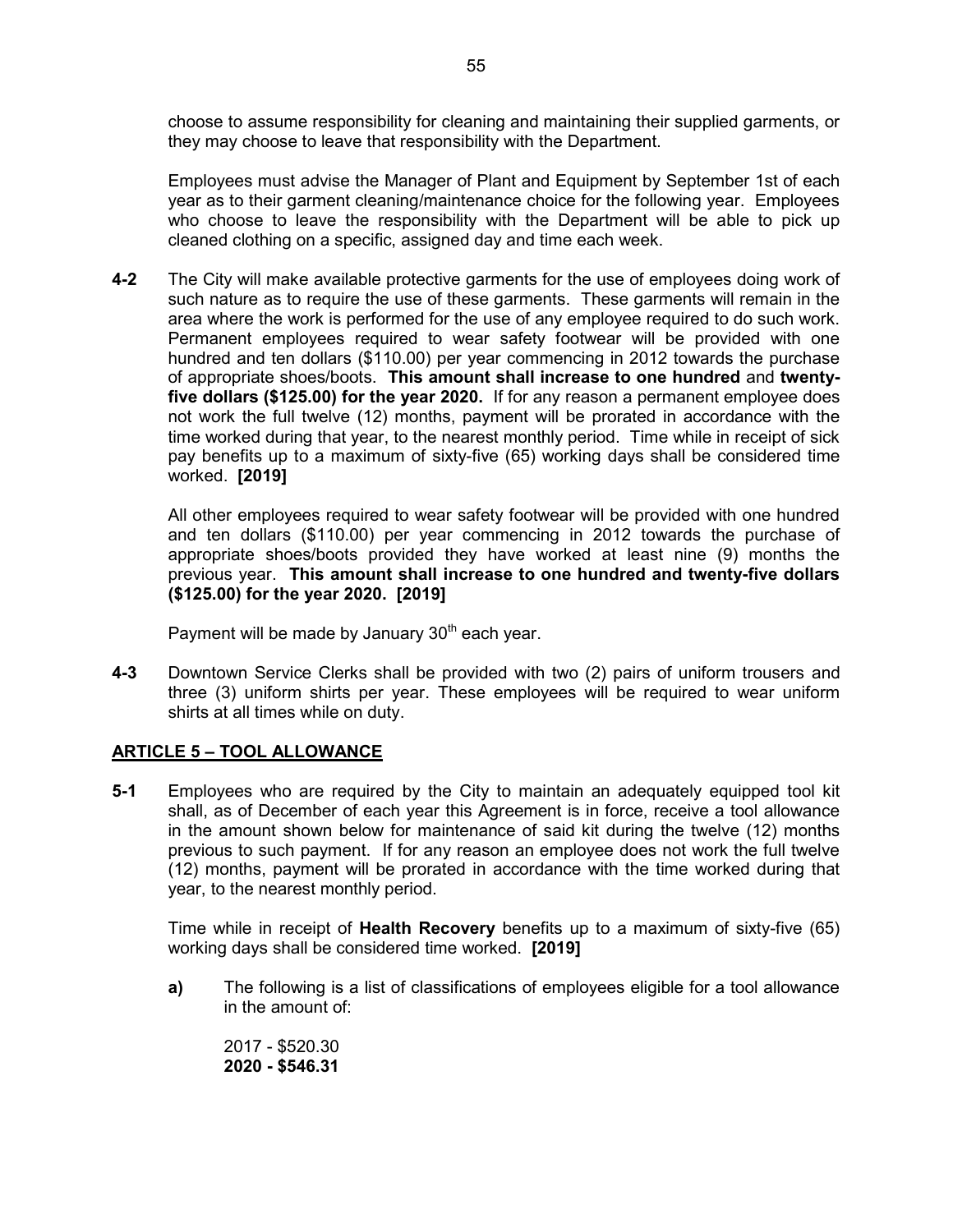choose to assume responsibility for cleaning and maintaining their supplied garments, or they may choose to leave that responsibility with the Department.

Employees must advise the Manager of Plant and Equipment by September 1st of each year as to their garment cleaning/maintenance choice for the following year. Employees who choose to leave the responsibility with the Department will be able to pick up cleaned clothing on a specific, assigned day and time each week.

**4-2** The City will make available protective garments for the use of employees doing work of such nature as to require the use of these garments. These garments will remain in the area where the work is performed for the use of any employee required to do such work. Permanent employees required to wear safety footwear will be provided with one hundred and ten dollars ($110.00) per year commencing in 2012 towards the purchase of appropriate shoes/boots. **This amount shall increase to one hundred** and **twenty-five dollars ($125.00) for the year 2020.** If for any reason a permanent employee does not work the full twelve (12) months, payment will be prorated in accordance with the time worked during that year, to the nearest monthly period. Time while in receipt of sick pay benefits up to a maximum of sixty-five (65) working days shall be considered time worked. **[2019]**

All other employees required to wear safety footwear will be provided with one hundred and ten dollars ($110.00) per year commencing in 2012 towards the purchase of appropriate shoes/boots provided they have worked at least nine (9) months the previous year. **This amount shall increase to one hundred and twenty-five dollars ($125.00) for the year 2020. [2019]**

Payment will be made by January 30th each year.

**4-3** Downtown Service Clerks shall be provided with two (2) pairs of uniform trousers and three (3) uniform shirts per year. These employees will be required to wear uniform shirts at all times while on duty.

## ARTICLE 5 – TOOL ALLOWANCE

**5-1** Employees who are required by the City to maintain an adequately equipped tool kit shall, as of December of each year this Agreement is in force, receive a tool allowance in the amount shown below for maintenance of said kit during the twelve (12) months previous to such payment. If for any reason an employee does not work the full twelve (12) months, payment will be prorated in accordance with the time worked during that year, to the nearest monthly period.

Time while in receipt of **Health Recovery** benefits up to a maximum of sixty-five (65) working days shall be considered time worked. **[2019]**

**a)** The following is a list of classifications of employees eligible for a tool allowance in the amount of:

2017 - $520.30
**2020 - $546.31**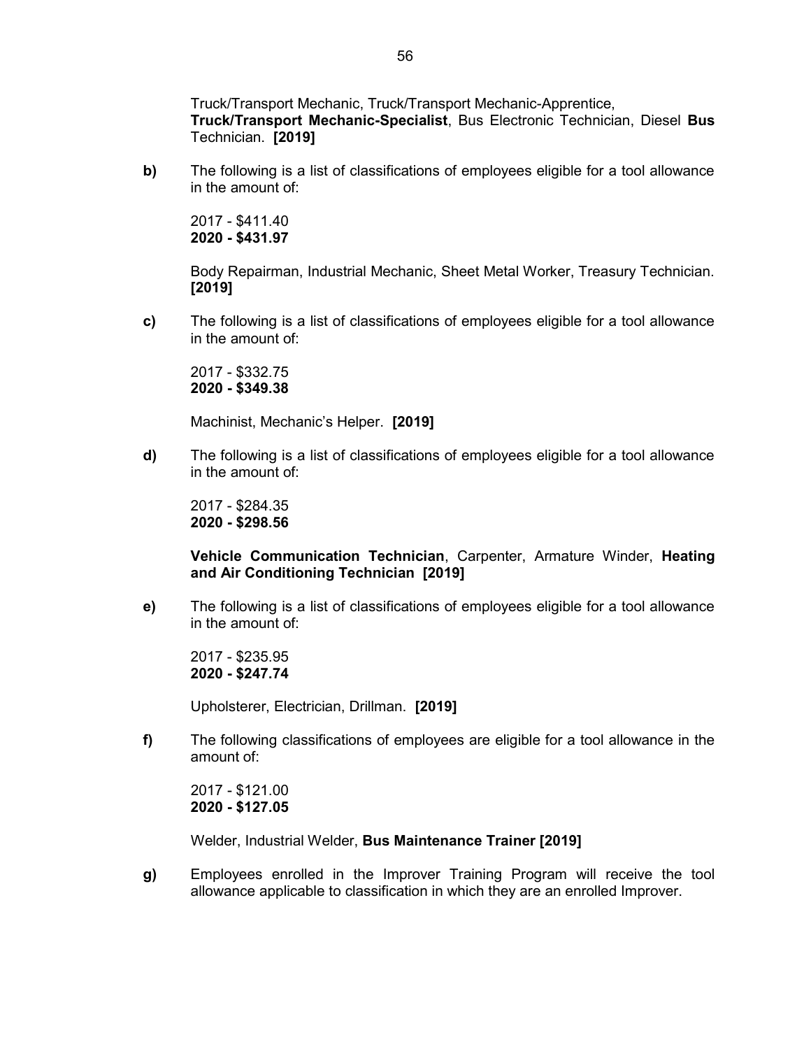Truck/Transport Mechanic, Truck/Transport Mechanic-Apprentice, **Truck/Transport Mechanic-Specialist**, Bus Electronic Technician, Diesel **Bus** Technician. **[2019]**

**b)** The following is a list of classifications of employees eligible for a tool allowance in the amount of:

2017 - $411.40
**2020 - $431.97**

Body Repairman, Industrial Mechanic, Sheet Metal Worker, Treasury Technician. **[2019]**

**c)** The following is a list of classifications of employees eligible for a tool allowance in the amount of:

2017 - $332.75
**2020 - $349.38**

Machinist, Mechanic's Helper. **[2019]**

**d)** The following is a list of classifications of employees eligible for a tool allowance in the amount of:

2017 - $284.35
**2020 - $298.56**

**Vehicle Communication Technician**, Carpenter, Armature Winder, **Heating and Air Conditioning Technician [2019]**

**e)** The following is a list of classifications of employees eligible for a tool allowance in the amount of:

2017 - $235.95
**2020 - $247.74**

Upholsterer, Electrician, Drillman. **[2019]**

**f)** The following classifications of employees are eligible for a tool allowance in the amount of:

2017 - $121.00
**2020 - $127.05**

Welder, Industrial Welder, **Bus Maintenance Trainer [2019]**

**g)** Employees enrolled in the Improver Training Program will receive the tool allowance applicable to classification in which they are an enrolled Improver.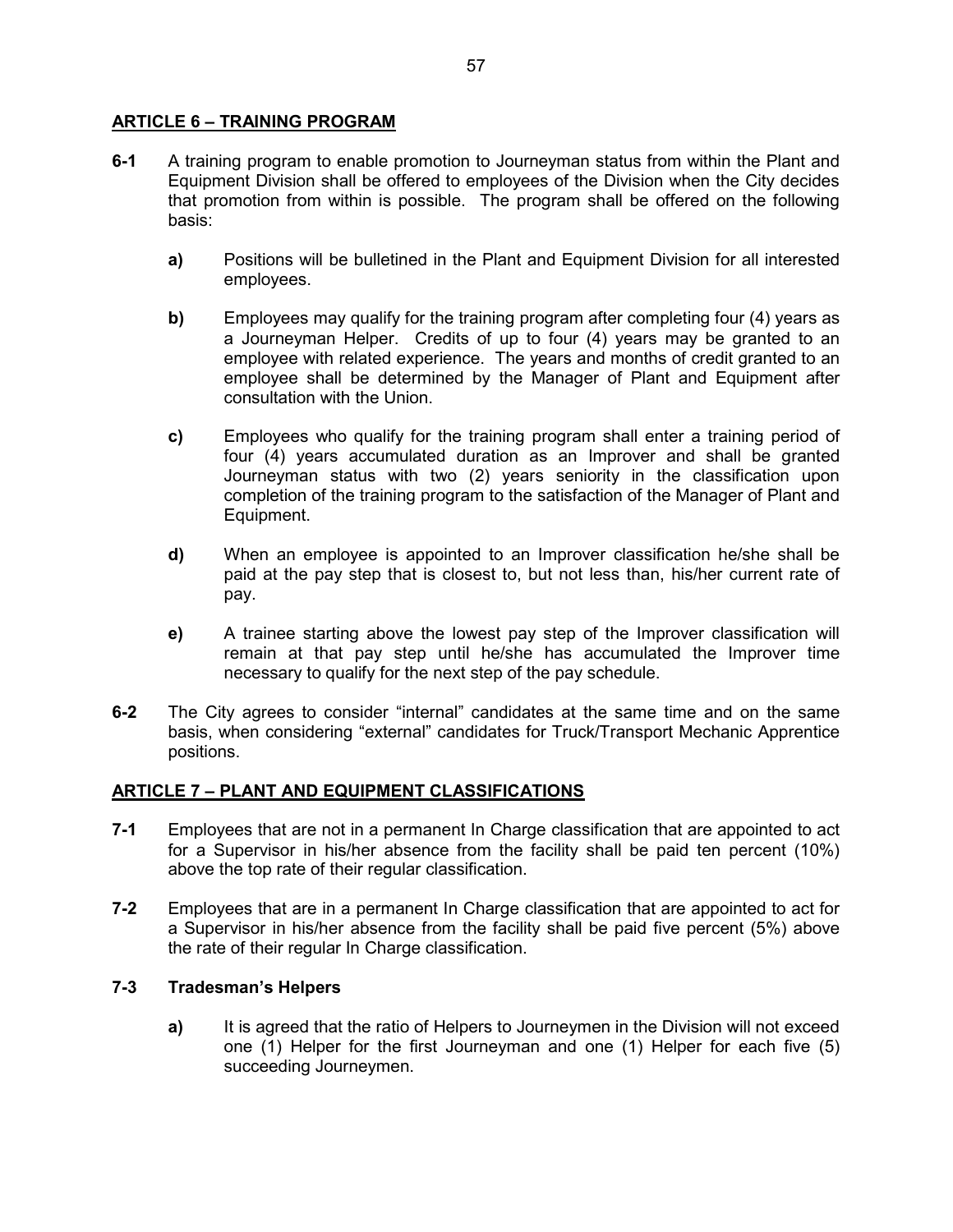## ARTICLE 6 – TRAINING PROGRAM

**6-1** A training program to enable promotion to Journeyman status from within the Plant and Equipment Division shall be offered to employees of the Division when the City decides that promotion from within is possible. The program shall be offered on the following basis:

- **a)** Positions will be bulletined in the Plant and Equipment Division for all interested employees.
- **b)** Employees may qualify for the training program after completing four (4) years as a Journeyman Helper. Credits of up to four (4) years may be granted to an employee with related experience. The years and months of credit granted to an employee shall be determined by the Manager of Plant and Equipment after consultation with the Union.
- **c)** Employees who qualify for the training program shall enter a training period of four (4) years accumulated duration as an Improver and shall be granted Journeyman status with two (2) years seniority in the classification upon completion of the training program to the satisfaction of the Manager of Plant and Equipment.
- **d)** When an employee is appointed to an Improver classification he/she shall be paid at the pay step that is closest to, but not less than, his/her current rate of pay.
- **e)** A trainee starting above the lowest pay step of the Improver classification will remain at that pay step until he/she has accumulated the Improver time necessary to qualify for the next step of the pay schedule.

**6-2** The City agrees to consider "internal" candidates at the same time and on the same basis, when considering "external" candidates for Truck/Transport Mechanic Apprentice positions.

## ARTICLE 7 – PLANT AND EQUIPMENT CLASSIFICATIONS

**7-1** Employees that are not in a permanent In Charge classification that are appointed to act for a Supervisor in his/her absence from the facility shall be paid ten percent (10%) above the top rate of their regular classification.

**7-2** Employees that are in a permanent In Charge classification that are appointed to act for a Supervisor in his/her absence from the facility shall be paid five percent (5%) above the rate of their regular In Charge classification.

### 7-3 Tradesman's Helpers

- **a)** It is agreed that the ratio of Helpers to Journeymen in the Division will not exceed one (1) Helper for the first Journeyman and one (1) Helper for each five (5) succeeding Journeymen.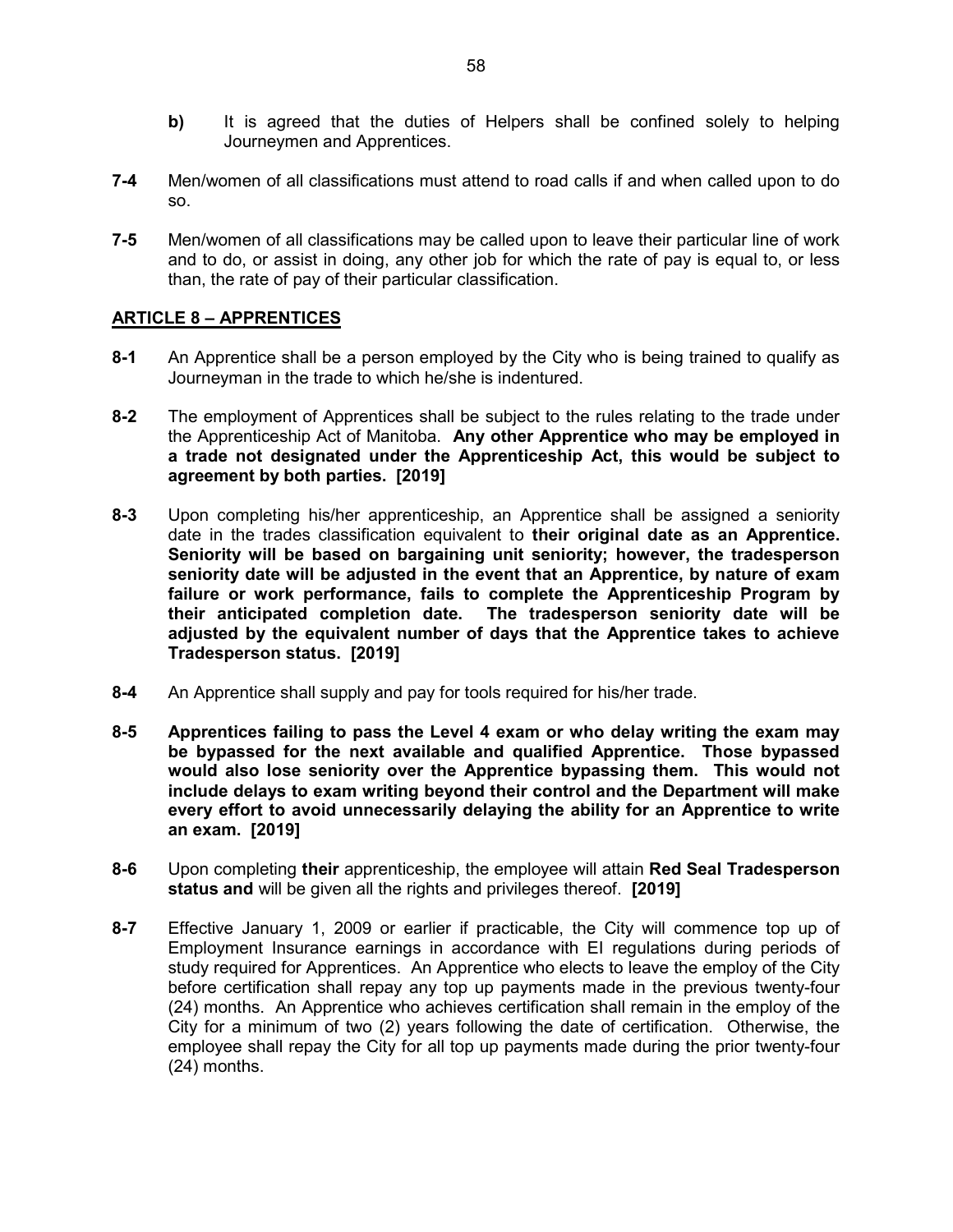**b)** It is agreed that the duties of Helpers shall be confined solely to helping Journeymen and Apprentices.

**7-4** Men/women of all classifications must attend to road calls if and when called upon to do so.

**7-5** Men/women of all classifications may be called upon to leave their particular line of work and to do, or assist in doing, any other job for which the rate of pay is equal to, or less than, the rate of pay of their particular classification.

## ARTICLE 8 – APPRENTICES

**8-1** An Apprentice shall be a person employed by the City who is being trained to qualify as Journeyman in the trade to which he/she is indentured.

**8-2** The employment of Apprentices shall be subject to the rules relating to the trade under the Apprenticeship Act of Manitoba. **Any other Apprentice who may be employed in a trade not designated under the Apprenticeship Act, this would be subject to agreement by both parties. [2019]**

**8-3** Upon completing his/her apprenticeship, an Apprentice shall be assigned a seniority date in the trades classification equivalent to **their original date as an Apprentice. Seniority will be based on bargaining unit seniority; however, the tradesperson seniority date will be adjusted in the event that an Apprentice, by nature of exam failure or work performance, fails to complete the Apprenticeship Program by their anticipated completion date. The tradesperson seniority date will be adjusted by the equivalent number of days that the Apprentice takes to achieve Tradesperson status. [2019]**

**8-4** An Apprentice shall supply and pay for tools required for his/her trade.

**8-5** **Apprentices failing to pass the Level 4 exam or who delay writing the exam may be bypassed for the next available and qualified Apprentice. Those bypassed would also lose seniority over the Apprentice bypassing them. This would not include delays to exam writing beyond their control and the Department will make every effort to avoid unnecessarily delaying the ability for an Apprentice to write an exam. [2019]**

**8-6** Upon completing **their** apprenticeship, the employee will attain **Red Seal Tradesperson status and** will be given all the rights and privileges thereof. **[2019]**

**8-7** Effective January 1, 2009 or earlier if practicable, the City will commence top up of Employment Insurance earnings in accordance with EI regulations during periods of study required for Apprentices. An Apprentice who elects to leave the employ of the City before certification shall repay any top up payments made in the previous twenty-four (24) months. An Apprentice who achieves certification shall remain in the employ of the City for a minimum of two (2) years following the date of certification. Otherwise, the employee shall repay the City for all top up payments made during the prior twenty-four (24) months.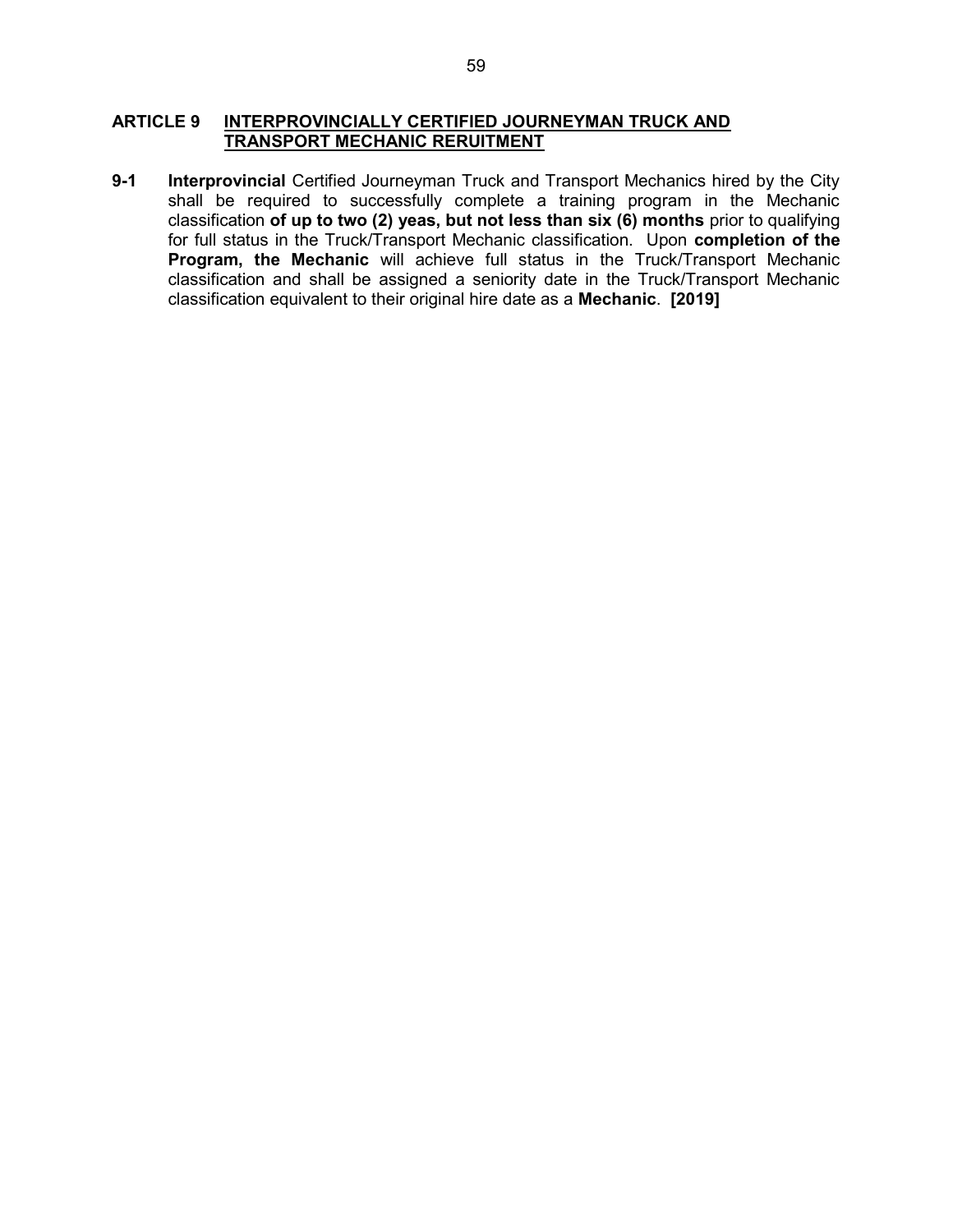## ARTICLE 9 INTERPROVINCIALLY CERTIFIED JOURNEYMAN TRUCK AND TRANSPORT MECHANIC RERUITMENT

**9-1** **Interprovincial** Certified Journeyman Truck and Transport Mechanics hired by the City shall be required to successfully complete a training program in the Mechanic classification **of up to two (2) yeas, but not less than six (6) months** prior to qualifying for full status in the Truck/Transport Mechanic classification. Upon **completion of the Program, the Mechanic** will achieve full status in the Truck/Transport Mechanic classification and shall be assigned a seniority date in the Truck/Transport Mechanic classification equivalent to their original hire date as a **Mechanic**. **[2019]**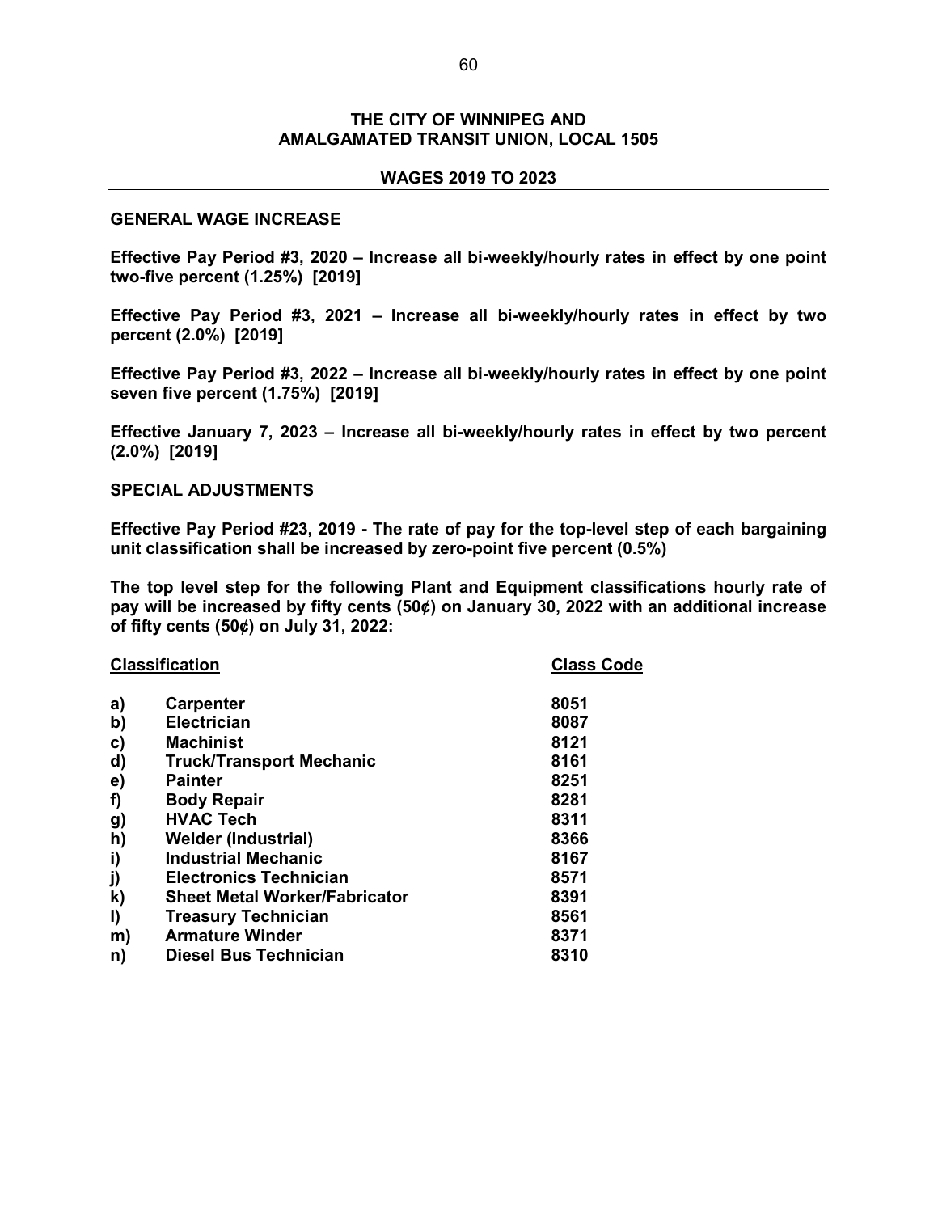**THE CITY OF WINNIPEG AND**
**AMALGAMATED TRANSIT UNION, LOCAL 1505**

**WAGES 2019 TO 2023**

---

**GENERAL WAGE INCREASE**

**Effective Pay Period #3, 2020 – Increase all bi-weekly/hourly rates in effect by one point two-five percent (1.25%) [2019]**

**Effective Pay Period #3, 2021 – Increase all bi-weekly/hourly rates in effect by two percent (2.0%) [2019]**

**Effective Pay Period #3, 2022 – Increase all bi-weekly/hourly rates in effect by one point seven five percent (1.75%) [2019]**

**Effective January 7, 2023 – Increase all bi-weekly/hourly rates in effect by two percent (2.0%) [2019]**

**SPECIAL ADJUSTMENTS**

**Effective Pay Period #23, 2019 - The rate of pay for the top-level step of each bargaining unit classification shall be increased by zero-point five percent (0.5%)**

**The top level step for the following Plant and Equipment classifications hourly rate of pay will be increased by fifty cents (50¢) on January 30, 2022 with an additional increase of fifty cents (50¢) on July 31, 2022:**

| | Classification | Class Code |
|---|---|---|
| a) | Carpenter | 8051 |
| b) | Electrician | 8087 |
| c) | Machinist | 8121 |
| d) | Truck/Transport Mechanic | 8161 |
| e) | Painter | 8251 |
| f) | Body Repair | 8281 |
| g) | HVAC Tech | 8311 |
| h) | Welder (Industrial) | 8366 |
| i) | Industrial Mechanic | 8167 |
| j) | Electronics Technician | 8571 |
| k) | Sheet Metal Worker/Fabricator | 8391 |
| l) | Treasury Technician | 8561 |
| m) | Armature Winder | 8371 |
| n) | Diesel Bus Technician | 8310 |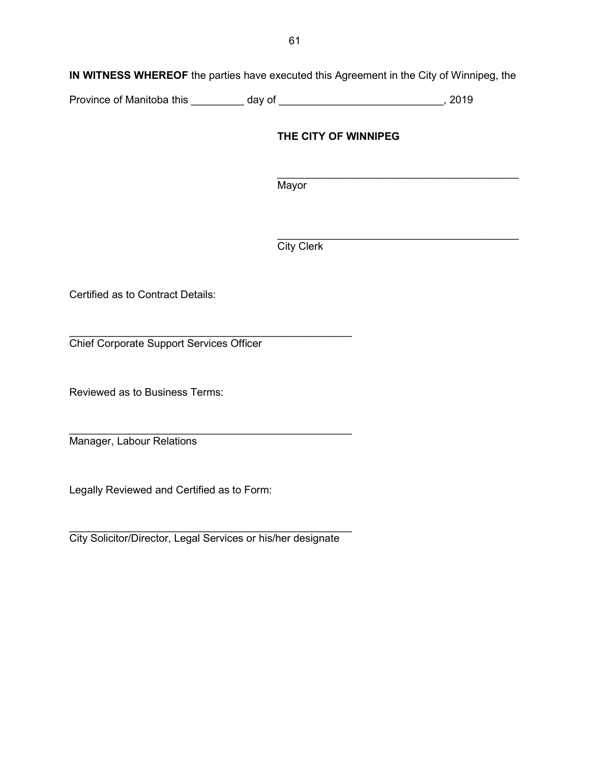**IN WITNESS WHEREOF** the parties have executed this Agreement in the City of Winnipeg, the Province of Manitoba this _________ day of ___________________________, 2019

**THE CITY OF WINNIPEG**

_________________________________________
Mayor

_________________________________________
City Clerk

Certified as to Contract Details:

_________________________________________
Chief Corporate Support Services Officer

Reviewed as to Business Terms:

_________________________________________
Manager, Labour Relations

Legally Reviewed and Certified as to Form:

_________________________________________
City Solicitor/Director, Legal Services or his/her designate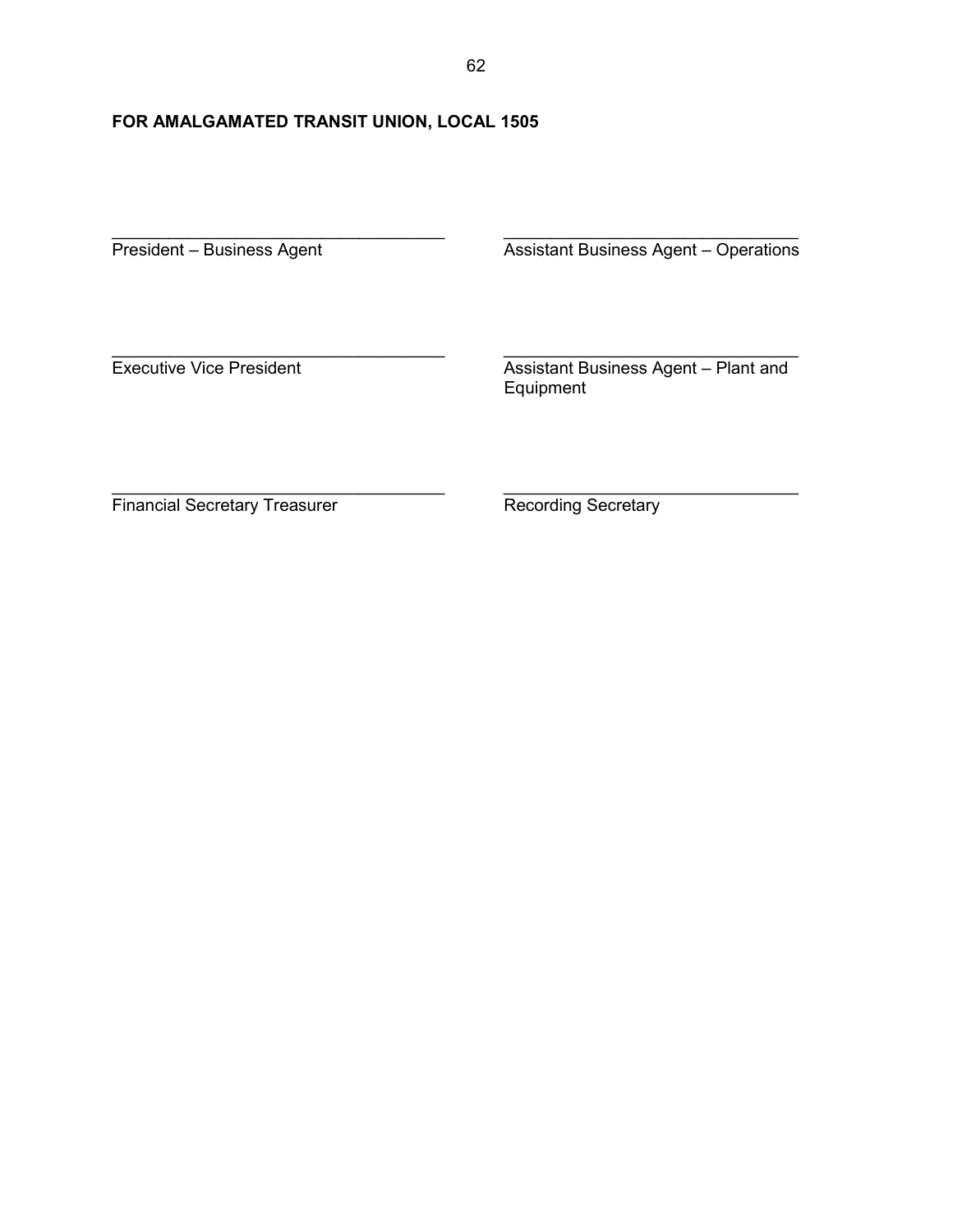**FOR AMALGAMATED TRANSIT UNION, LOCAL 1505**

| | |
|---|---|
| ___________________________________ | ________________________________ |
| President – Business Agent | Assistant Business Agent – Operations |
| ___________________________________ | ________________________________ |
| Executive Vice President | Assistant Business Agent – Plant and Equipment |
| ___________________________________ | ________________________________ |
| Financial Secretary Treasurer | Recording Secretary |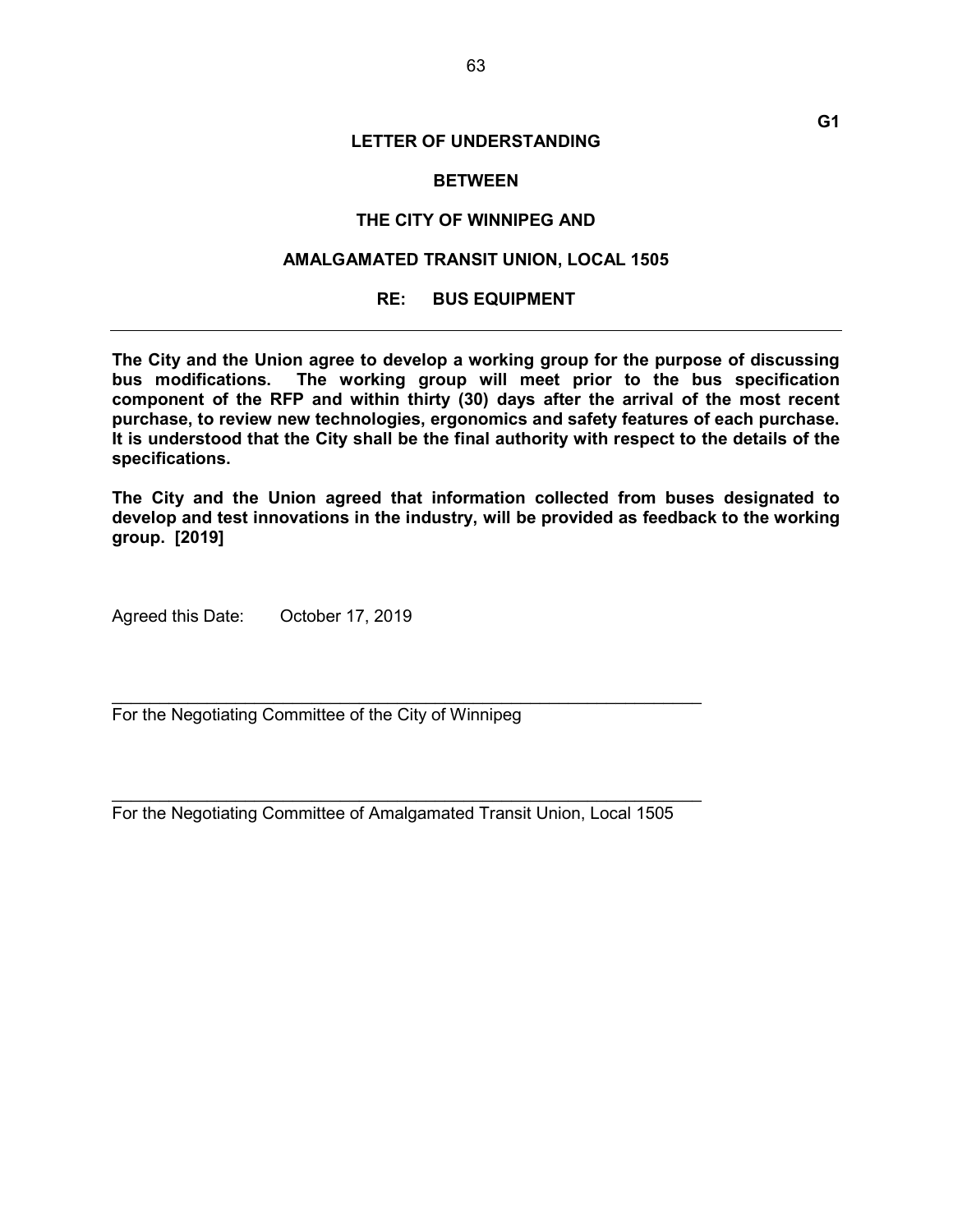**G1**

**LETTER OF UNDERSTANDING**

**BETWEEN**

**THE CITY OF WINNIPEG AND**

**AMALGAMATED TRANSIT UNION, LOCAL 1505**

**RE: BUS EQUIPMENT**

---

**The City and the Union agree to develop a working group for the purpose of discussing bus modifications. The working group will meet prior to the bus specification component of the RFP and within thirty (30) days after the arrival of the most recent purchase, to review new technologies, ergonomics and safety features of each purchase. It is understood that the City shall be the final authority with respect to the details of the specifications.**

**The City and the Union agreed that information collected from buses designated to develop and test innovations in the industry, will be provided as feedback to the working group. [2019]**

Agreed this Date: October 17, 2019

\_\_\_\_\_\_\_\_\_\_\_\_\_\_\_\_\_\_\_\_\_\_\_\_\_\_\_\_\_\_\_\_\_\_\_\_\_\_\_\_\_\_\_\_\_\_\_\_\_\_\_\_\_\_\_\_\_\_\_\_\_\_
For the Negotiating Committee of the City of Winnipeg

\_\_\_\_\_\_\_\_\_\_\_\_\_\_\_\_\_\_\_\_\_\_\_\_\_\_\_\_\_\_\_\_\_\_\_\_\_\_\_\_\_\_\_\_\_\_\_\_\_\_\_\_\_\_\_\_\_\_\_\_\_\_
For the Negotiating Committee of Amalgamated Transit Union, Local 1505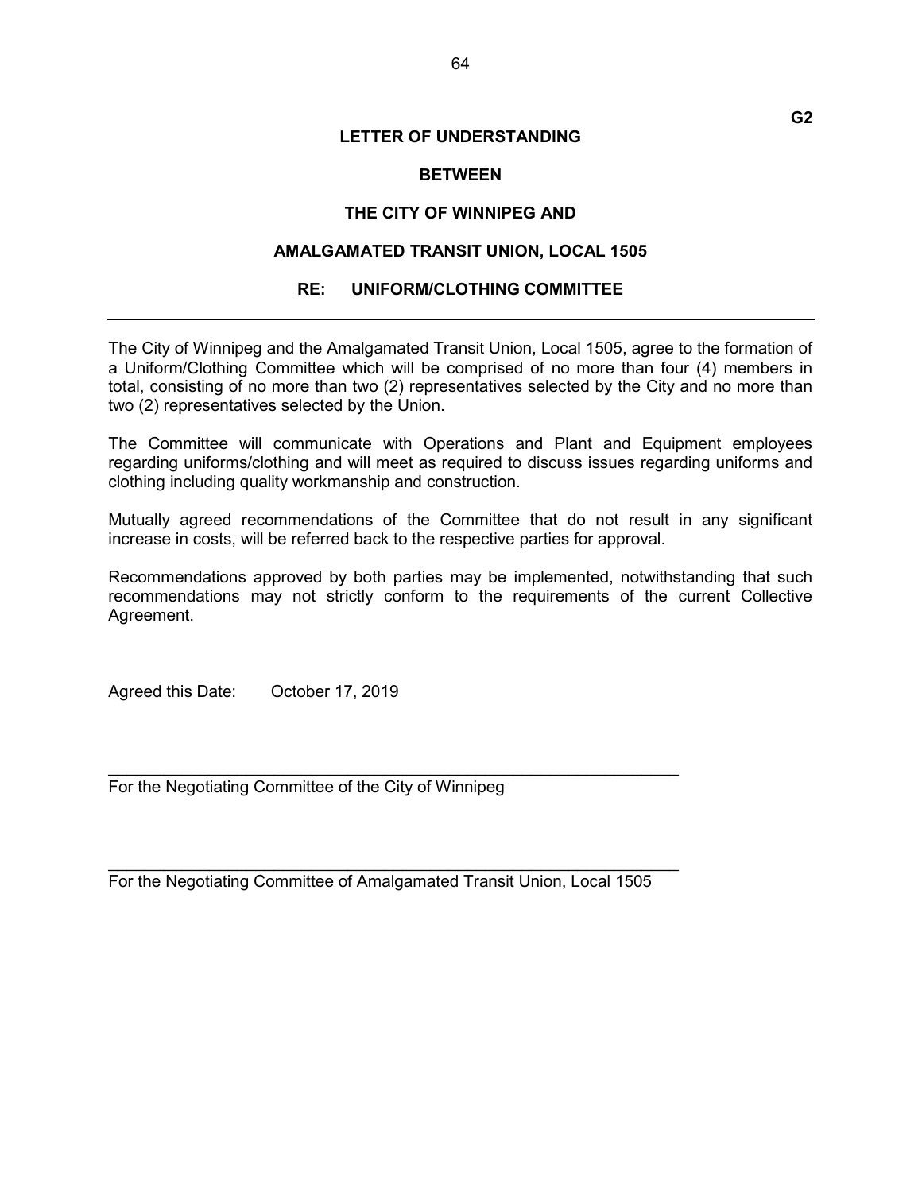G2

**LETTER OF UNDERSTANDING**

**BETWEEN**

**THE CITY OF WINNIPEG AND**

**AMALGAMATED TRANSIT UNION, LOCAL 1505**

**RE: UNIFORM/CLOTHING COMMITTEE**

---

The City of Winnipeg and the Amalgamated Transit Union, Local 1505, agree to the formation of a Uniform/Clothing Committee which will be comprised of no more than four (4) members in total, consisting of no more than two (2) representatives selected by the City and no more than two (2) representatives selected by the Union.

The Committee will communicate with Operations and Plant and Equipment employees regarding uniforms/clothing and will meet as required to discuss issues regarding uniforms and clothing including quality workmanship and construction.

Mutually agreed recommendations of the Committee that do not result in any significant increase in costs, will be referred back to the respective parties for approval.

Recommendations approved by both parties may be implemented, notwithstanding that such recommendations may not strictly conform to the requirements of the current Collective Agreement.

Agreed this Date: October 17, 2019

______________________________________________________________
For the Negotiating Committee of the City of Winnipeg

______________________________________________________________
For the Negotiating Committee of Amalgamated Transit Union, Local 1505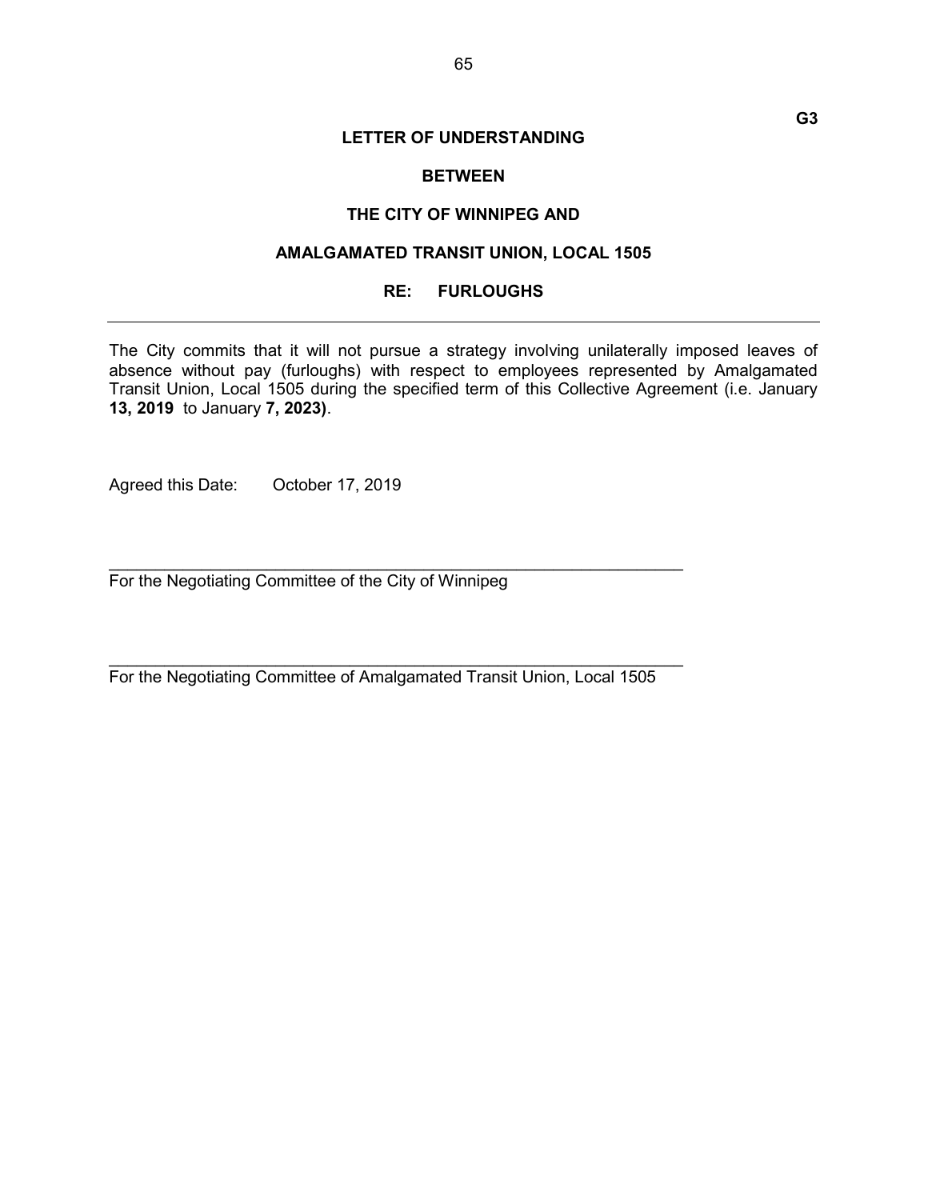**G3**

# LETTER OF UNDERSTANDING

## BETWEEN

## THE CITY OF WINNIPEG AND

## AMALGAMATED TRANSIT UNION, LOCAL 1505

## RE: FURLOUGHS

---

The City commits that it will not pursue a strategy involving unilaterally imposed leaves of absence without pay (furloughs) with respect to employees represented by Amalgamated Transit Union, Local 1505 during the specified term of this Collective Agreement (i.e. January **13, 2019** to January **7, 2023)**.

Agreed this Date: October 17, 2019

_________________________________________________________________
For the Negotiating Committee of the City of Winnipeg

_________________________________________________________________
For the Negotiating Committee of Amalgamated Transit Union, Local 1505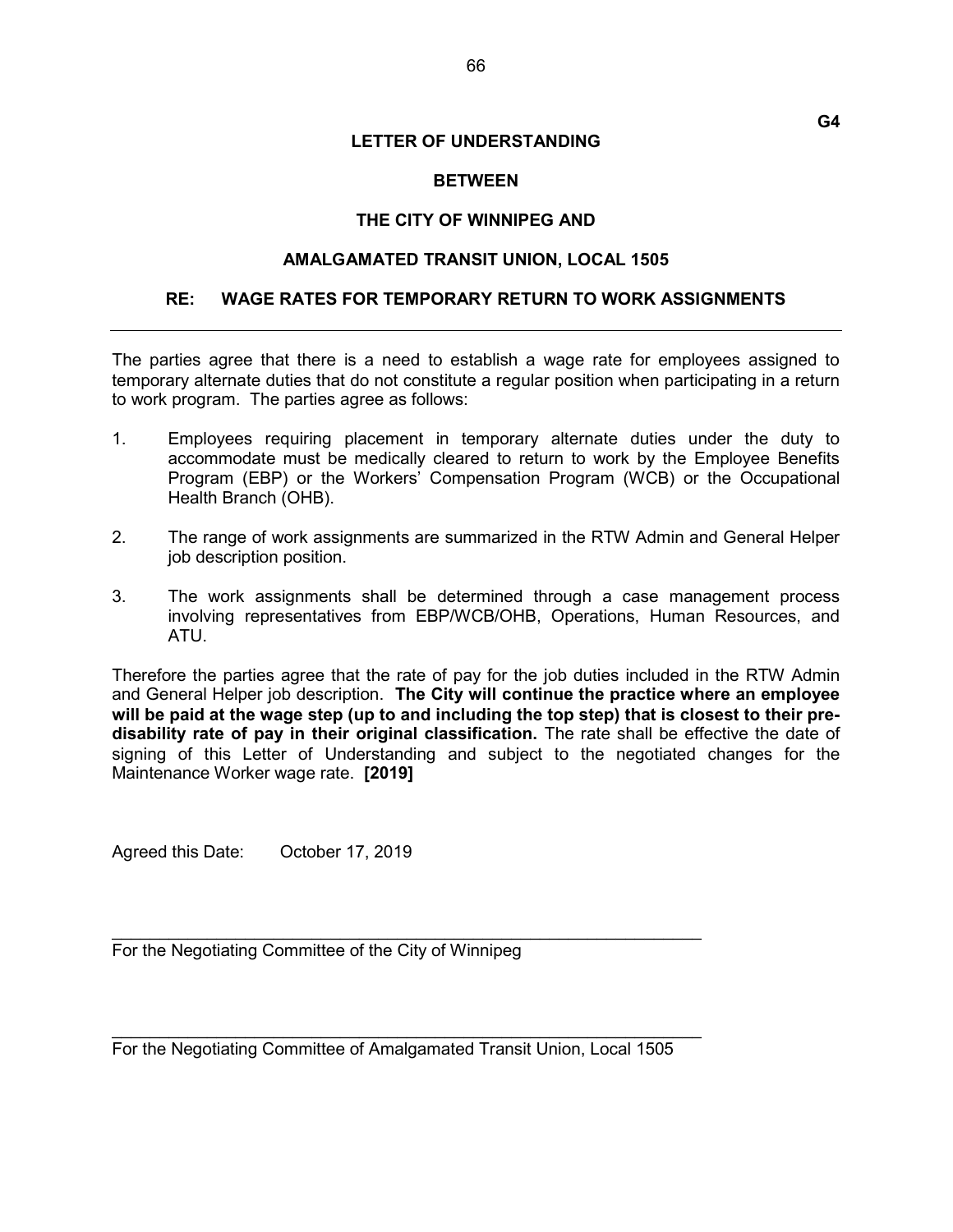G4

# LETTER OF UNDERSTANDING

## BETWEEN

## THE CITY OF WINNIPEG AND

## AMALGAMATED TRANSIT UNION, LOCAL 1505

## RE: WAGE RATES FOR TEMPORARY RETURN TO WORK ASSIGNMENTS

---

The parties agree that there is a need to establish a wage rate for employees assigned to temporary alternate duties that do not constitute a regular position when participating in a return to work program. The parties agree as follows:

1. Employees requiring placement in temporary alternate duties under the duty to accommodate must be medically cleared to return to work by the Employee Benefits Program (EBP) or the Workers' Compensation Program (WCB) or the Occupational Health Branch (OHB).

2. The range of work assignments are summarized in the RTW Admin and General Helper job description position.

3. The work assignments shall be determined through a case management process involving representatives from EBP/WCB/OHB, Operations, Human Resources, and ATU.

Therefore the parties agree that the rate of pay for the job duties included in the RTW Admin and General Helper job description. **The City will continue the practice where an employee will be paid at the wage step (up to and including the top step) that is closest to their pre-disability rate of pay in their original classification.** The rate shall be effective the date of signing of this Letter of Understanding and subject to the negotiated changes for the Maintenance Worker wage rate. **[2019]**

Agreed this Date: October 17, 2019

_______________________________________________________________

For the Negotiating Committee of the City of Winnipeg

_______________________________________________________________

For the Negotiating Committee of Amalgamated Transit Union, Local 1505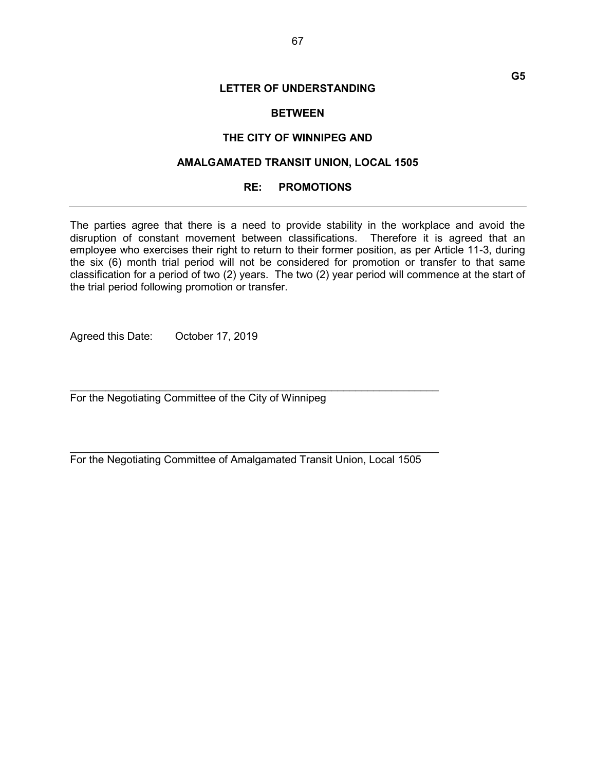**G5**

# LETTER OF UNDERSTANDING

## BETWEEN

## THE CITY OF WINNIPEG AND

## AMALGAMATED TRANSIT UNION, LOCAL 1505

## RE: PROMOTIONS

---

The parties agree that there is a need to provide stability in the workplace and avoid the disruption of constant movement between classifications. Therefore it is agreed that an employee who exercises their right to return to their former position, as per Article 11-3, during the six (6) month trial period will not be considered for promotion or transfer to that same classification for a period of two (2) years. The two (2) year period will commence at the start of the trial period following promotion or transfer.

Agreed this Date: October 17, 2019

\_\_\_\_\_\_\_\_\_\_\_\_\_\_\_\_\_\_\_\_\_\_\_\_\_\_\_\_\_\_\_\_\_\_\_\_\_\_\_\_\_\_\_\_\_\_\_\_\_\_\_\_\_\_\_\_\_\_\_\_

For the Negotiating Committee of the City of Winnipeg

\_\_\_\_\_\_\_\_\_\_\_\_\_\_\_\_\_\_\_\_\_\_\_\_\_\_\_\_\_\_\_\_\_\_\_\_\_\_\_\_\_\_\_\_\_\_\_\_\_\_\_\_\_\_\_\_\_\_\_\_

For the Negotiating Committee of Amalgamated Transit Union, Local 1505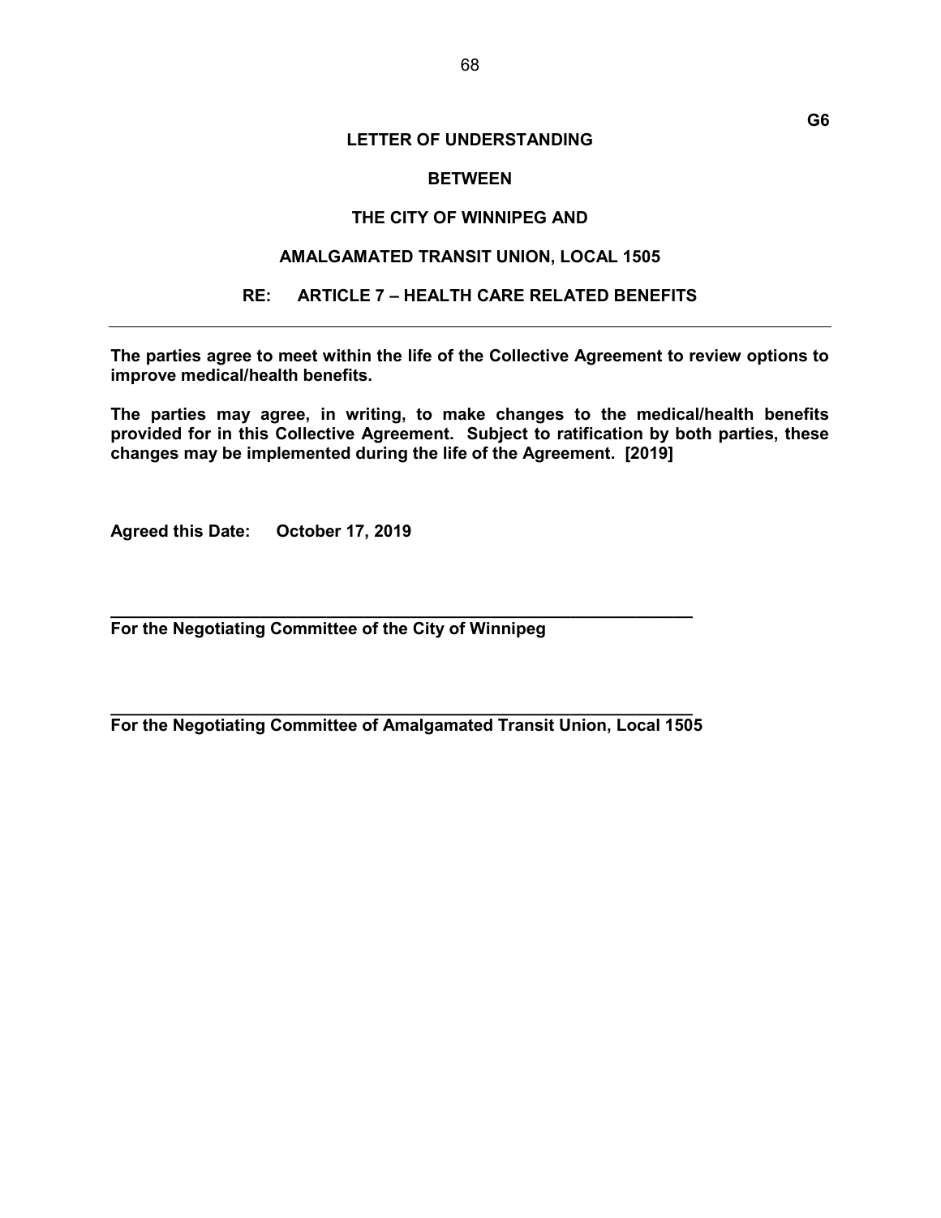**G6**

**LETTER OF UNDERSTANDING**

**BETWEEN**

**THE CITY OF WINNIPEG AND**

**AMALGAMATED TRANSIT UNION, LOCAL 1505**

**RE: ARTICLE 7 – HEALTH CARE RELATED BENEFITS**

---

**The parties agree to meet within the life of the Collective Agreement to review options to improve medical/health benefits.**

**The parties may agree, in writing, to make changes to the medical/health benefits provided for in this Collective Agreement. Subject to ratification by both parties, these changes may be implemented during the life of the Agreement. [2019]**

**Agreed this Date: October 17, 2019**

\_\_\_\_\_\_\_\_\_\_\_\_\_\_\_\_\_\_\_\_\_\_\_\_\_\_\_\_\_\_\_\_\_\_\_\_\_\_\_\_\_\_\_\_\_\_\_\_\_\_\_\_\_\_\_\_\_\_\_\_\_\_

**For the Negotiating Committee of the City of Winnipeg**

\_\_\_\_\_\_\_\_\_\_\_\_\_\_\_\_\_\_\_\_\_\_\_\_\_\_\_\_\_\_\_\_\_\_\_\_\_\_\_\_\_\_\_\_\_\_\_\_\_\_\_\_\_\_\_\_\_\_\_\_\_\_

**For the Negotiating Committee of Amalgamated Transit Union, Local 1505**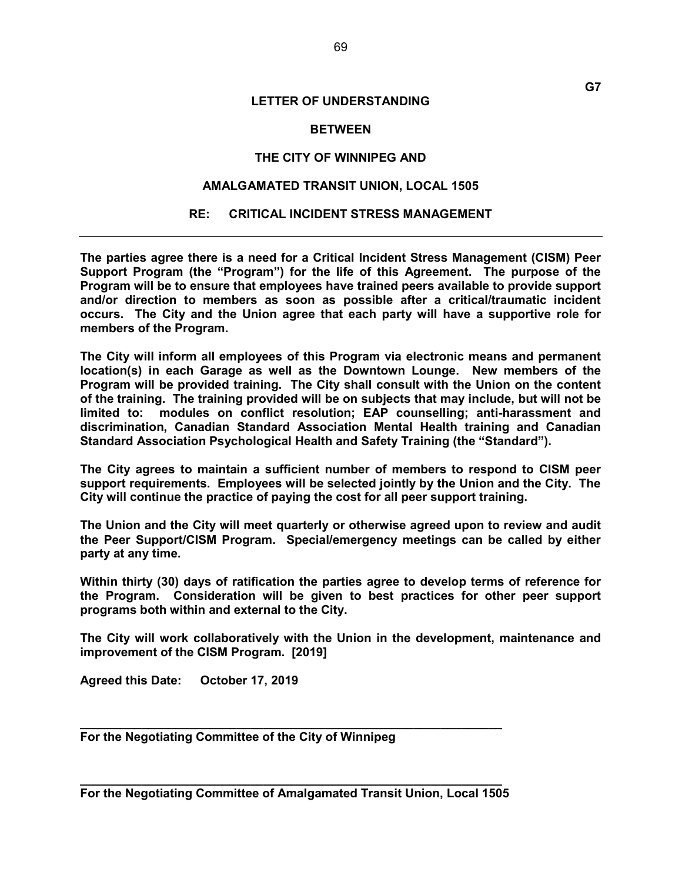G7

**LETTER OF UNDERSTANDING**

**BETWEEN**

**THE CITY OF WINNIPEG AND**

**AMALGAMATED TRANSIT UNION, LOCAL 1505**

**RE: CRITICAL INCIDENT STRESS MANAGEMENT**

---

**The parties agree there is a need for a Critical Incident Stress Management (CISM) Peer Support Program (the "Program") for the life of this Agreement. The purpose of the Program will be to ensure that employees have trained peers available to provide support and/or direction to members as soon as possible after a critical/traumatic incident occurs. The City and the Union agree that each party will have a supportive role for members of the Program.**

**The City will inform all employees of this Program via electronic means and permanent location(s) in each Garage as well as the Downtown Lounge. New members of the Program will be provided training. The City shall consult with the Union on the content of the training. The training provided will be on subjects that may include, but will not be limited to: modules on conflict resolution; EAP counselling; anti-harassment and discrimination, Canadian Standard Association Mental Health training and Canadian Standard Association Psychological Health and Safety Training (the "Standard").**

**The City agrees to maintain a sufficient number of members to respond to CISM peer support requirements. Employees will be selected jointly by the Union and the City. The City will continue the practice of paying the cost for all peer support training.**

**The Union and the City will meet quarterly or otherwise agreed upon to review and audit the Peer Support/CISM Program. Special/emergency meetings can be called by either party at any time.**

**Within thirty (30) days of ratification the parties agree to develop terms of reference for the Program. Consideration will be given to best practices for other peer support programs both within and external to the City.**

**The City will work collaboratively with the Union in the development, maintenance and improvement of the CISM Program. [2019]**

**Agreed this Date: October 17, 2019**

\_\_\_\_\_\_\_\_\_\_\_\_\_\_\_\_\_\_\_\_\_\_\_\_\_\_\_\_\_\_\_\_\_\_\_\_\_\_\_\_\_\_\_\_\_\_\_\_\_\_\_\_\_\_\_\_
**For the Negotiating Committee of the City of Winnipeg**

\_\_\_\_\_\_\_\_\_\_\_\_\_\_\_\_\_\_\_\_\_\_\_\_\_\_\_\_\_\_\_\_\_\_\_\_\_\_\_\_\_\_\_\_\_\_\_\_\_\_\_\_\_\_\_\_
**For the Negotiating Committee of Amalgamated Transit Union, Local 1505**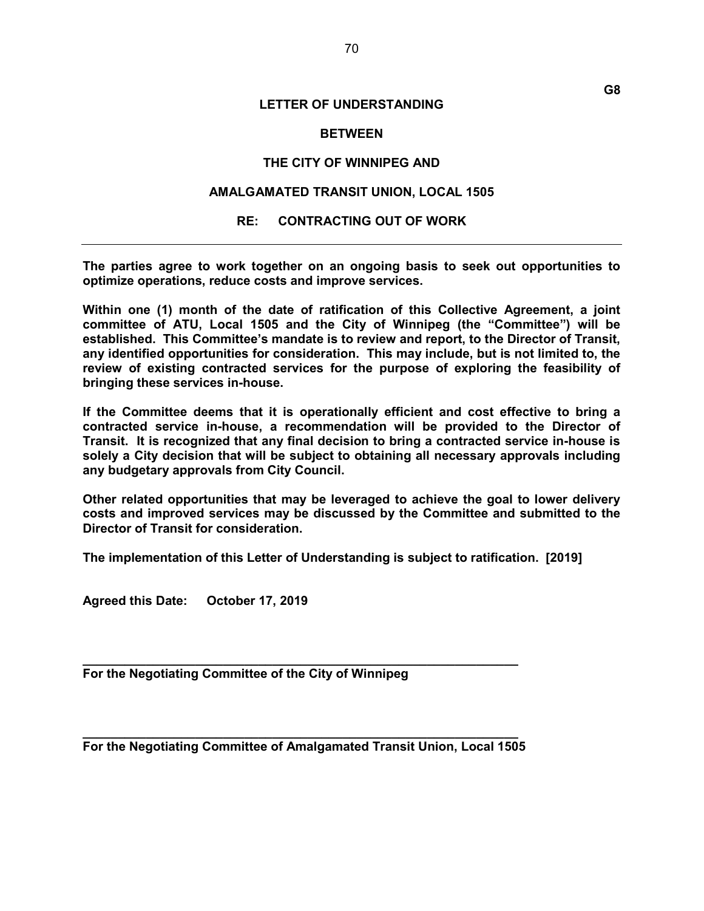G8

**LETTER OF UNDERSTANDING**

**BETWEEN**

**THE CITY OF WINNIPEG AND**

**AMALGAMATED TRANSIT UNION, LOCAL 1505**

**RE: CONTRACTING OUT OF WORK**

---

**The parties agree to work together on an ongoing basis to seek out opportunities to optimize operations, reduce costs and improve services.**

**Within one (1) month of the date of ratification of this Collective Agreement, a joint committee of ATU, Local 1505 and the City of Winnipeg (the "Committee") will be established. This Committee's mandate is to review and report, to the Director of Transit, any identified opportunities for consideration. This may include, but is not limited to, the review of existing contracted services for the purpose of exploring the feasibility of bringing these services in-house.**

**If the Committee deems that it is operationally efficient and cost effective to bring a contracted service in-house, a recommendation will be provided to the Director of Transit. It is recognized that any final decision to bring a contracted service in-house is solely a City decision that will be subject to obtaining all necessary approvals including any budgetary approvals from City Council.**

**Other related opportunities that may be leveraged to achieve the goal to lower delivery costs and improved services may be discussed by the Committee and submitted to the Director of Transit for consideration.**

**The implementation of this Letter of Understanding is subject to ratification. [2019]**

**Agreed this Date: October 17, 2019**

\_\_\_\_\_\_\_\_\_\_\_\_\_\_\_\_\_\_\_\_\_\_\_\_\_\_\_\_\_\_\_\_\_\_\_\_\_\_\_\_\_\_\_\_\_\_\_\_\_\_\_\_\_\_\_\_\_\_\_\_
**For the Negotiating Committee of the City of Winnipeg**

\_\_\_\_\_\_\_\_\_\_\_\_\_\_\_\_\_\_\_\_\_\_\_\_\_\_\_\_\_\_\_\_\_\_\_\_\_\_\_\_\_\_\_\_\_\_\_\_\_\_\_\_\_\_\_\_\_\_\_\_
**For the Negotiating Committee of Amalgamated Transit Union, Local 1505**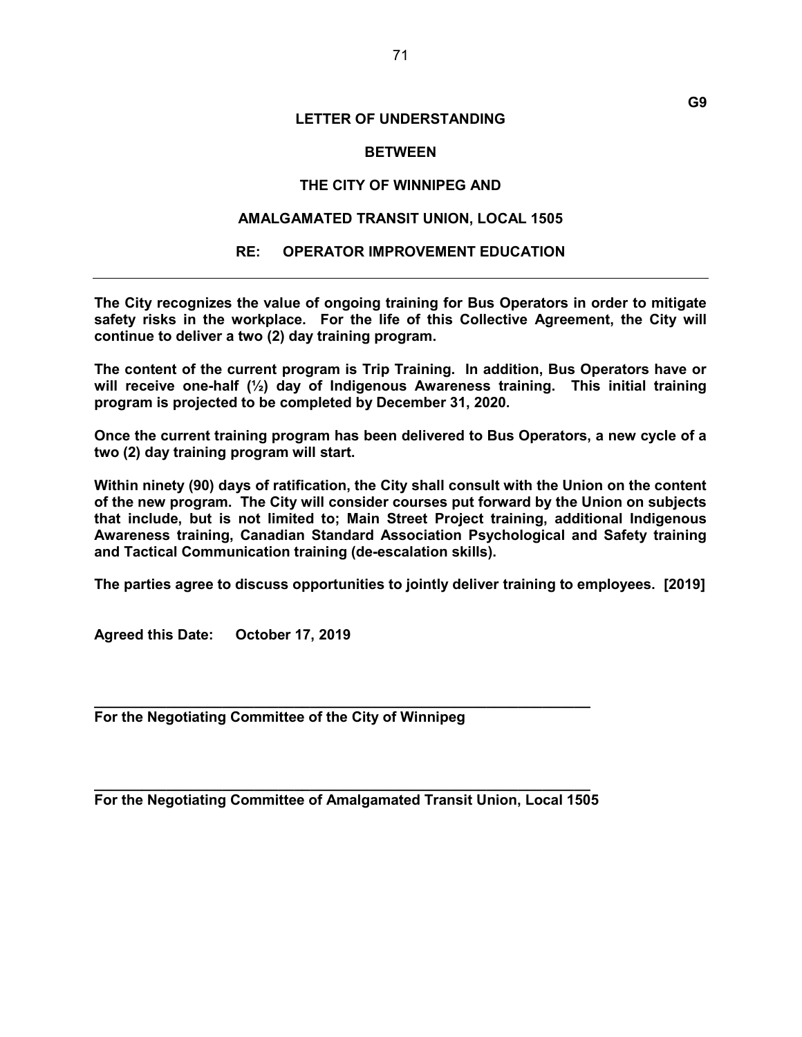G9

**LETTER OF UNDERSTANDING**

**BETWEEN**

**THE CITY OF WINNIPEG AND**

**AMALGAMATED TRANSIT UNION, LOCAL 1505**

**RE: OPERATOR IMPROVEMENT EDUCATION**

---

**The City recognizes the value of ongoing training for Bus Operators in order to mitigate safety risks in the workplace. For the life of this Collective Agreement, the City will continue to deliver a two (2) day training program.**

**The content of the current program is Trip Training. In addition, Bus Operators have or will receive one-half (½) day of Indigenous Awareness training. This initial training program is projected to be completed by December 31, 2020.**

**Once the current training program has been delivered to Bus Operators, a new cycle of a two (2) day training program will start.**

**Within ninety (90) days of ratification, the City shall consult with the Union on the content of the new program. The City will consider courses put forward by the Union on subjects that include, but is not limited to; Main Street Project training, additional Indigenous Awareness training, Canadian Standard Association Psychological and Safety training and Tactical Communication training (de-escalation skills).**

**The parties agree to discuss opportunities to jointly deliver training to employees. [2019]**

**Agreed this Date: October 17, 2019**

\_\_\_\_\_\_\_\_\_\_\_\_\_\_\_\_\_\_\_\_\_\_\_\_\_\_\_\_\_\_\_\_\_\_\_\_\_\_\_\_\_\_\_\_\_\_\_\_\_\_\_\_\_\_\_\_\_\_\_\_
**For the Negotiating Committee of the City of Winnipeg**

\_\_\_\_\_\_\_\_\_\_\_\_\_\_\_\_\_\_\_\_\_\_\_\_\_\_\_\_\_\_\_\_\_\_\_\_\_\_\_\_\_\_\_\_\_\_\_\_\_\_\_\_\_\_\_\_\_\_\_\_
**For the Negotiating Committee of Amalgamated Transit Union, Local 1505**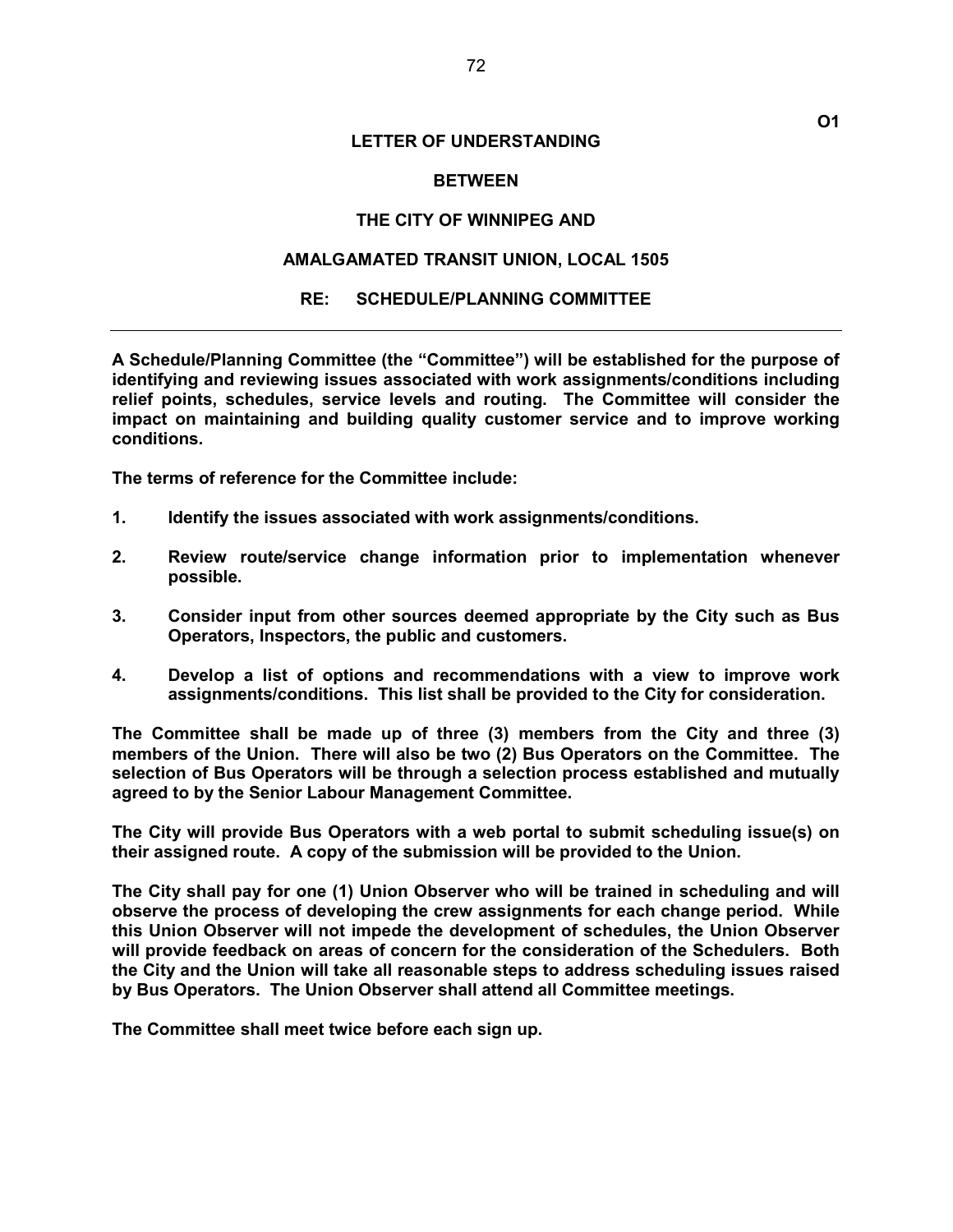**O1**

**LETTER OF UNDERSTANDING**

**BETWEEN**

**THE CITY OF WINNIPEG AND**

**AMALGAMATED TRANSIT UNION, LOCAL 1505**

**RE: SCHEDULE/PLANNING COMMITTEE**

---

**A Schedule/Planning Committee (the "Committee") will be established for the purpose of identifying and reviewing issues associated with work assignments/conditions including relief points, schedules, service levels and routing. The Committee will consider the impact on maintaining and building quality customer service and to improve working conditions.**

**The terms of reference for the Committee include:**

1. **Identify the issues associated with work assignments/conditions.**

2. **Review route/service change information prior to implementation whenever possible.**

3. **Consider input from other sources deemed appropriate by the City such as Bus Operators, Inspectors, the public and customers.**

4. **Develop a list of options and recommendations with a view to improve work assignments/conditions. This list shall be provided to the City for consideration.**

**The Committee shall be made up of three (3) members from the City and three (3) members of the Union. There will also be two (2) Bus Operators on the Committee. The selection of Bus Operators will be through a selection process established and mutually agreed to by the Senior Labour Management Committee.**

**The City will provide Bus Operators with a web portal to submit scheduling issue(s) on their assigned route. A copy of the submission will be provided to the Union.**

**The City shall pay for one (1) Union Observer who will be trained in scheduling and will observe the process of developing the crew assignments for each change period. While this Union Observer will not impede the development of schedules, the Union Observer will provide feedback on areas of concern for the consideration of the Schedulers. Both the City and the Union will take all reasonable steps to address scheduling issues raised by Bus Operators. The Union Observer shall attend all Committee meetings.**

**The Committee shall meet twice before each sign up.**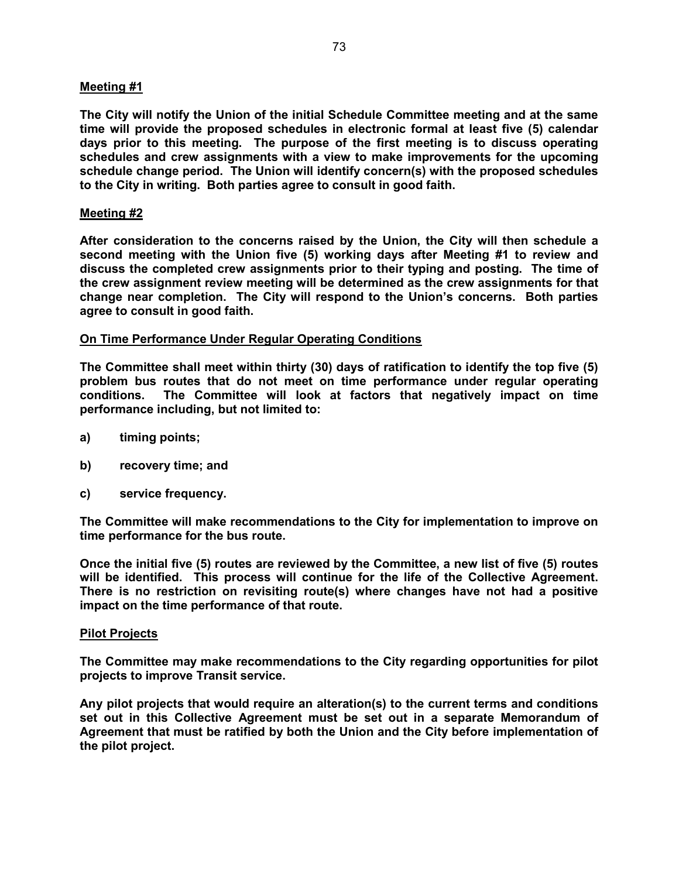**Meeting #1**

**The City will notify the Union of the initial Schedule Committee meeting and at the same time will provide the proposed schedules in electronic formal at least five (5) calendar days prior to this meeting. The purpose of the first meeting is to discuss operating schedules and crew assignments with a view to make improvements for the upcoming schedule change period. The Union will identify concern(s) with the proposed schedules to the City in writing. Both parties agree to consult in good faith.**

**Meeting #2**

**After consideration to the concerns raised by the Union, the City will then schedule a second meeting with the Union five (5) working days after Meeting #1 to review and discuss the completed crew assignments prior to their typing and posting. The time of the crew assignment review meeting will be determined as the crew assignments for that change near completion. The City will respond to the Union's concerns. Both parties agree to consult in good faith.**

**On Time Performance Under Regular Operating Conditions**

**The Committee shall meet within thirty (30) days of ratification to identify the top five (5) problem bus routes that do not meet on time performance under regular operating conditions. The Committee will look at factors that negatively impact on time performance including, but not limited to:**

**a) timing points;**

**b) recovery time; and**

**c) service frequency.**

**The Committee will make recommendations to the City for implementation to improve on time performance for the bus route.**

**Once the initial five (5) routes are reviewed by the Committee, a new list of five (5) routes will be identified. This process will continue for the life of the Collective Agreement. There is no restriction on revisiting route(s) where changes have not had a positive impact on the time performance of that route.**

**Pilot Projects**

**The Committee may make recommendations to the City regarding opportunities for pilot projects to improve Transit service.**

**Any pilot projects that would require an alteration(s) to the current terms and conditions set out in this Collective Agreement must be set out in a separate Memorandum of Agreement that must be ratified by both the Union and the City before implementation of the pilot project.**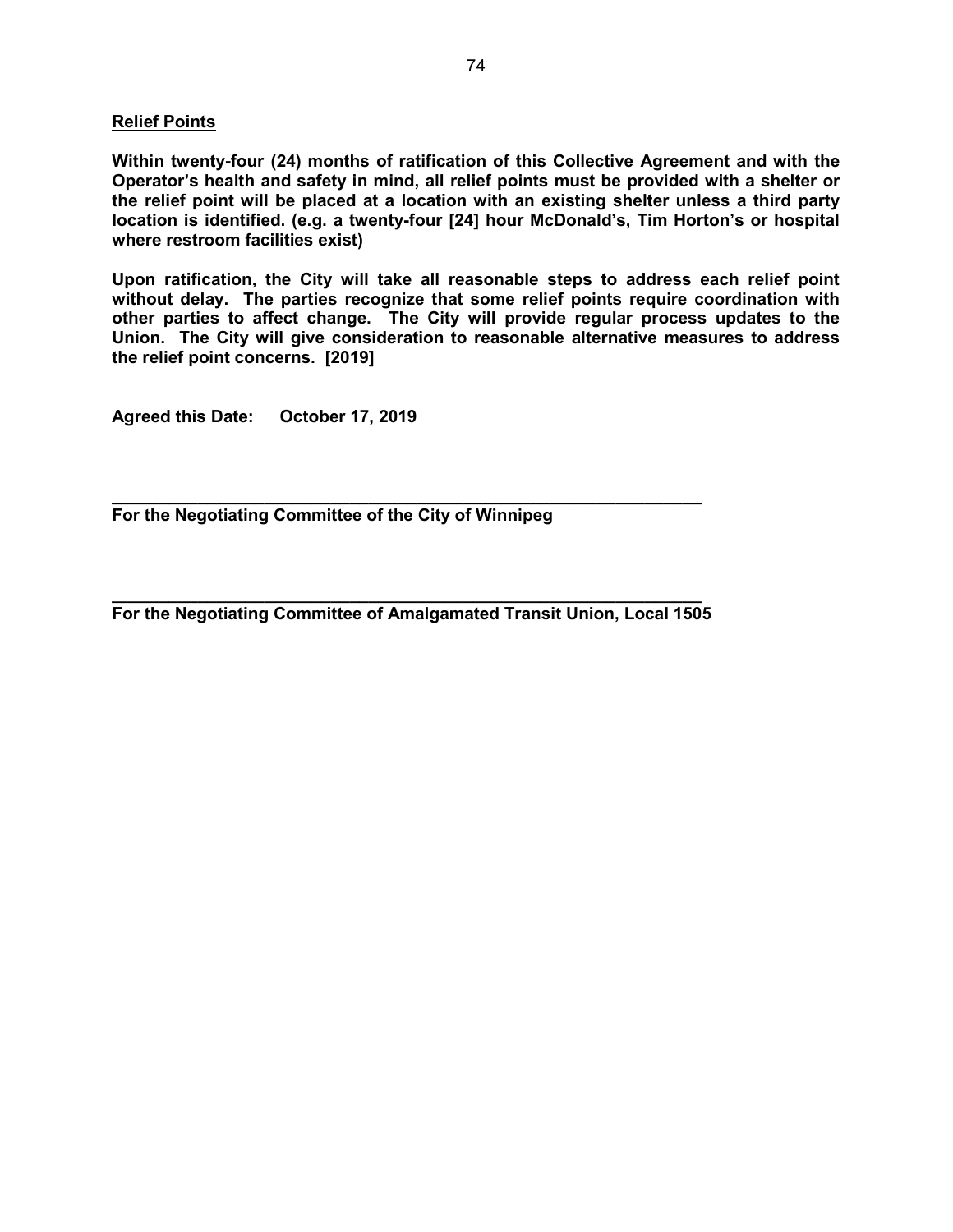**Relief Points**

**Within twenty-four (24) months of ratification of this Collective Agreement and with the Operator's health and safety in mind, all relief points must be provided with a shelter or the relief point will be placed at a location with an existing shelter unless a third party location is identified. (e.g. a twenty-four [24] hour McDonald's, Tim Horton's or hospital where restroom facilities exist)**

**Upon ratification, the City will take all reasonable steps to address each relief point without delay. The parties recognize that some relief points require coordination with other parties to affect change. The City will provide regular process updates to the Union. The City will give consideration to reasonable alternative measures to address the relief point concerns. [2019]**

**Agreed this Date: October 17, 2019**

**\_\_\_\_\_\_\_\_\_\_\_\_\_\_\_\_\_\_\_\_\_\_\_\_\_\_\_\_\_\_\_\_\_\_\_\_\_\_\_\_\_\_\_\_\_\_\_\_\_\_\_\_\_\_\_\_\_\_\_\_**
**For the Negotiating Committee of the City of Winnipeg**

**\_\_\_\_\_\_\_\_\_\_\_\_\_\_\_\_\_\_\_\_\_\_\_\_\_\_\_\_\_\_\_\_\_\_\_\_\_\_\_\_\_\_\_\_\_\_\_\_\_\_\_\_\_\_\_\_\_\_\_\_**
**For the Negotiating Committee of Amalgamated Transit Union, Local 1505**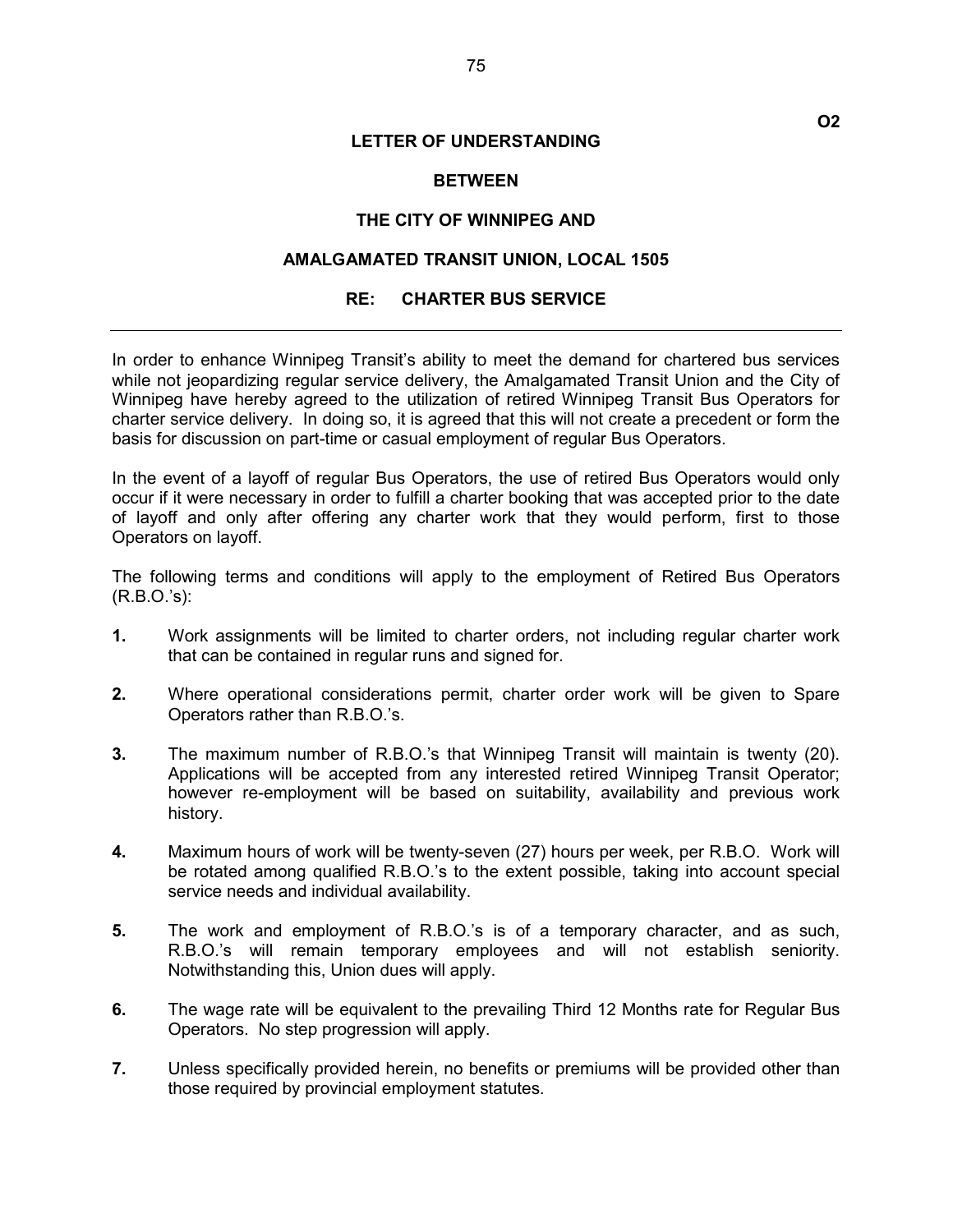O2

**LETTER OF UNDERSTANDING**

**BETWEEN**

**THE CITY OF WINNIPEG AND**

**AMALGAMATED TRANSIT UNION, LOCAL 1505**

**RE: CHARTER BUS SERVICE**

---

In order to enhance Winnipeg Transit's ability to meet the demand for chartered bus services while not jeopardizing regular service delivery, the Amalgamated Transit Union and the City of Winnipeg have hereby agreed to the utilization of retired Winnipeg Transit Bus Operators for charter service delivery. In doing so, it is agreed that this will not create a precedent or form the basis for discussion on part-time or casual employment of regular Bus Operators.

In the event of a layoff of regular Bus Operators, the use of retired Bus Operators would only occur if it were necessary in order to fulfill a charter booking that was accepted prior to the date of layoff and only after offering any charter work that they would perform, first to those Operators on layoff.

The following terms and conditions will apply to the employment of Retired Bus Operators (R.B.O.'s):

**1.** Work assignments will be limited to charter orders, not including regular charter work that can be contained in regular runs and signed for.

**2.** Where operational considerations permit, charter order work will be given to Spare Operators rather than R.B.O.'s.

**3.** The maximum number of R.B.O.'s that Winnipeg Transit will maintain is twenty (20). Applications will be accepted from any interested retired Winnipeg Transit Operator; however re-employment will be based on suitability, availability and previous work history.

**4.** Maximum hours of work will be twenty-seven (27) hours per week, per R.B.O. Work will be rotated among qualified R.B.O.'s to the extent possible, taking into account special service needs and individual availability.

**5.** The work and employment of R.B.O.'s is of a temporary character, and as such, R.B.O.'s will remain temporary employees and will not establish seniority. Notwithstanding this, Union dues will apply.

**6.** The wage rate will be equivalent to the prevailing Third 12 Months rate for Regular Bus Operators. No step progression will apply.

**7.** Unless specifically provided herein, no benefits or premiums will be provided other than those required by provincial employment statutes.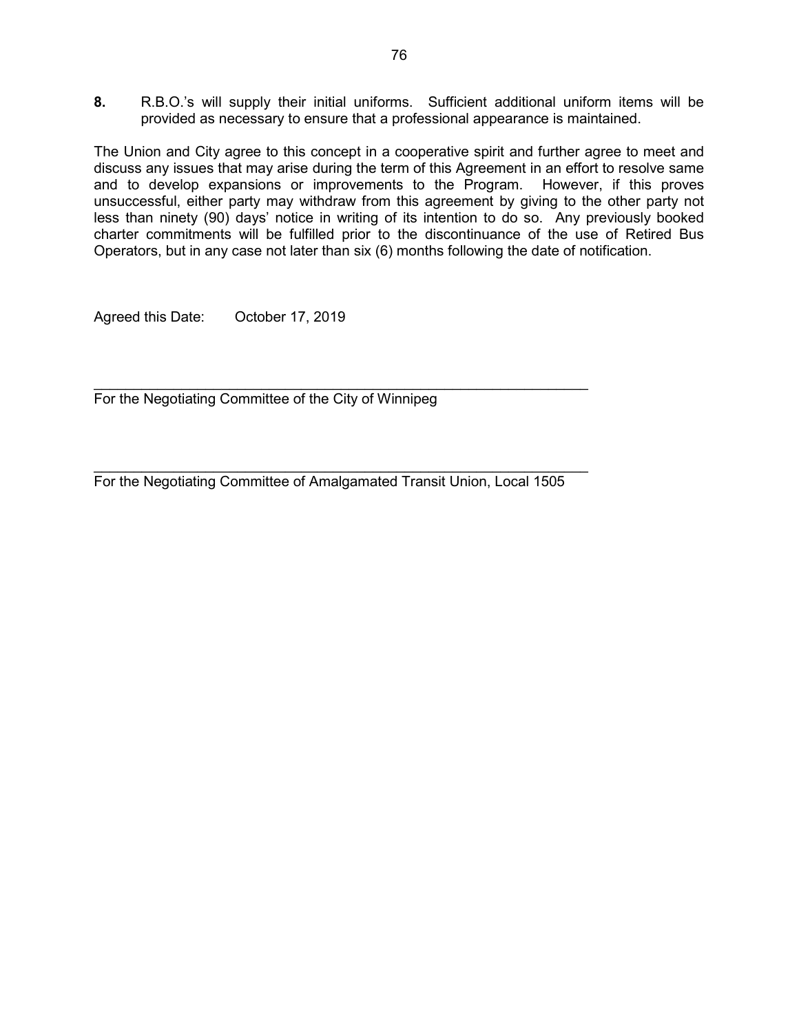**8.** R.B.O.'s will supply their initial uniforms. Sufficient additional uniform items will be provided as necessary to ensure that a professional appearance is maintained.

The Union and City agree to this concept in a cooperative spirit and further agree to meet and discuss any issues that may arise during the term of this Agreement in an effort to resolve same and to develop expansions or improvements to the Program. However, if this proves unsuccessful, either party may withdraw from this agreement by giving to the other party not less than ninety (90) days' notice in writing of its intention to do so. Any previously booked charter commitments will be fulfilled prior to the discontinuance of the use of Retired Bus Operators, but in any case not later than six (6) months following the date of notification.

Agreed this Date: October 17, 2019

\_\_\_\_\_\_\_\_\_\_\_\_\_\_\_\_\_\_\_\_\_\_\_\_\_\_\_\_\_\_\_\_\_\_\_\_\_\_\_\_\_\_\_\_\_\_\_\_\_\_\_\_\_\_\_\_\_\_\_\_
For the Negotiating Committee of the City of Winnipeg

\_\_\_\_\_\_\_\_\_\_\_\_\_\_\_\_\_\_\_\_\_\_\_\_\_\_\_\_\_\_\_\_\_\_\_\_\_\_\_\_\_\_\_\_\_\_\_\_\_\_\_\_\_\_\_\_\_\_\_\_
For the Negotiating Committee of Amalgamated Transit Union, Local 1505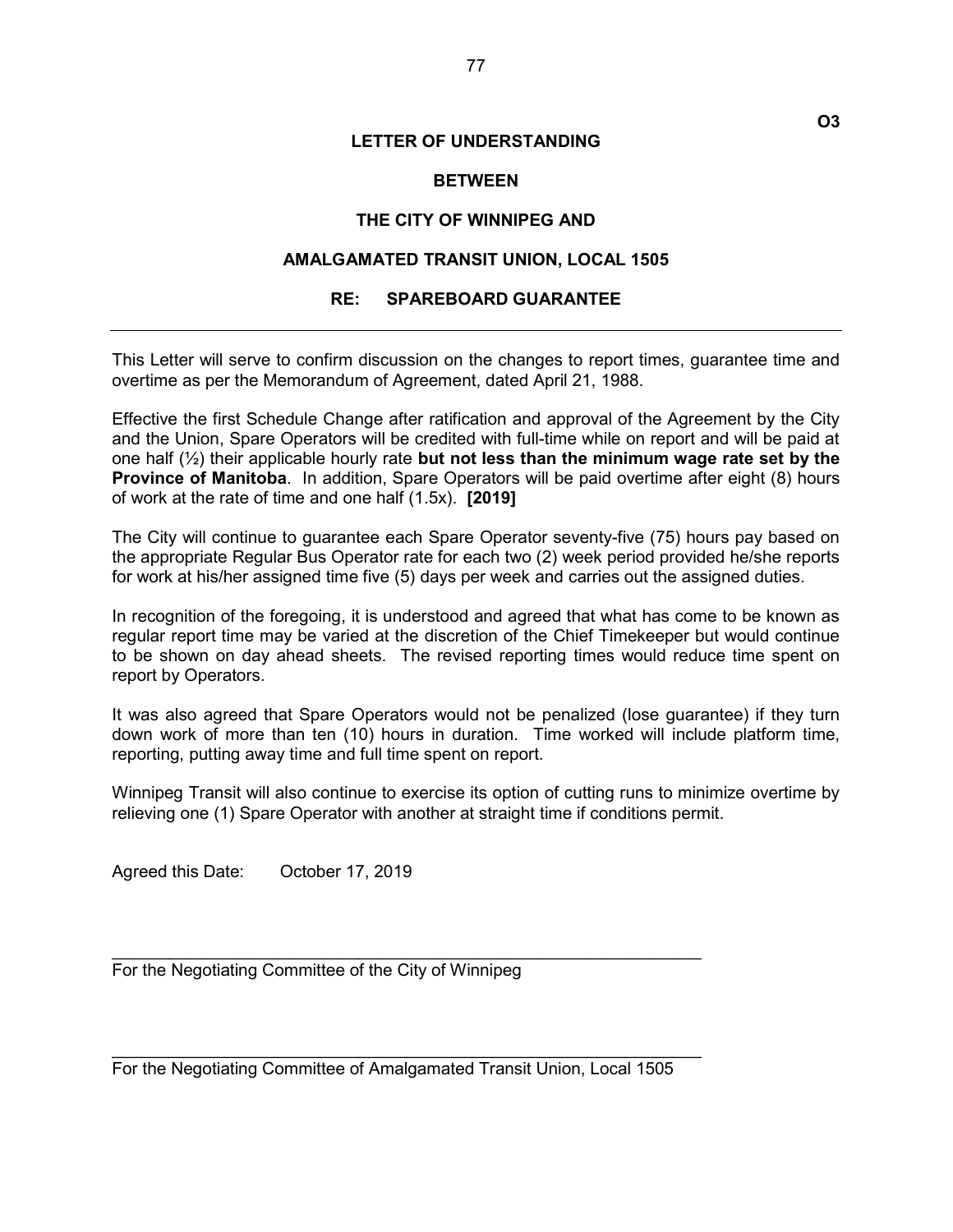O3

# LETTER OF UNDERSTANDING

## BETWEEN

## THE CITY OF WINNIPEG AND

## AMALGAMATED TRANSIT UNION, LOCAL 1505

## RE: SPAREBOARD GUARANTEE

---

This Letter will serve to confirm discussion on the changes to report times, guarantee time and overtime as per the Memorandum of Agreement, dated April 21, 1988.

Effective the first Schedule Change after ratification and approval of the Agreement by the City and the Union, Spare Operators will be credited with full-time while on report and will be paid at one half (½) their applicable hourly rate **but not less than the minimum wage rate set by the Province of Manitoba**. In addition, Spare Operators will be paid overtime after eight (8) hours of work at the rate of time and one half (1.5x). **[2019]**

The City will continue to guarantee each Spare Operator seventy-five (75) hours pay based on the appropriate Regular Bus Operator rate for each two (2) week period provided he/she reports for work at his/her assigned time five (5) days per week and carries out the assigned duties.

In recognition of the foregoing, it is understood and agreed that what has come to be known as regular report time may be varied at the discretion of the Chief Timekeeper but would continue to be shown on day ahead sheets. The revised reporting times would reduce time spent on report by Operators.

It was also agreed that Spare Operators would not be penalized (lose guarantee) if they turn down work of more than ten (10) hours in duration. Time worked will include platform time, reporting, putting away time and full time spent on report.

Winnipeg Transit will also continue to exercise its option of cutting runs to minimize overtime by relieving one (1) Spare Operator with another at straight time if conditions permit.

Agreed this Date: October 17, 2019

______________________________________________

For the Negotiating Committee of the City of Winnipeg

______________________________________________

For the Negotiating Committee of Amalgamated Transit Union, Local 1505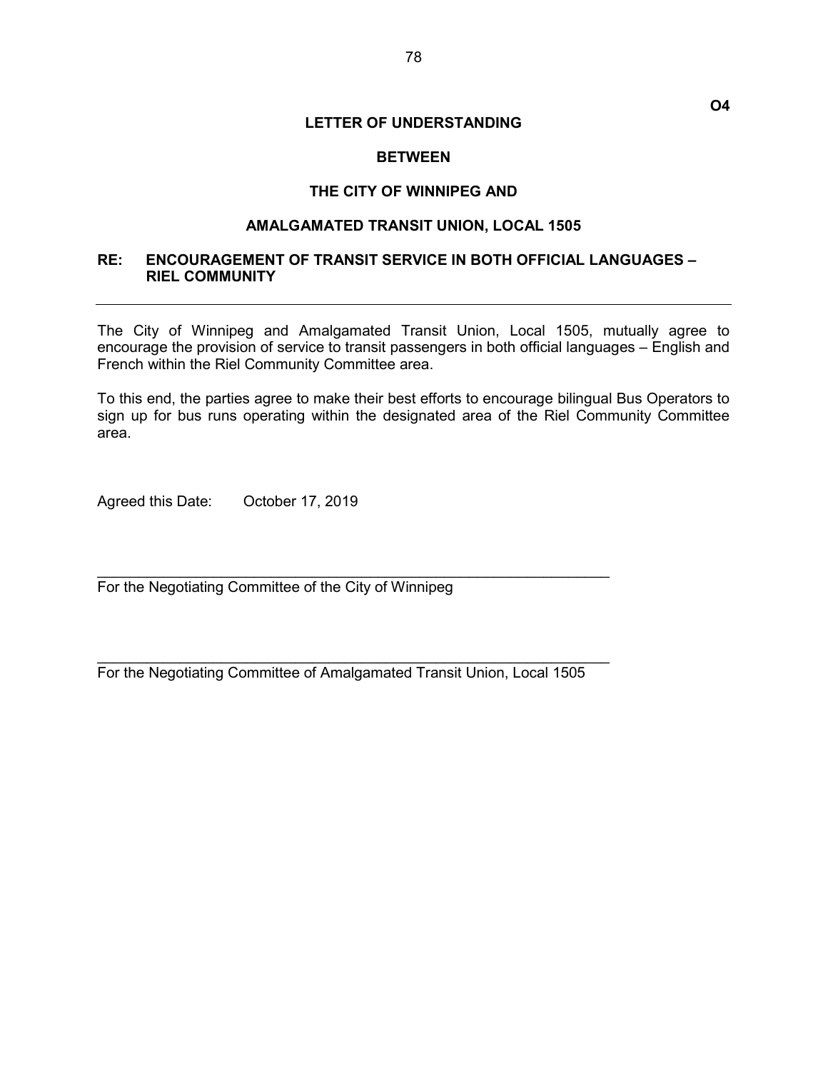**O4**

**LETTER OF UNDERSTANDING**

**BETWEEN**

**THE CITY OF WINNIPEG AND**

**AMALGAMATED TRANSIT UNION, LOCAL 1505**

**RE: ENCOURAGEMENT OF TRANSIT SERVICE IN BOTH OFFICIAL LANGUAGES – RIEL COMMUNITY**

---

The City of Winnipeg and Amalgamated Transit Union, Local 1505, mutually agree to encourage the provision of service to transit passengers in both official languages – English and French within the Riel Community Committee area.

To this end, the parties agree to make their best efforts to encourage bilingual Bus Operators to sign up for bus runs operating within the designated area of the Riel Community Committee area.

Agreed this Date: October 17, 2019

\_\_\_\_\_\_\_\_\_\_\_\_\_\_\_\_\_\_\_\_\_\_\_\_\_\_\_\_\_\_\_\_\_\_\_\_\_\_\_\_\_\_\_\_\_\_\_\_\_\_\_\_\_\_\_\_\_\_\_\_
For the Negotiating Committee of the City of Winnipeg

\_\_\_\_\_\_\_\_\_\_\_\_\_\_\_\_\_\_\_\_\_\_\_\_\_\_\_\_\_\_\_\_\_\_\_\_\_\_\_\_\_\_\_\_\_\_\_\_\_\_\_\_\_\_\_\_\_\_\_\_
For the Negotiating Committee of Amalgamated Transit Union, Local 1505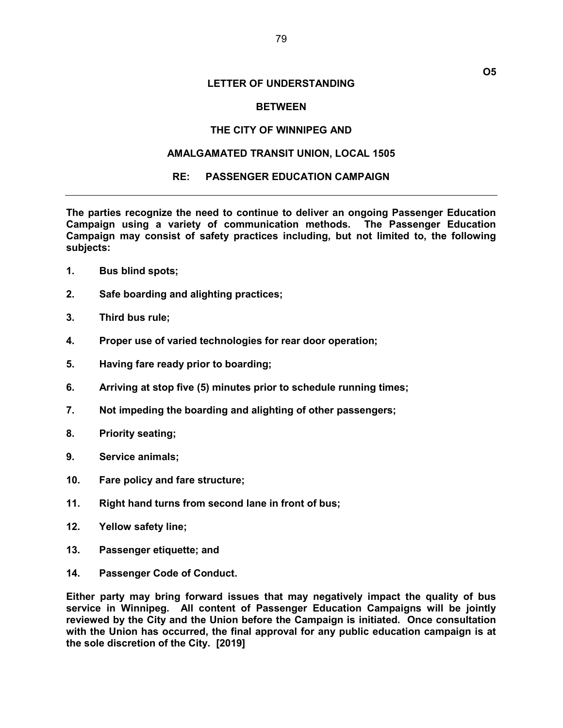**O5**

# LETTER OF UNDERSTANDING

**BETWEEN**

**THE CITY OF WINNIPEG AND**

**AMALGAMATED TRANSIT UNION, LOCAL 1505**

**RE: PASSENGER EDUCATION CAMPAIGN**

---

**The parties recognize the need to continue to deliver an ongoing Passenger Education Campaign using a variety of communication methods. The Passenger Education Campaign may consist of safety practices including, but not limited to, the following subjects:**

1. **Bus blind spots;**
2. **Safe boarding and alighting practices;**
3. **Third bus rule;**
4. **Proper use of varied technologies for rear door operation;**
5. **Having fare ready prior to boarding;**
6. **Arriving at stop five (5) minutes prior to schedule running times;**
7. **Not impeding the boarding and alighting of other passengers;**
8. **Priority seating;**
9. **Service animals;**
10. **Fare policy and fare structure;**
11. **Right hand turns from second lane in front of bus;**
12. **Yellow safety line;**
13. **Passenger etiquette; and**
14. **Passenger Code of Conduct.**

**Either party may bring forward issues that may negatively impact the quality of bus service in Winnipeg. All content of Passenger Education Campaigns will be jointly reviewed by the City and the Union before the Campaign is initiated. Once consultation with the Union has occurred, the final approval for any public education campaign is at the sole discretion of the City. [2019]**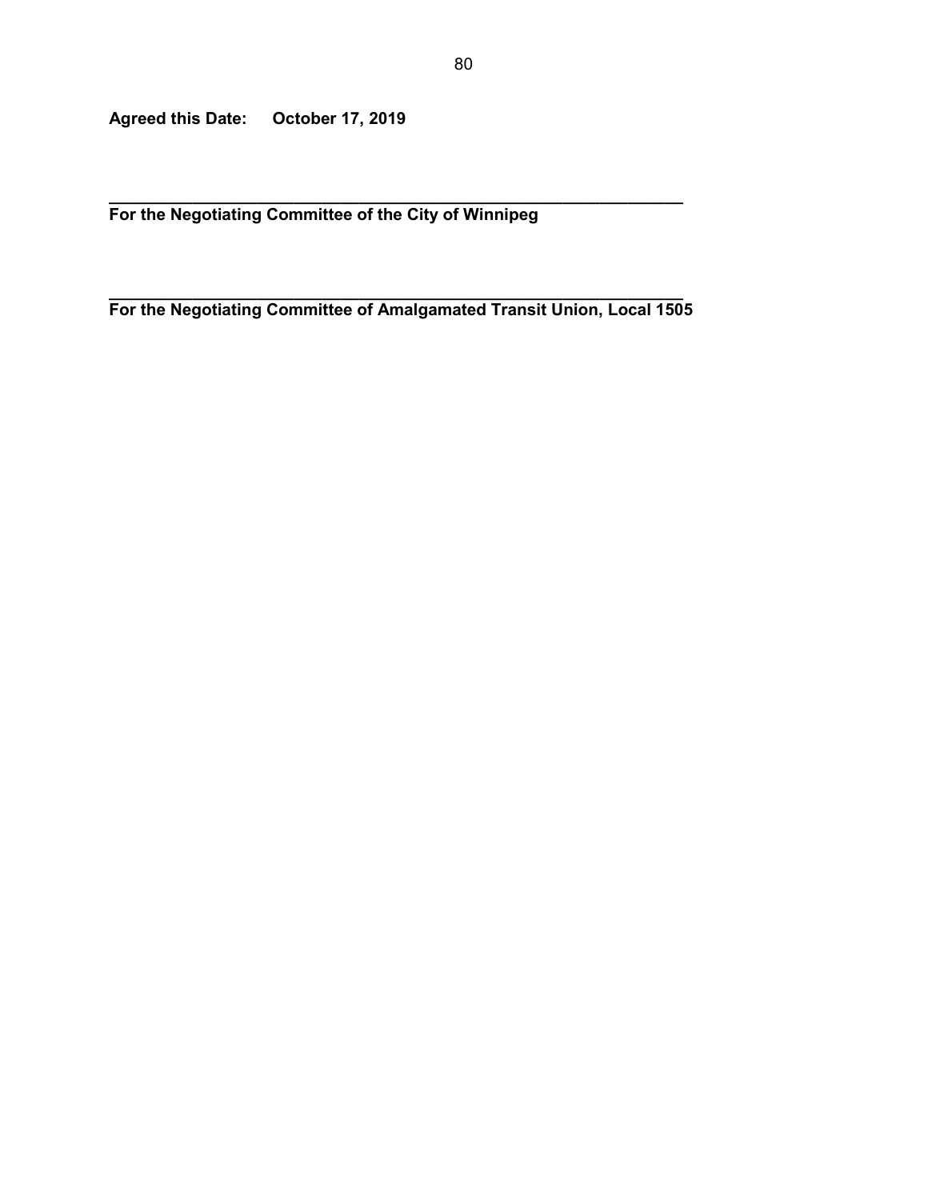**Agreed this Date:** **October 17, 2019**

______________________________________________________________
**For the Negotiating Committee of the City of Winnipeg**

______________________________________________________________
**For the Negotiating Committee of Amalgamated Transit Union, Local 1505**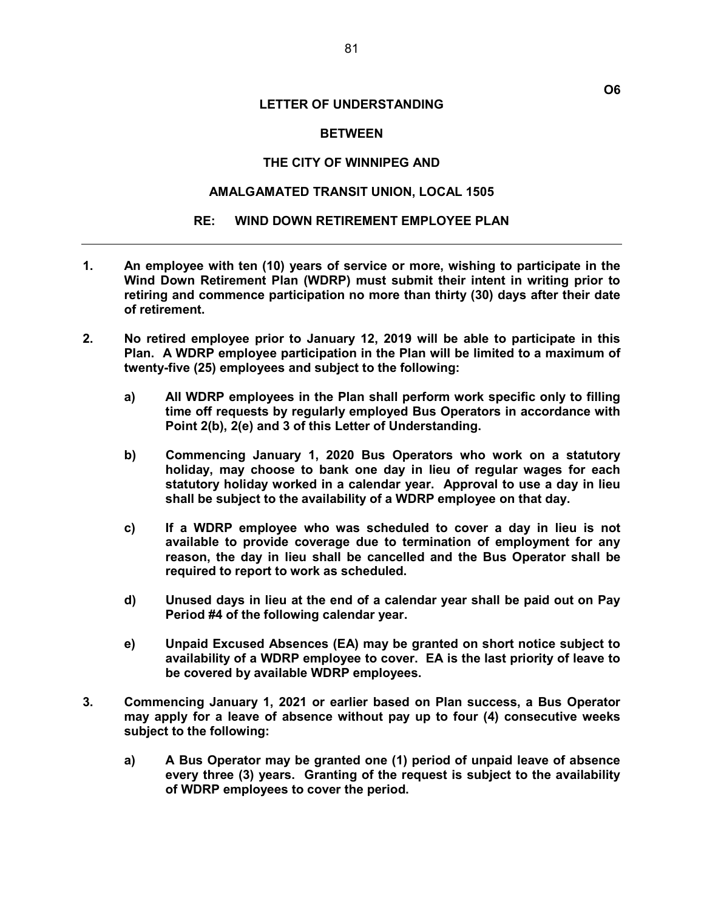**O6**

**LETTER OF UNDERSTANDING**

**BETWEEN**

**THE CITY OF WINNIPEG AND**

**AMALGAMATED TRANSIT UNION, LOCAL 1505**

**RE: WIND DOWN RETIREMENT EMPLOYEE PLAN**

---

**1. An employee with ten (10) years of service or more, wishing to participate in the Wind Down Retirement Plan (WDRP) must submit their intent in writing prior to retiring and commence participation no more than thirty (30) days after their date of retirement.**

**2. No retired employee prior to January 12, 2019 will be able to participate in this Plan. A WDRP employee participation in the Plan will be limited to a maximum of twenty-five (25) employees and subject to the following:**

**a) All WDRP employees in the Plan shall perform work specific only to filling time off requests by regularly employed Bus Operators in accordance with Point 2(b), 2(e) and 3 of this Letter of Understanding.**

**b) Commencing January 1, 2020 Bus Operators who work on a statutory holiday, may choose to bank one day in lieu of regular wages for each statutory holiday worked in a calendar year. Approval to use a day in lieu shall be subject to the availability of a WDRP employee on that day.**

**c) If a WDRP employee who was scheduled to cover a day in lieu is not available to provide coverage due to termination of employment for any reason, the day in lieu shall be cancelled and the Bus Operator shall be required to report to work as scheduled.**

**d) Unused days in lieu at the end of a calendar year shall be paid out on Pay Period #4 of the following calendar year.**

**e) Unpaid Excused Absences (EA) may be granted on short notice subject to availability of a WDRP employee to cover. EA is the last priority of leave to be covered by available WDRP employees.**

**3. Commencing January 1, 2021 or earlier based on Plan success, a Bus Operator may apply for a leave of absence without pay up to four (4) consecutive weeks subject to the following:**

**a) A Bus Operator may be granted one (1) period of unpaid leave of absence every three (3) years. Granting of the request is subject to the availability of WDRP employees to cover the period.**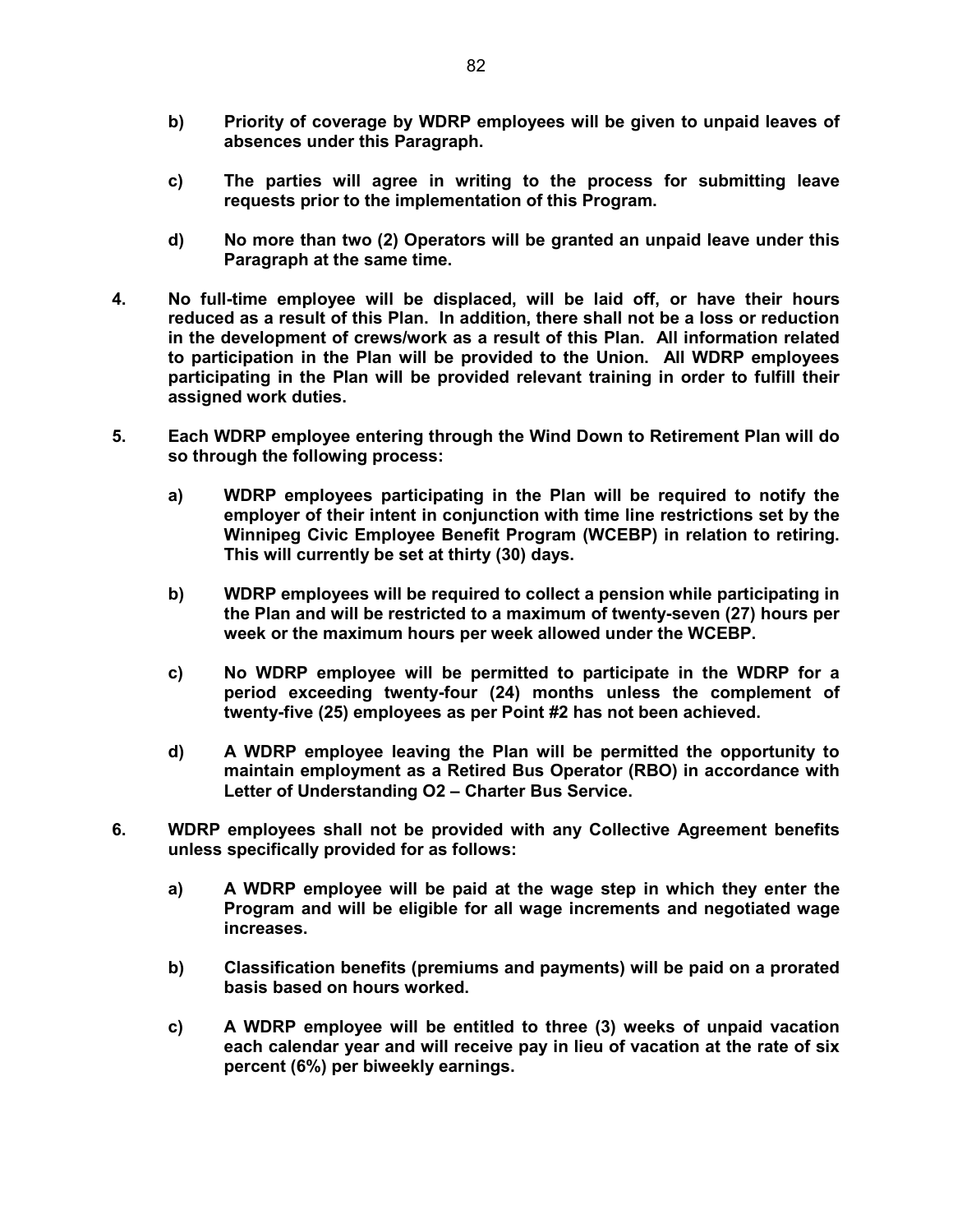**b) Priority of coverage by WDRP employees will be given to unpaid leaves of absences under this Paragraph.**

**c) The parties will agree in writing to the process for submitting leave requests prior to the implementation of this Program.**

**d) No more than two (2) Operators will be granted an unpaid leave under this Paragraph at the same time.**

**4. No full-time employee will be displaced, will be laid off, or have their hours reduced as a result of this Plan. In addition, there shall not be a loss or reduction in the development of crews/work as a result of this Plan. All information related to participation in the Plan will be provided to the Union. All WDRP employees participating in the Plan will be provided relevant training in order to fulfill their assigned work duties.**

**5. Each WDRP employee entering through the Wind Down to Retirement Plan will do so through the following process:**

**a) WDRP employees participating in the Plan will be required to notify the employer of their intent in conjunction with time line restrictions set by the Winnipeg Civic Employee Benefit Program (WCEBP) in relation to retiring. This will currently be set at thirty (30) days.**

**b) WDRP employees will be required to collect a pension while participating in the Plan and will be restricted to a maximum of twenty-seven (27) hours per week or the maximum hours per week allowed under the WCEBP.**

**c) No WDRP employee will be permitted to participate in the WDRP for a period exceeding twenty-four (24) months unless the complement of twenty-five (25) employees as per Point #2 has not been achieved.**

**d) A WDRP employee leaving the Plan will be permitted the opportunity to maintain employment as a Retired Bus Operator (RBO) in accordance with Letter of Understanding O2 – Charter Bus Service.**

**6. WDRP employees shall not be provided with any Collective Agreement benefits unless specifically provided for as follows:**

**a) A WDRP employee will be paid at the wage step in which they enter the Program and will be eligible for all wage increments and negotiated wage increases.**

**b) Classification benefits (premiums and payments) will be paid on a prorated basis based on hours worked.**

**c) A WDRP employee will be entitled to three (3) weeks of unpaid vacation each calendar year and will receive pay in lieu of vacation at the rate of six percent (6%) per biweekly earnings.**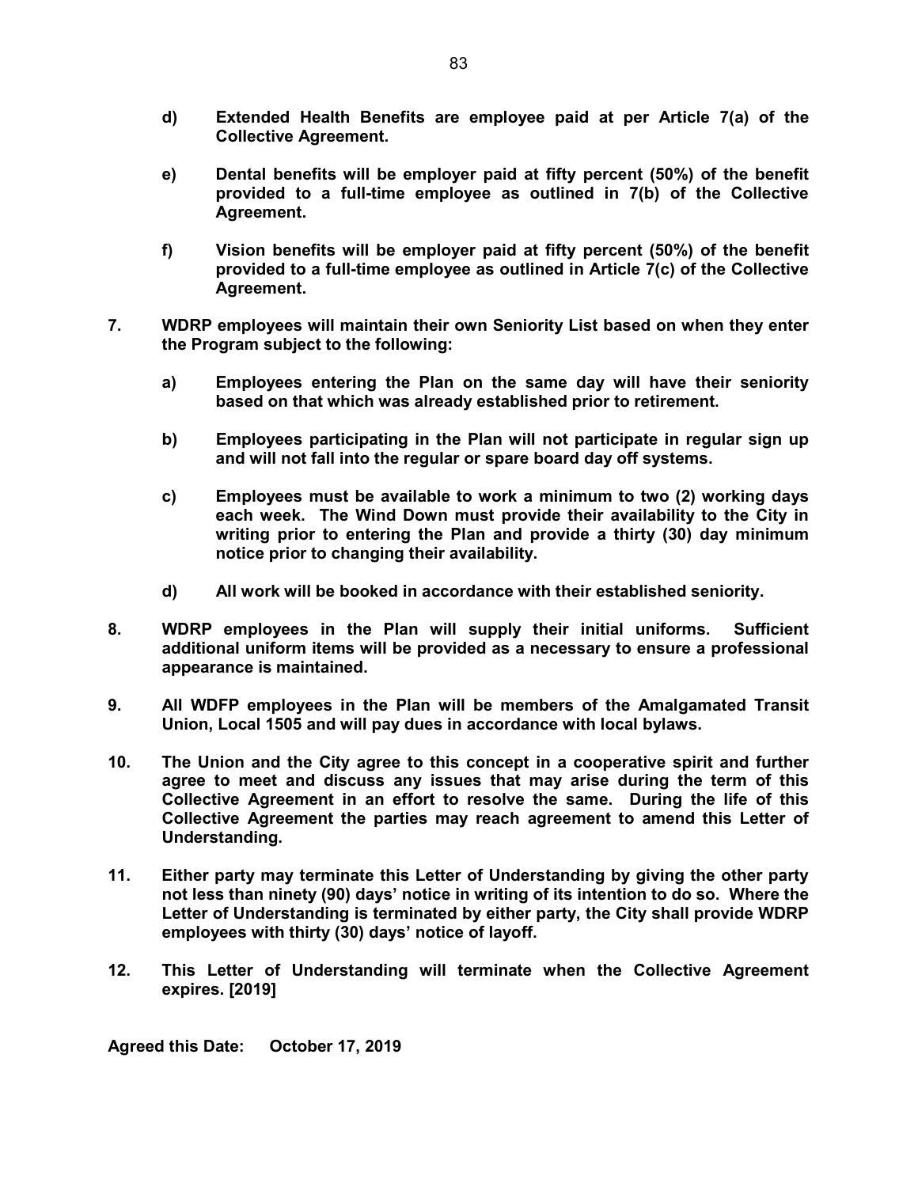**d) Extended Health Benefits are employee paid at per Article 7(a) of the Collective Agreement.**

**e) Dental benefits will be employer paid at fifty percent (50%) of the benefit provided to a full-time employee as outlined in 7(b) of the Collective Agreement.**

**f) Vision benefits will be employer paid at fifty percent (50%) of the benefit provided to a full-time employee as outlined in Article 7(c) of the Collective Agreement.**

**7. WDRP employees will maintain their own Seniority List based on when they enter the Program subject to the following:**

**a) Employees entering the Plan on the same day will have their seniority based on that which was already established prior to retirement.**

**b) Employees participating in the Plan will not participate in regular sign up and will not fall into the regular or spare board day off systems.**

**c) Employees must be available to work a minimum to two (2) working days each week. The Wind Down must provide their availability to the City in writing prior to entering the Plan and provide a thirty (30) day minimum notice prior to changing their availability.**

**d) All work will be booked in accordance with their established seniority.**

**8. WDRP employees in the Plan will supply their initial uniforms. Sufficient additional uniform items will be provided as a necessary to ensure a professional appearance is maintained.**

**9. All WDFP employees in the Plan will be members of the Amalgamated Transit Union, Local 1505 and will pay dues in accordance with local bylaws.**

**10. The Union and the City agree to this concept in a cooperative spirit and further agree to meet and discuss any issues that may arise during the term of this Collective Agreement in an effort to resolve the same. During the life of this Collective Agreement the parties may reach agreement to amend this Letter of Understanding.**

**11. Either party may terminate this Letter of Understanding by giving the other party not less than ninety (90) days' notice in writing of its intention to do so. Where the Letter of Understanding is terminated by either party, the City shall provide WDRP employees with thirty (30) days' notice of layoff.**

**12. This Letter of Understanding will terminate when the Collective Agreement expires. [2019]**

**Agreed this Date: October 17, 2019**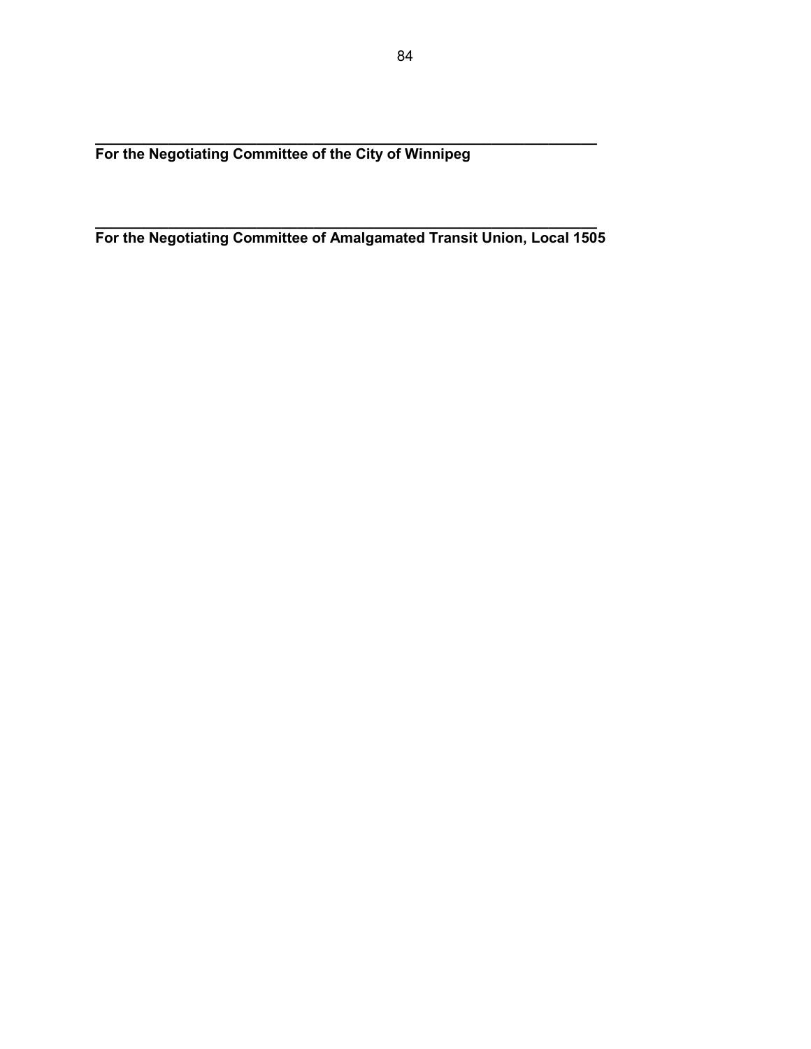\_\_\_\_\_\_\_\_\_\_\_\_\_\_\_\_\_\_\_\_\_\_\_\_\_\_\_\_\_\_\_\_\_\_\_\_\_\_\_\_\_\_\_\_\_\_\_\_\_\_\_\_\_\_\_\_\_\_\_\_\_\_\_

**For the Negotiating Committee of the City of Winnipeg**

\_\_\_\_\_\_\_\_\_\_\_\_\_\_\_\_\_\_\_\_\_\_\_\_\_\_\_\_\_\_\_\_\_\_\_\_\_\_\_\_\_\_\_\_\_\_\_\_\_\_\_\_\_\_\_\_\_\_\_\_\_\_\_

**For the Negotiating Committee of Amalgamated Transit Union, Local 1505**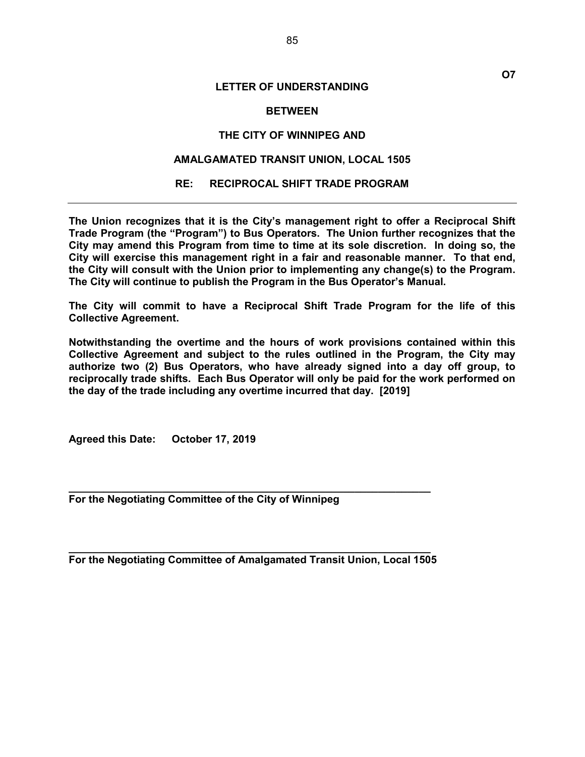**O7**

# LETTER OF UNDERSTANDING

## BETWEEN

## THE CITY OF WINNIPEG AND

## AMALGAMATED TRANSIT UNION, LOCAL 1505

## RE: RECIPROCAL SHIFT TRADE PROGRAM

---

**The Union recognizes that it is the City's management right to offer a Reciprocal Shift Trade Program (the "Program") to Bus Operators. The Union further recognizes that the City may amend this Program from time to time at its sole discretion. In doing so, the City will exercise this management right in a fair and reasonable manner. To that end, the City will consult with the Union prior to implementing any change(s) to the Program. The City will continue to publish the Program in the Bus Operator's Manual.**

**The City will commit to have a Reciprocal Shift Trade Program for the life of this Collective Agreement.**

**Notwithstanding the overtime and the hours of work provisions contained within this Collective Agreement and subject to the rules outlined in the Program, the City may authorize two (2) Bus Operators, who have already signed into a day off group, to reciprocally trade shifts. Each Bus Operator will only be paid for the work performed on the day of the trade including any overtime incurred that day. [2019]**

**Agreed this Date: October 17, 2019**

\_\_\_\_\_\_\_\_\_\_\_\_\_\_\_\_\_\_\_\_\_\_\_\_\_\_\_\_\_\_\_\_\_\_\_\_\_\_\_\_\_\_\_\_\_\_\_\_\_\_\_\_\_\_\_\_\_\_\_\_
**For the Negotiating Committee of the City of Winnipeg**

\_\_\_\_\_\_\_\_\_\_\_\_\_\_\_\_\_\_\_\_\_\_\_\_\_\_\_\_\_\_\_\_\_\_\_\_\_\_\_\_\_\_\_\_\_\_\_\_\_\_\_\_\_\_\_\_\_\_\_\_
**For the Negotiating Committee of Amalgamated Transit Union, Local 1505**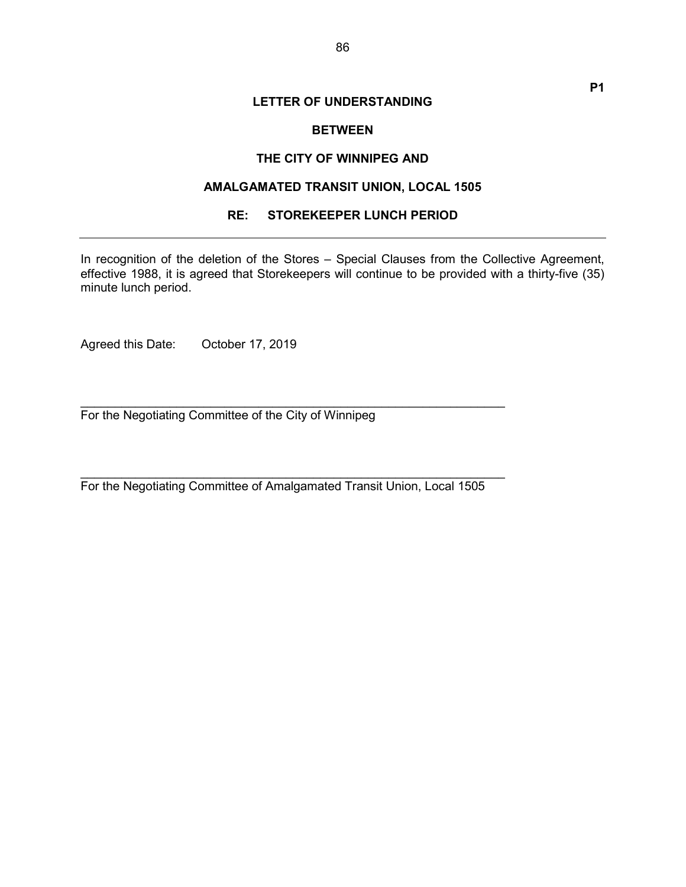**P1**

# LETTER OF UNDERSTANDING

## BETWEEN

## THE CITY OF WINNIPEG AND

## AMALGAMATED TRANSIT UNION, LOCAL 1505

## RE: STOREKEEPER LUNCH PERIOD

---

In recognition of the deletion of the Stores – Special Clauses from the Collective Agreement, effective 1988, it is agreed that Storekeepers will continue to be provided with a thirty-five (35) minute lunch period.

Agreed this Date: October 17, 2019

\_\_\_\_\_\_\_\_\_\_\_\_\_\_\_\_\_\_\_\_\_\_\_\_\_\_\_\_\_\_\_\_\_\_\_\_\_\_\_\_\_\_\_\_\_\_\_\_\_\_\_\_\_\_\_\_\_\_\_\_\_\_\_\_
For the Negotiating Committee of the City of Winnipeg

\_\_\_\_\_\_\_\_\_\_\_\_\_\_\_\_\_\_\_\_\_\_\_\_\_\_\_\_\_\_\_\_\_\_\_\_\_\_\_\_\_\_\_\_\_\_\_\_\_\_\_\_\_\_\_\_\_\_\_\_\_\_\_\_
For the Negotiating Committee of Amalgamated Transit Union, Local 1505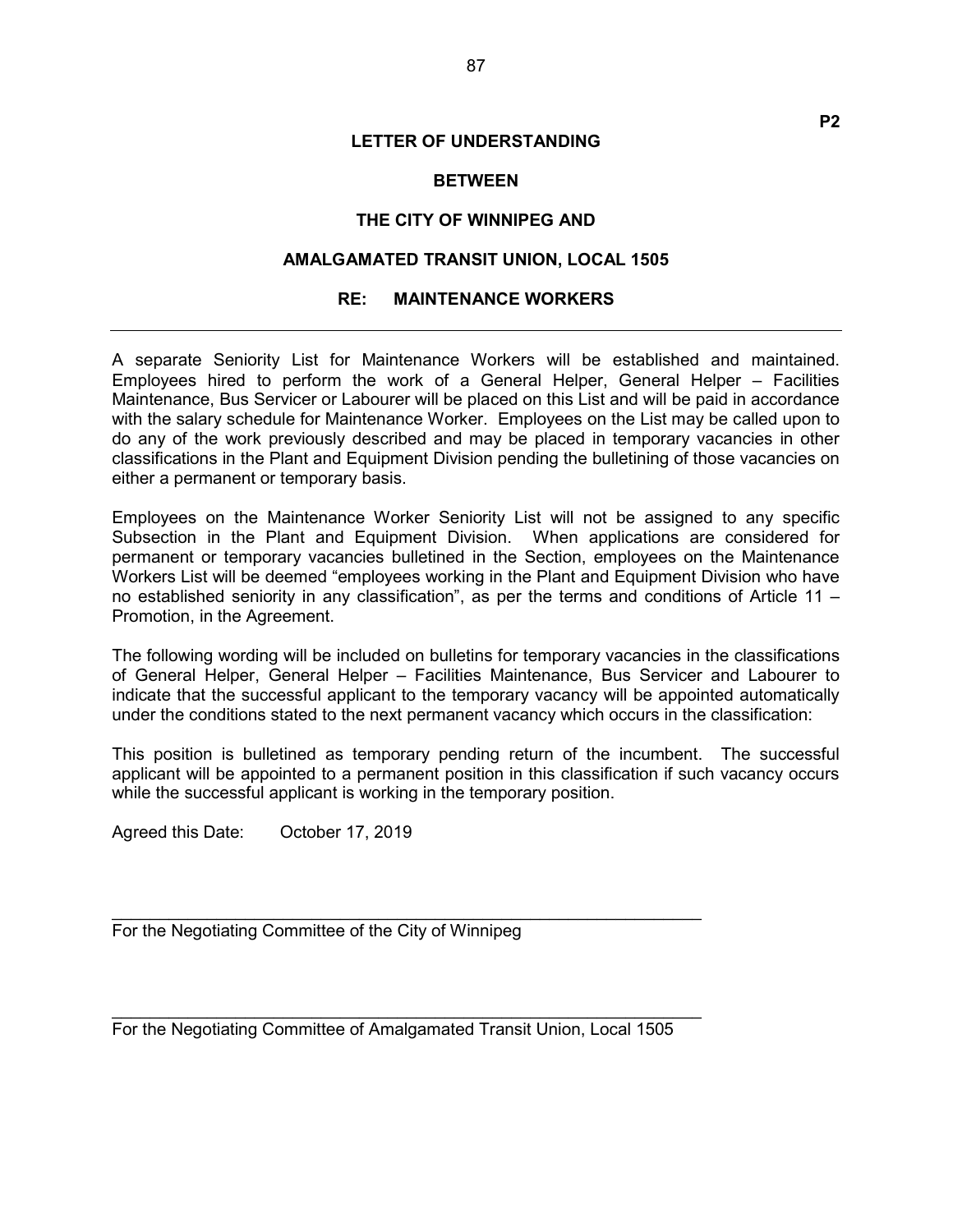P2

**LETTER OF UNDERSTANDING**

**BETWEEN**

**THE CITY OF WINNIPEG AND**

**AMALGAMATED TRANSIT UNION, LOCAL 1505**

**RE: MAINTENANCE WORKERS**

---

A separate Seniority List for Maintenance Workers will be established and maintained. Employees hired to perform the work of a General Helper, General Helper – Facilities Maintenance, Bus Servicer or Labourer will be placed on this List and will be paid in accordance with the salary schedule for Maintenance Worker. Employees on the List may be called upon to do any of the work previously described and may be placed in temporary vacancies in other classifications in the Plant and Equipment Division pending the bulletining of those vacancies on either a permanent or temporary basis.

Employees on the Maintenance Worker Seniority List will not be assigned to any specific Subsection in the Plant and Equipment Division. When applications are considered for permanent or temporary vacancies bulletined in the Section, employees on the Maintenance Workers List will be deemed "employees working in the Plant and Equipment Division who have no established seniority in any classification", as per the terms and conditions of Article 11 – Promotion, in the Agreement.

The following wording will be included on bulletins for temporary vacancies in the classifications of General Helper, General Helper – Facilities Maintenance, Bus Servicer and Labourer to indicate that the successful applicant to the temporary vacancy will be appointed automatically under the conditions stated to the next permanent vacancy which occurs in the classification:

This position is bulletined as temporary pending return of the incumbent. The successful applicant will be appointed to a permanent position in this classification if such vacancy occurs while the successful applicant is working in the temporary position.

Agreed this Date: October 17, 2019

\_\_\_\_\_\_\_\_\_\_\_\_\_\_\_\_\_\_\_\_\_\_\_\_\_\_\_\_\_\_\_\_\_\_\_\_\_\_\_\_\_\_\_\_\_\_\_\_\_\_\_\_\_\_\_\_\_\_\_\_\_\_
For the Negotiating Committee of the City of Winnipeg

\_\_\_\_\_\_\_\_\_\_\_\_\_\_\_\_\_\_\_\_\_\_\_\_\_\_\_\_\_\_\_\_\_\_\_\_\_\_\_\_\_\_\_\_\_\_\_\_\_\_\_\_\_\_\_\_\_\_\_\_\_\_
For the Negotiating Committee of Amalgamated Transit Union, Local 1505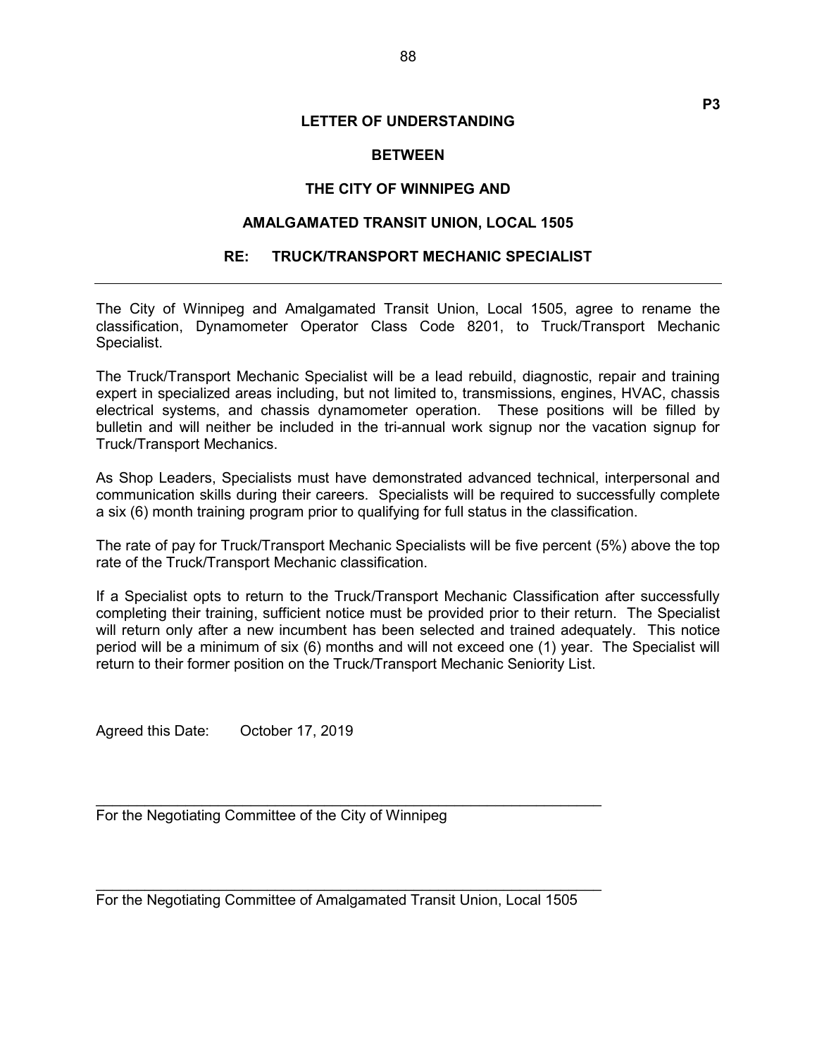P3

# LETTER OF UNDERSTANDING

## BETWEEN

## THE CITY OF WINNIPEG AND

## AMALGAMATED TRANSIT UNION, LOCAL 1505

## RE: TRUCK/TRANSPORT MECHANIC SPECIALIST

---

The City of Winnipeg and Amalgamated Transit Union, Local 1505, agree to rename the classification, Dynamometer Operator Class Code 8201, to Truck/Transport Mechanic Specialist.

The Truck/Transport Mechanic Specialist will be a lead rebuild, diagnostic, repair and training expert in specialized areas including, but not limited to, transmissions, engines, HVAC, chassis electrical systems, and chassis dynamometer operation. These positions will be filled by bulletin and will neither be included in the tri-annual work signup nor the vacation signup for Truck/Transport Mechanics.

As Shop Leaders, Specialists must have demonstrated advanced technical, interpersonal and communication skills during their careers. Specialists will be required to successfully complete a six (6) month training program prior to qualifying for full status in the classification.

The rate of pay for Truck/Transport Mechanic Specialists will be five percent (5%) above the top rate of the Truck/Transport Mechanic classification.

If a Specialist opts to return to the Truck/Transport Mechanic Classification after successfully completing their training, sufficient notice must be provided prior to their return. The Specialist will return only after a new incumbent has been selected and trained adequately. This notice period will be a minimum of six (6) months and will not exceed one (1) year. The Specialist will return to their former position on the Truck/Transport Mechanic Seniority List.

Agreed this Date: October 17, 2019

\_\_\_\_\_\_\_\_\_\_\_\_\_\_\_\_\_\_\_\_\_\_\_\_\_\_\_\_\_\_\_\_\_\_\_\_\_\_\_\_\_\_\_\_\_\_\_\_\_\_\_\_\_\_\_\_\_\_\_\_

For the Negotiating Committee of the City of Winnipeg

\_\_\_\_\_\_\_\_\_\_\_\_\_\_\_\_\_\_\_\_\_\_\_\_\_\_\_\_\_\_\_\_\_\_\_\_\_\_\_\_\_\_\_\_\_\_\_\_\_\_\_\_\_\_\_\_\_\_\_\_

For the Negotiating Committee of Amalgamated Transit Union, Local 1505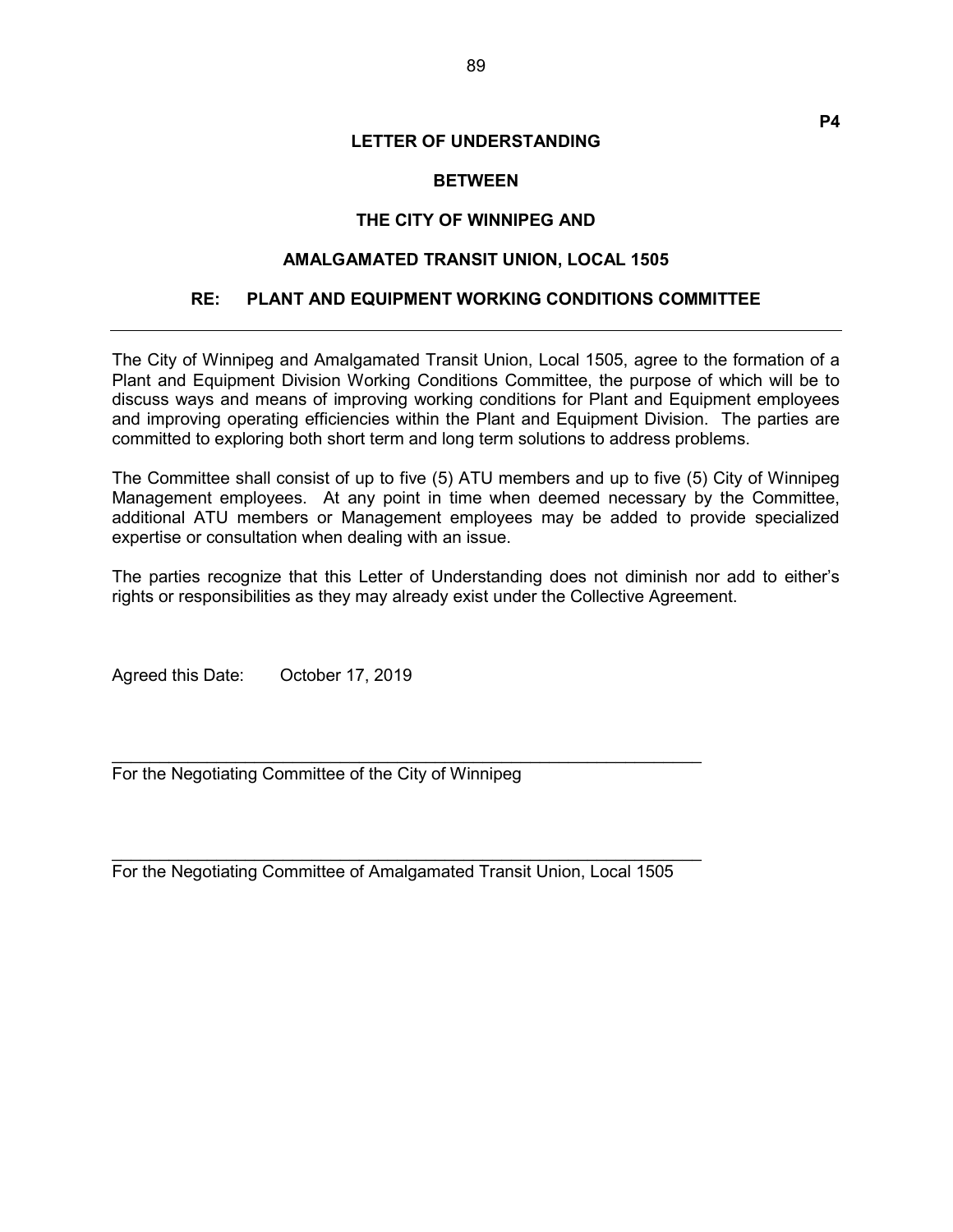**P4**

**LETTER OF UNDERSTANDING**

**BETWEEN**

**THE CITY OF WINNIPEG AND**

**AMALGAMATED TRANSIT UNION, LOCAL 1505**

**RE: PLANT AND EQUIPMENT WORKING CONDITIONS COMMITTEE**

---

The City of Winnipeg and Amalgamated Transit Union, Local 1505, agree to the formation of a Plant and Equipment Division Working Conditions Committee, the purpose of which will be to discuss ways and means of improving working conditions for Plant and Equipment employees and improving operating efficiencies within the Plant and Equipment Division. The parties are committed to exploring both short term and long term solutions to address problems.

The Committee shall consist of up to five (5) ATU members and up to five (5) City of Winnipeg Management employees. At any point in time when deemed necessary by the Committee, additional ATU members or Management employees may be added to provide specialized expertise or consultation when dealing with an issue.

The parties recognize that this Letter of Understanding does not diminish nor add to either's rights or responsibilities as they may already exist under the Collective Agreement.

Agreed this Date: October 17, 2019

\_\_\_\_\_\_\_\_\_\_\_\_\_\_\_\_\_\_\_\_\_\_\_\_\_\_\_\_\_\_\_\_\_\_\_\_\_\_\_\_\_\_\_\_\_\_\_\_\_\_\_\_\_\_\_\_\_\_\_\_\_\_
For the Negotiating Committee of the City of Winnipeg

\_\_\_\_\_\_\_\_\_\_\_\_\_\_\_\_\_\_\_\_\_\_\_\_\_\_\_\_\_\_\_\_\_\_\_\_\_\_\_\_\_\_\_\_\_\_\_\_\_\_\_\_\_\_\_\_\_\_\_\_\_\_
For the Negotiating Committee of Amalgamated Transit Union, Local 1505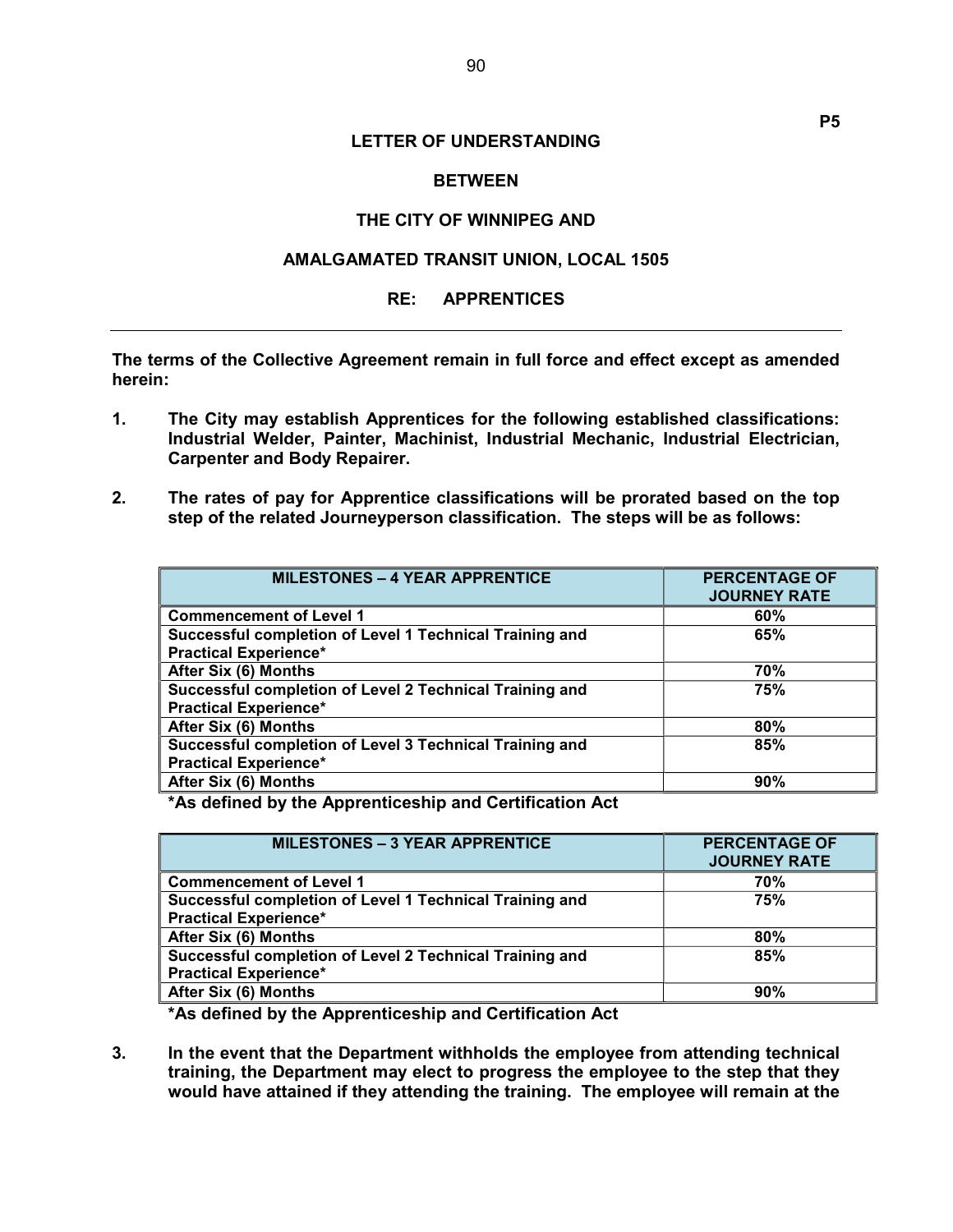**P5**

**LETTER OF UNDERSTANDING**

**BETWEEN**

**THE CITY OF WINNIPEG AND**

**AMALGAMATED TRANSIT UNION, LOCAL 1505**

**RE: APPRENTICES**

---

**The terms of the Collective Agreement remain in full force and effect except as amended herein:**

1. **The City may establish Apprentices for the following established classifications: Industrial Welder, Painter, Machinist, Industrial Mechanic, Industrial Electrician, Carpenter and Body Repairer.**

2. **The rates of pay for Apprentice classifications will be prorated based on the top step of the related Journeyperson classification. The steps will be as follows:**

| MILESTONES – 4 YEAR APPRENTICE | PERCENTAGE OF JOURNEY RATE |
|---|---|
| Commencement of Level 1 | 60% |
| Successful completion of Level 1 Technical Training and Practical Experience* | 65% |
| After Six (6) Months | 70% |
| Successful completion of Level 2 Technical Training and Practical Experience* | 75% |
| After Six (6) Months | 80% |
| Successful completion of Level 3 Technical Training and Practical Experience* | 85% |
| After Six (6) Months | 90% |

**\*As defined by the Apprenticeship and Certification Act**

| MILESTONES – 3 YEAR APPRENTICE | PERCENTAGE OF JOURNEY RATE |
|---|---|
| Commencement of Level 1 | 70% |
| Successful completion of Level 1 Technical Training and Practical Experience* | 75% |
| After Six (6) Months | 80% |
| Successful completion of Level 2 Technical Training and Practical Experience* | 85% |
| After Six (6) Months | 90% |

**\*As defined by the Apprenticeship and Certification Act**

3. **In the event that the Department withholds the employee from attending technical training, the Department may elect to progress the employee to the step that they would have attained if they attending the training. The employee will remain at the**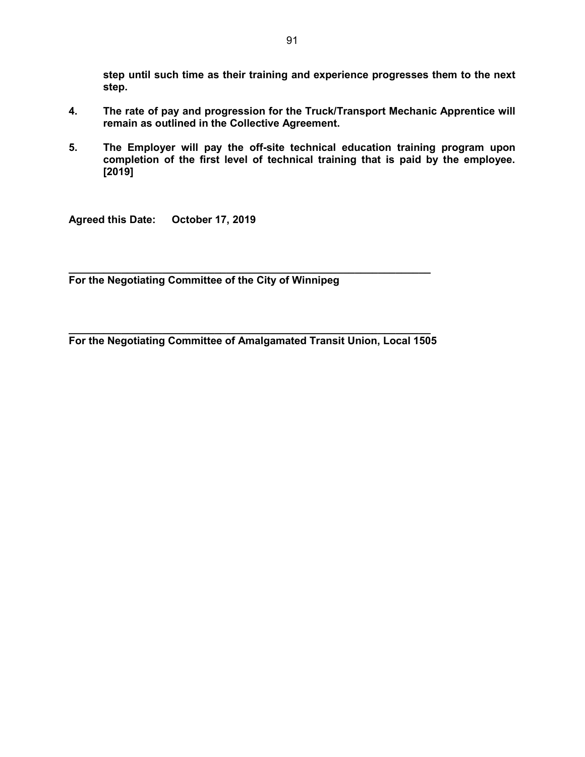**step until such time as their training and experience progresses them to the next step.**

**4. The rate of pay and progression for the Truck/Transport Mechanic Apprentice will remain as outlined in the Collective Agreement.**

**5. The Employer will pay the off-site technical education training program upon completion of the first level of technical training that is paid by the employee. [2019]**

**Agreed this Date: October 17, 2019**

**\_\_\_\_\_\_\_\_\_\_\_\_\_\_\_\_\_\_\_\_\_\_\_\_\_\_\_\_\_\_\_\_\_\_\_\_\_\_\_\_\_\_\_\_\_\_\_\_\_\_\_\_\_\_\_\_\_\_\_\_**
**For the Negotiating Committee of the City of Winnipeg**

**\_\_\_\_\_\_\_\_\_\_\_\_\_\_\_\_\_\_\_\_\_\_\_\_\_\_\_\_\_\_\_\_\_\_\_\_\_\_\_\_\_\_\_\_\_\_\_\_\_\_\_\_\_\_\_\_\_\_\_\_**
**For the Negotiating Committee of Amalgamated Transit Union, Local 1505**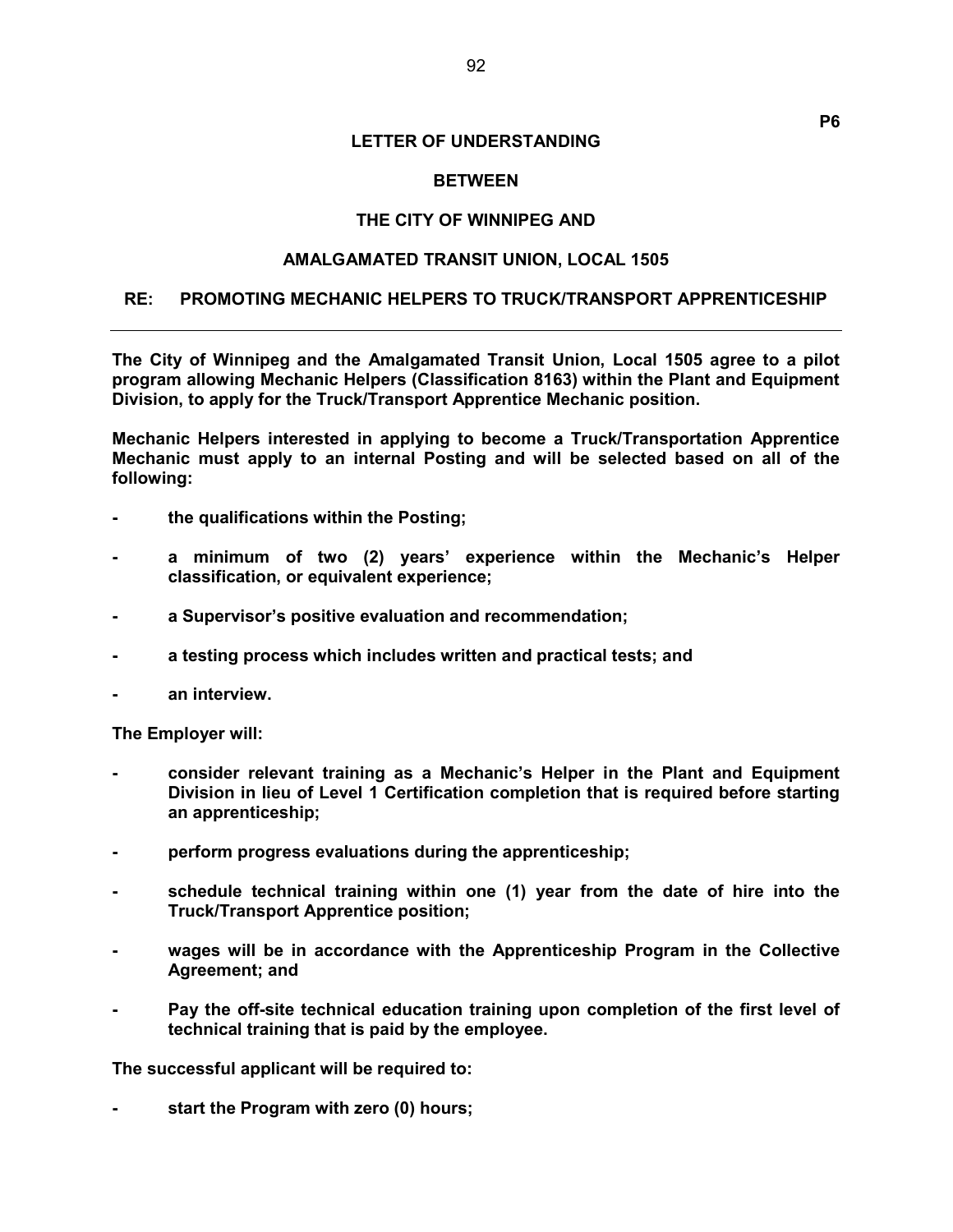P6

**LETTER OF UNDERSTANDING**

**BETWEEN**

**THE CITY OF WINNIPEG AND**

**AMALGAMATED TRANSIT UNION, LOCAL 1505**

**RE: PROMOTING MECHANIC HELPERS TO TRUCK/TRANSPORT APPRENTICESHIP**

---

**The City of Winnipeg and the Amalgamated Transit Union, Local 1505 agree to a pilot program allowing Mechanic Helpers (Classification 8163) within the Plant and Equipment Division, to apply for the Truck/Transport Apprentice Mechanic position.**

**Mechanic Helpers interested in applying to become a Truck/Transportation Apprentice Mechanic must apply to an internal Posting and will be selected based on all of the following:**

- **the qualifications within the Posting;**
- **a minimum of two (2) years' experience within the Mechanic's Helper classification, or equivalent experience;**
- **a Supervisor's positive evaluation and recommendation;**
- **a testing process which includes written and practical tests; and**
- **an interview.**

**The Employer will:**

- **consider relevant training as a Mechanic's Helper in the Plant and Equipment Division in lieu of Level 1 Certification completion that is required before starting an apprenticeship;**
- **perform progress evaluations during the apprenticeship;**
- **schedule technical training within one (1) year from the date of hire into the Truck/Transport Apprentice position;**
- **wages will be in accordance with the Apprenticeship Program in the Collective Agreement; and**
- **Pay the off-site technical education training upon completion of the first level of technical training that is paid by the employee.**

**The successful applicant will be required to:**

- **start the Program with zero (0) hours;**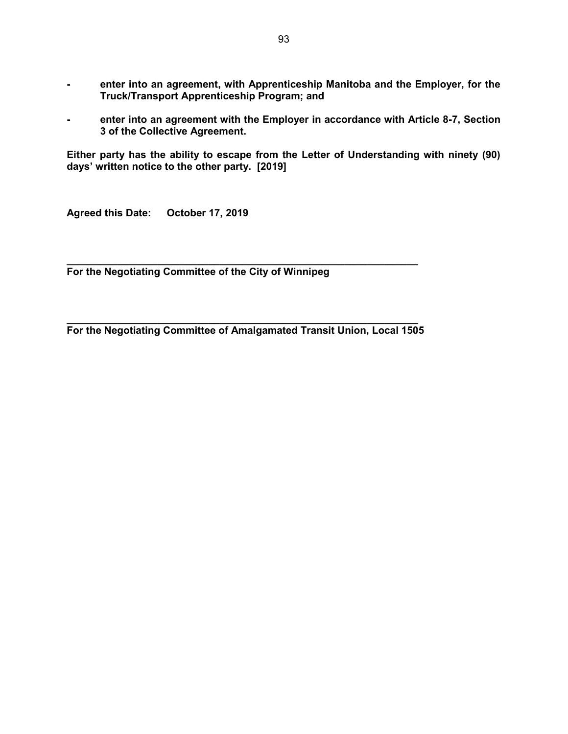- **enter into an agreement, with Apprenticeship Manitoba and the Employer, for the Truck/Transport Apprenticeship Program; and**
- **enter into an agreement with the Employer in accordance with Article 8-7, Section 3 of the Collective Agreement.**

**Either party has the ability to escape from the Letter of Understanding with ninety (90) days' written notice to the other party. [2019]**

**Agreed this Date: October 17, 2019**

**\_\_\_\_\_\_\_\_\_\_\_\_\_\_\_\_\_\_\_\_\_\_\_\_\_\_\_\_\_\_\_\_\_\_\_\_\_\_\_\_\_\_\_\_\_\_\_\_\_\_\_\_\_\_\_\_\_\_\_\_\_\_**
**For the Negotiating Committee of the City of Winnipeg**

**\_\_\_\_\_\_\_\_\_\_\_\_\_\_\_\_\_\_\_\_\_\_\_\_\_\_\_\_\_\_\_\_\_\_\_\_\_\_\_\_\_\_\_\_\_\_\_\_\_\_\_\_\_\_\_\_\_\_\_\_\_\_**
**For the Negotiating Committee of Amalgamated Transit Union, Local 1505**